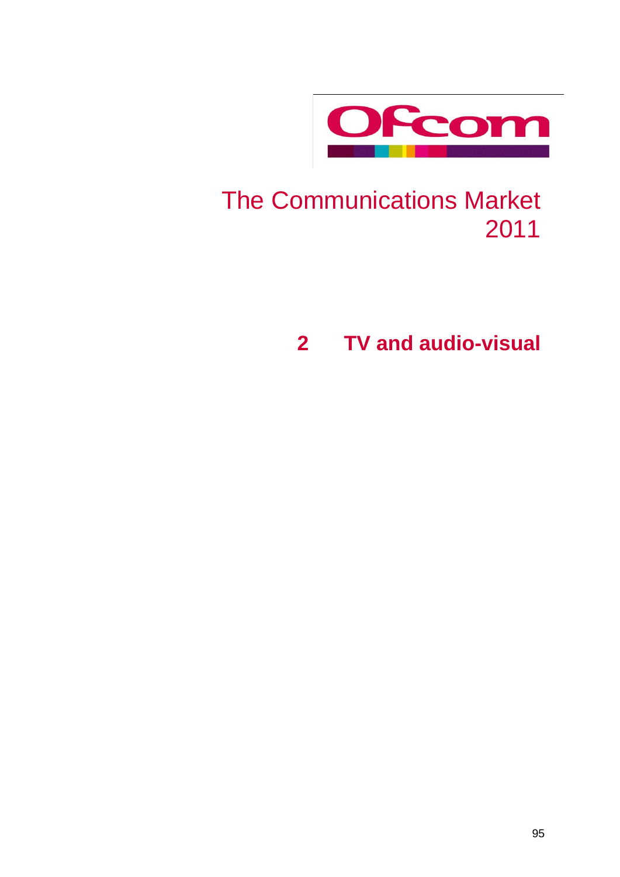Ofcom

# The Communications Market 2011

## 2 TV and audio-visual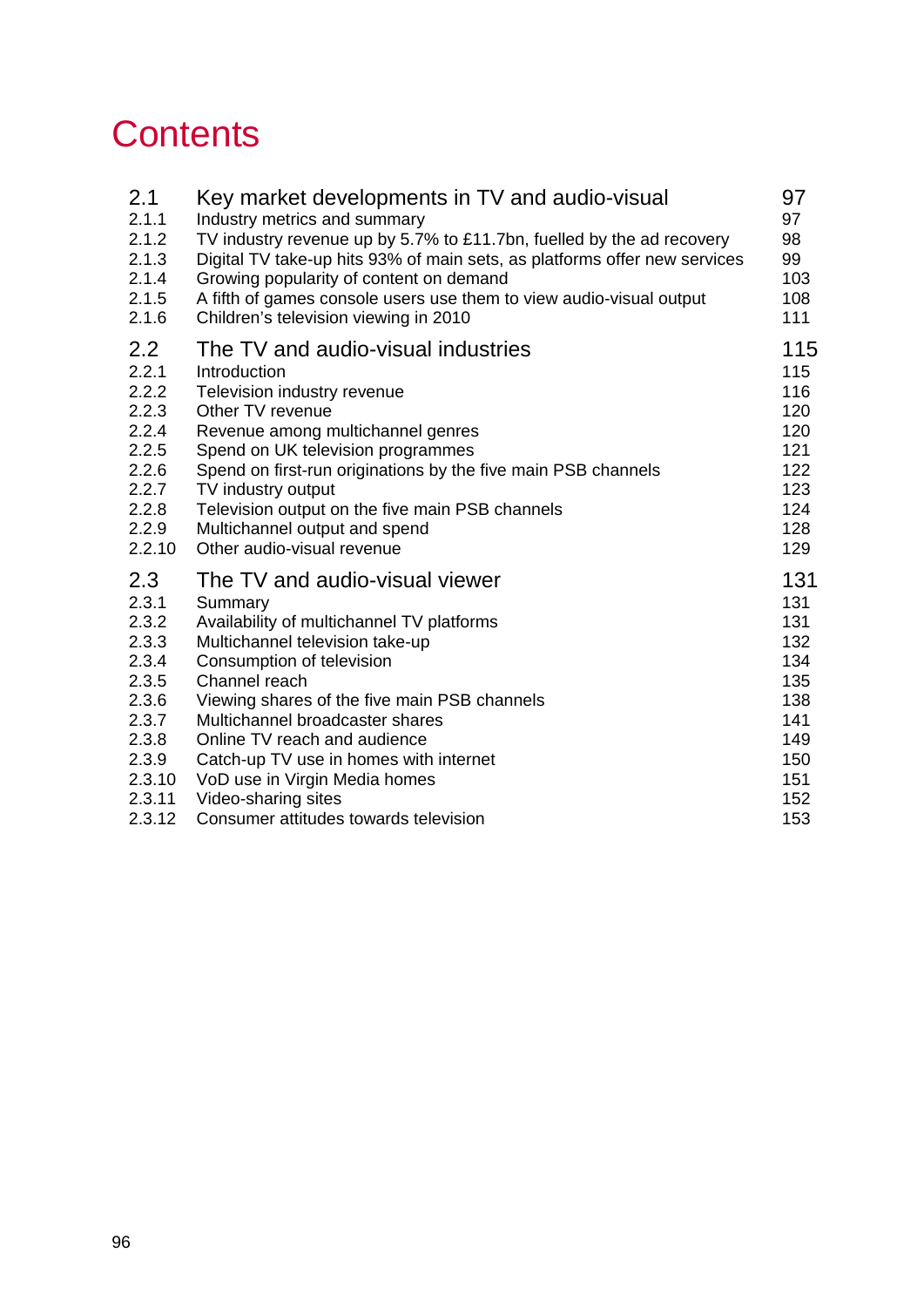# Contents

| | | |
|---|---|---|
| 2.1 | Key market developments in TV and audio-visual | 97 |
| 2.1.1 | Industry metrics and summary | 97 |
| 2.1.2 | TV industry revenue up by 5.7% to £11.7bn, fuelled by the ad recovery | 98 |
| 2.1.3 | Digital TV take-up hits 93% of main sets, as platforms offer new services | 99 |
| 2.1.4 | Growing popularity of content on demand | 103 |
| 2.1.5 | A fifth of games console users use them to view audio-visual output | 108 |
| 2.1.6 | Children's television viewing in 2010 | 111 |
| 2.2 | The TV and audio-visual industries | 115 |
| 2.2.1 | Introduction | 115 |
| 2.2.2 | Television industry revenue | 116 |
| 2.2.3 | Other TV revenue | 120 |
| 2.2.4 | Revenue among multichannel genres | 120 |
| 2.2.5 | Spend on UK television programmes | 121 |
| 2.2.6 | Spend on first-run originations by the five main PSB channels | 122 |
| 2.2.7 | TV industry output | 123 |
| 2.2.8 | Television output on the five main PSB channels | 124 |
| 2.2.9 | Multichannel output and spend | 128 |
| 2.2.10 | Other audio-visual revenue | 129 |
| 2.3 | The TV and audio-visual viewer | 131 |
| 2.3.1 | Summary | 131 |
| 2.3.2 | Availability of multichannel TV platforms | 131 |
| 2.3.3 | Multichannel television take-up | 132 |
| 2.3.4 | Consumption of television | 134 |
| 2.3.5 | Channel reach | 135 |
| 2.3.6 | Viewing shares of the five main PSB channels | 138 |
| 2.3.7 | Multichannel broadcaster shares | 141 |
| 2.3.8 | Online TV reach and audience | 149 |
| 2.3.9 | Catch-up TV use in homes with internet | 150 |
| 2.3.10 | VoD use in Virgin Media homes | 151 |
| 2.3.11 | Video-sharing sites | 152 |
| 2.3.12 | Consumer attitudes towards television | 153 |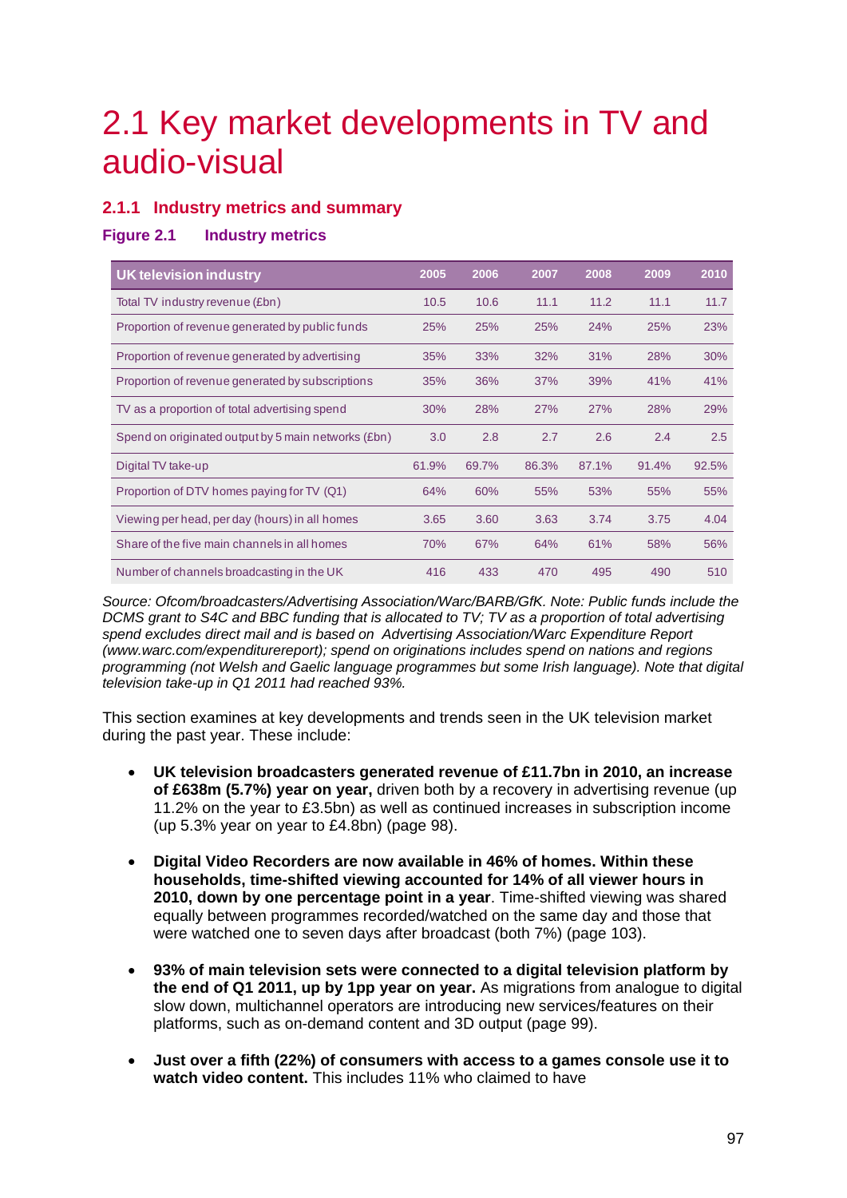# 2.1 Key market developments in TV and audio-visual

## 2.1.1 Industry metrics and summary

### Figure 2.1 Industry metrics

| UK television industry | 2005 | 2006 | 2007 | 2008 | 2009 | 2010 |
|---|---|---|---|---|---|---|
| Total TV industry revenue (£bn) | 10.5 | 10.6 | 11.1 | 11.2 | 11.1 | 11.7 |
| Proportion of revenue generated by public funds | 25% | 25% | 25% | 24% | 25% | 23% |
| Proportion of revenue generated by advertising | 35% | 33% | 32% | 31% | 28% | 30% |
| Proportion of revenue generated by subscriptions | 35% | 36% | 37% | 39% | 41% | 41% |
| TV as a proportion of total advertising spend | 30% | 28% | 27% | 27% | 28% | 29% |
| Spend on originated output by 5 main networks (£bn) | 3.0 | 2.8 | 2.7 | 2.6 | 2.4 | 2.5 |
| Digital TV take-up | 61.9% | 69.7% | 86.3% | 87.1% | 91.4% | 92.5% |
| Proportion of DTV homes paying for TV (Q1) | 64% | 60% | 55% | 53% | 55% | 55% |
| Viewing per head, per day (hours) in all homes | 3.65 | 3.60 | 3.63 | 3.74 | 3.75 | 4.04 |
| Share of the five main channels in all homes | 70% | 67% | 64% | 61% | 58% | 56% |
| Number of channels broadcasting in the UK | 416 | 433 | 470 | 495 | 490 | 510 |

*Source: Ofcom/broadcasters/Advertising Association/Warc/BARB/GfK. Note: Public funds include the DCMS grant to S4C and BBC funding that is allocated to TV; TV as a proportion of total advertising spend excludes direct mail and is based on Advertising Association/Warc Expenditure Report (www.warc.com/expenditurereport); spend on originations includes spend on nations and regions programming (not Welsh and Gaelic language programmes but some Irish language). Note that digital television take-up in Q1 2011 had reached 93%.*

This section examines at key developments and trends seen in the UK television market during the past year. These include:

- **UK television broadcasters generated revenue of £11.7bn in 2010, an increase of £638m (5.7%) year on year,** driven both by a recovery in advertising revenue (up 11.2% on the year to £3.5bn) as well as continued increases in subscription income (up 5.3% year on year to £4.8bn) (page 98).

- **Digital Video Recorders are now available in 46% of homes. Within these households, time-shifted viewing accounted for 14% of all viewer hours in 2010, down by one percentage point in a year**. Time-shifted viewing was shared equally between programmes recorded/watched on the same day and those that were watched one to seven days after broadcast (both 7%) (page 103).

- **93% of main television sets were connected to a digital television platform by the end of Q1 2011, up by 1pp year on year.** As migrations from analogue to digital slow down, multichannel operators are introducing new services/features on their platforms, such as on-demand content and 3D output (page 99).

- **Just over a fifth (22%) of consumers with access to a games console use it to watch video content.** This includes 11% who claimed to have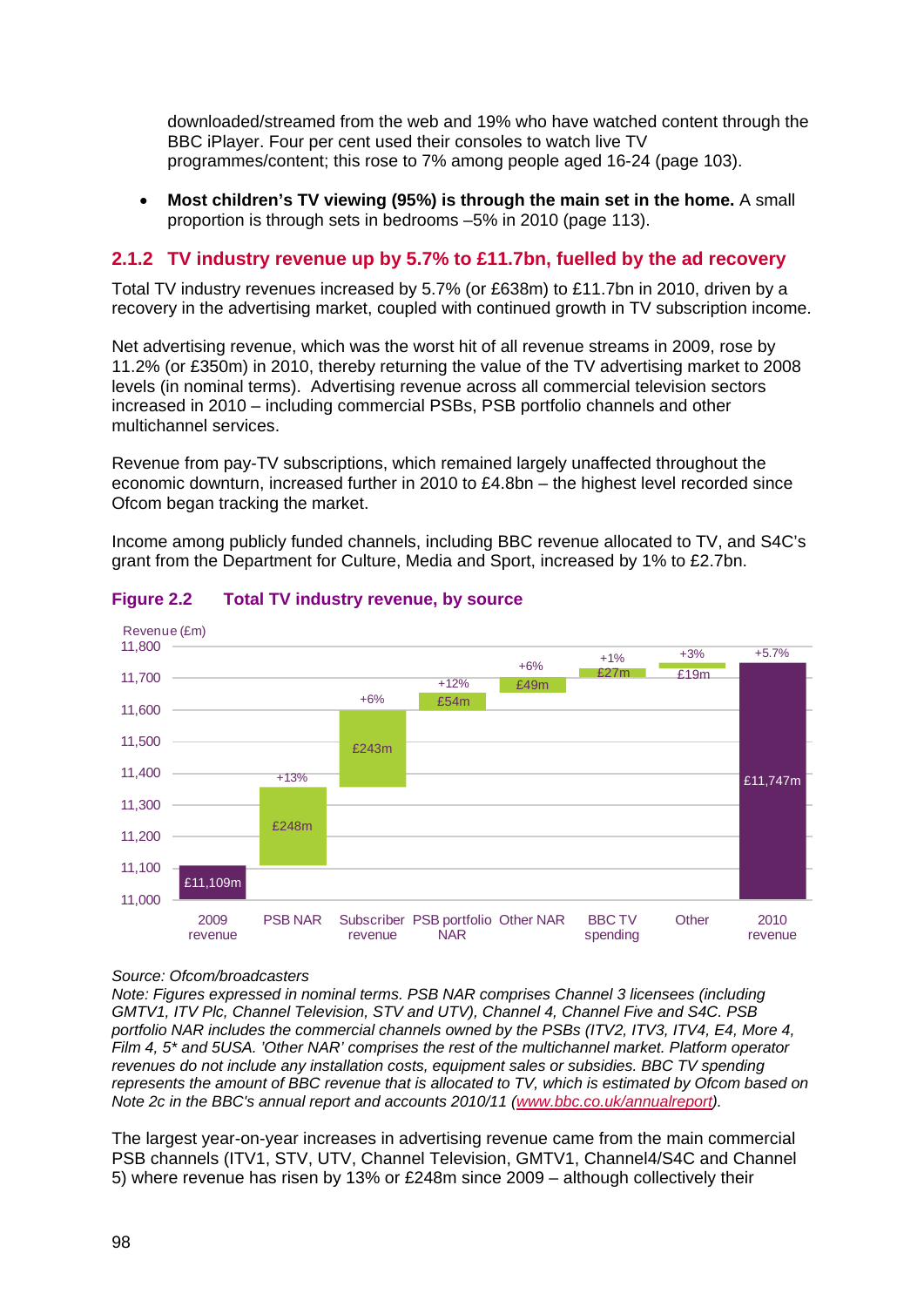downloaded/streamed from the web and 19% who have watched content through the BBC iPlayer. Four per cent used their consoles to watch live TV programmes/content; this rose to 7% among people aged 16-24 (page 103).

- **Most children's TV viewing (95%) is through the main set in the home.** A small proportion is through sets in bedrooms –5% in 2010 (page 113).

### 2.1.2 TV industry revenue up by 5.7% to £11.7bn, fuelled by the ad recovery

Total TV industry revenues increased by 5.7% (or £638m) to £11.7bn in 2010, driven by a recovery in the advertising market, coupled with continued growth in TV subscription income.

Net advertising revenue, which was the worst hit of all revenue streams in 2009, rose by 11.2% (or £350m) in 2010, thereby returning the value of the TV advertising market to 2008 levels (in nominal terms). Advertising revenue across all commercial television sectors increased in 2010 – including commercial PSBs, PSB portfolio channels and other multichannel services.

Revenue from pay-TV subscriptions, which remained largely unaffected throughout the economic downturn, increased further in 2010 to £4.8bn – the highest level recorded since Ofcom began tracking the market.

Income among publicly funded channels, including BBC revenue allocated to TV, and S4C's grant from the Department for Culture, Media and Sport, increased by 1% to £2.7bn.

**Figure 2.2 Total TV industry revenue, by source**

| Source | Value | Change |
|---|---|---|
| 2009 revenue | £11,109m | |
| PSB NAR | £248m | +13% |
| Subscriber revenue | £243m | +6% |
| PSB portfolio NAR | £54m | +12% |
| Other NAR | £49m | +6% |
| BBC TV spending | £27m | +1% |
| Other | £19m | +3% |
| 2010 revenue | £11,747m | +5.7% |

*Source: Ofcom/broadcasters*
*Note: Figures expressed in nominal terms. PSB NAR comprises Channel 3 licensees (including GMTV1, ITV Plc, Channel Television, STV and UTV), Channel 4, Channel Five and S4C. PSB portfolio NAR includes the commercial channels owned by the PSBs (ITV2, ITV3, ITV4, E4, More 4, Film 4, 5\* and 5USA. 'Other NAR' comprises the rest of the multichannel market. Platform operator revenues do not include any installation costs, equipment sales or subsidies. BBC TV spending represents the amount of BBC revenue that is allocated to TV, which is estimated by Ofcom based on Note 2c in the BBC's annual report and accounts 2010/11 (www.bbc.co.uk/annualreport).*

The largest year-on-year increases in advertising revenue came from the main commercial PSB channels (ITV1, STV, UTV, Channel Television, GMTV1, Channel4/S4C and Channel 5) where revenue has risen by 13% or £248m since 2009 – although collectively their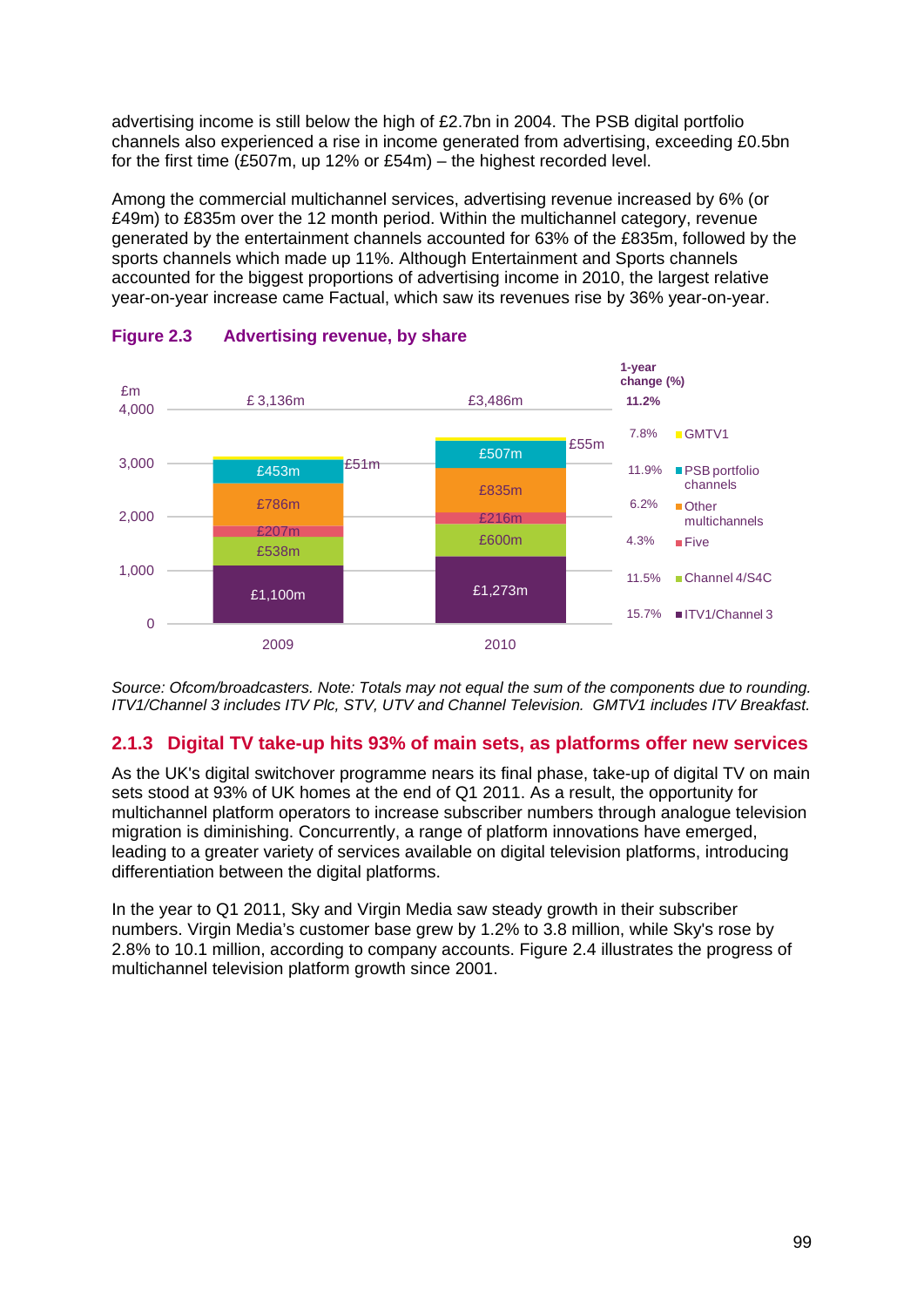advertising income is still below the high of £2.7bn in 2004. The PSB digital portfolio channels also experienced a rise in income generated from advertising, exceeding £0.5bn for the first time (£507m, up 12% or £54m) – the highest recorded level.

Among the commercial multichannel services, advertising revenue increased by 6% (or £49m) to £835m over the 12 month period. Within the multichannel category, revenue generated by the entertainment channels accounted for 63% of the £835m, followed by the sports channels which made up 11%. Although Entertainment and Sports channels accounted for the biggest proportions of advertising income in 2010, the largest relative year-on-year increase came Factual, which saw its revenues rise by 36% year-on-year.

**Figure 2.3 Advertising revenue, by share**

| £m | 2009 | 2010 | 1-year change (%) |
|---|---|---|---|
| GMTV1 | £51m | £55m | 7.8% |
| PSB portfolio channels | £453m | £507m | 11.9% |
| Other multichannels | £786m | £835m | 6.2% |
| Five | £207m | £216m | 4.3% |
| Channel 4/S4C | £538m | £600m | 11.5% |
| ITV1/Channel 3 | £1,100m | £1,273m | 15.7% |
| Total | £ 3,136m | £3,486m | 11.2% |

*Source: Ofcom/broadcasters. Note: Totals may not equal the sum of the components due to rounding. ITV1/Channel 3 includes ITV Plc, STV, UTV and Channel Television. GMTV1 includes ITV Breakfast.*

### 2.1.3 Digital TV take-up hits 93% of main sets, as platforms offer new services

As the UK's digital switchover programme nears its final phase, take-up of digital TV on main sets stood at 93% of UK homes at the end of Q1 2011. As a result, the opportunity for multichannel platform operators to increase subscriber numbers through analogue television migration is diminishing. Concurrently, a range of platform innovations have emerged, leading to a greater variety of services available on digital television platforms, introducing differentiation between the digital platforms.

In the year to Q1 2011, Sky and Virgin Media saw steady growth in their subscriber numbers. Virgin Media's customer base grew by 1.2% to 3.8 million, while Sky's rose by 2.8% to 10.1 million, according to company accounts. Figure 2.4 illustrates the progress of multichannel television platform growth since 2001.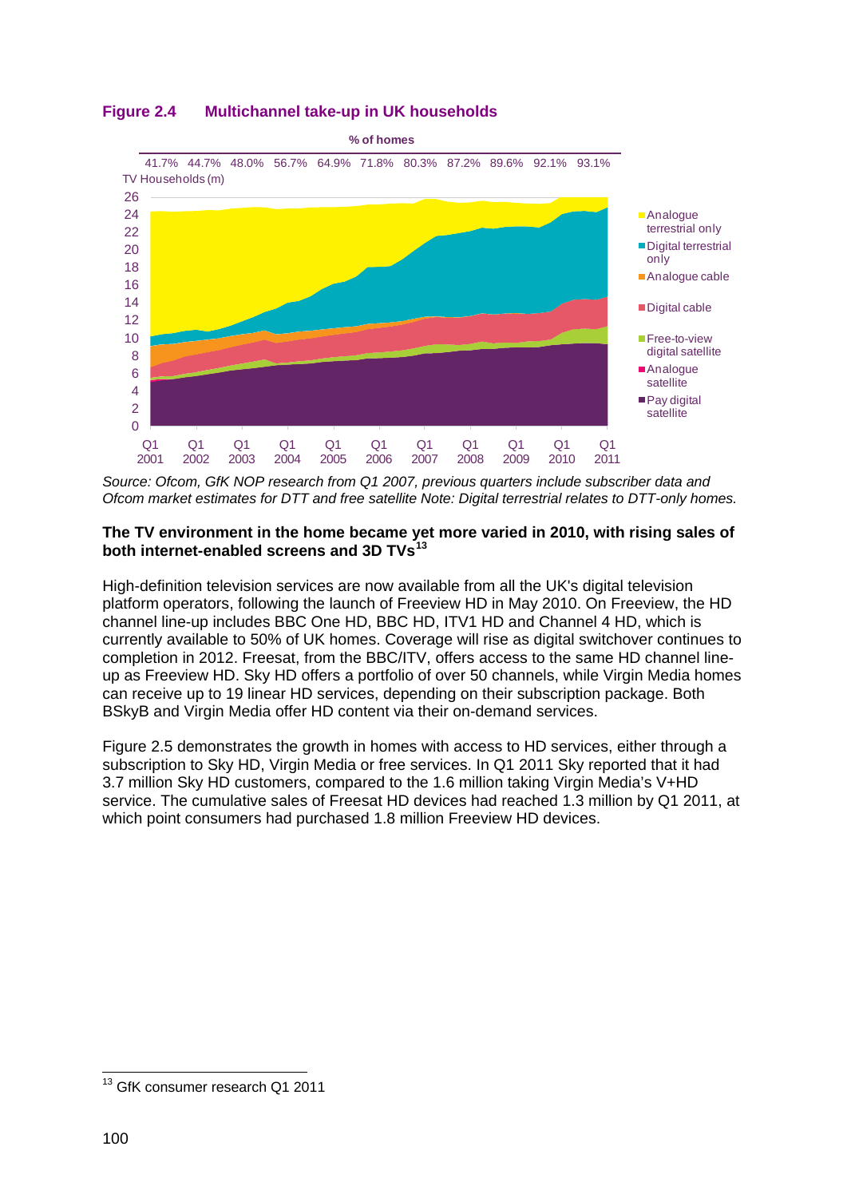**Figure 2.4 Multichannel take-up in UK households**

Source: Ofcom, GfK NOP research from Q1 2007, previous quarters include subscriber data and Ofcom market estimates for DTT and free satellite Note: Digital terrestrial relates to DTT-only homes.

**The TV environment in the home became yet more varied in 2010, with rising sales of both internet-enabled screens and 3D TVs[13]**

High-definition television services are now available from all the UK's digital television platform operators, following the launch of Freeview HD in May 2010. On Freeview, the HD channel line-up includes BBC One HD, BBC HD, ITV1 HD and Channel 4 HD, which is currently available to 50% of UK homes. Coverage will rise as digital switchover continues to completion in 2012. Freesat, from the BBC/ITV, offers access to the same HD channel line-up as Freeview HD. Sky HD offers a portfolio of over 50 channels, while Virgin Media homes can receive up to 19 linear HD services, depending on their subscription package. Both BSkyB and Virgin Media offer HD content via their on-demand services.

Figure 2.5 demonstrates the growth in homes with access to HD services, either through a subscription to Sky HD, Virgin Media or free services. In Q1 2011 Sky reported that it had 3.7 million Sky HD customers, compared to the 1.6 million taking Virgin Media's V+HD service. The cumulative sales of Freesat HD devices had reached 1.3 million by Q1 2011, at which point consumers had purchased 1.8 million Freeview HD devices.

[13] GfK consumer research Q1 2011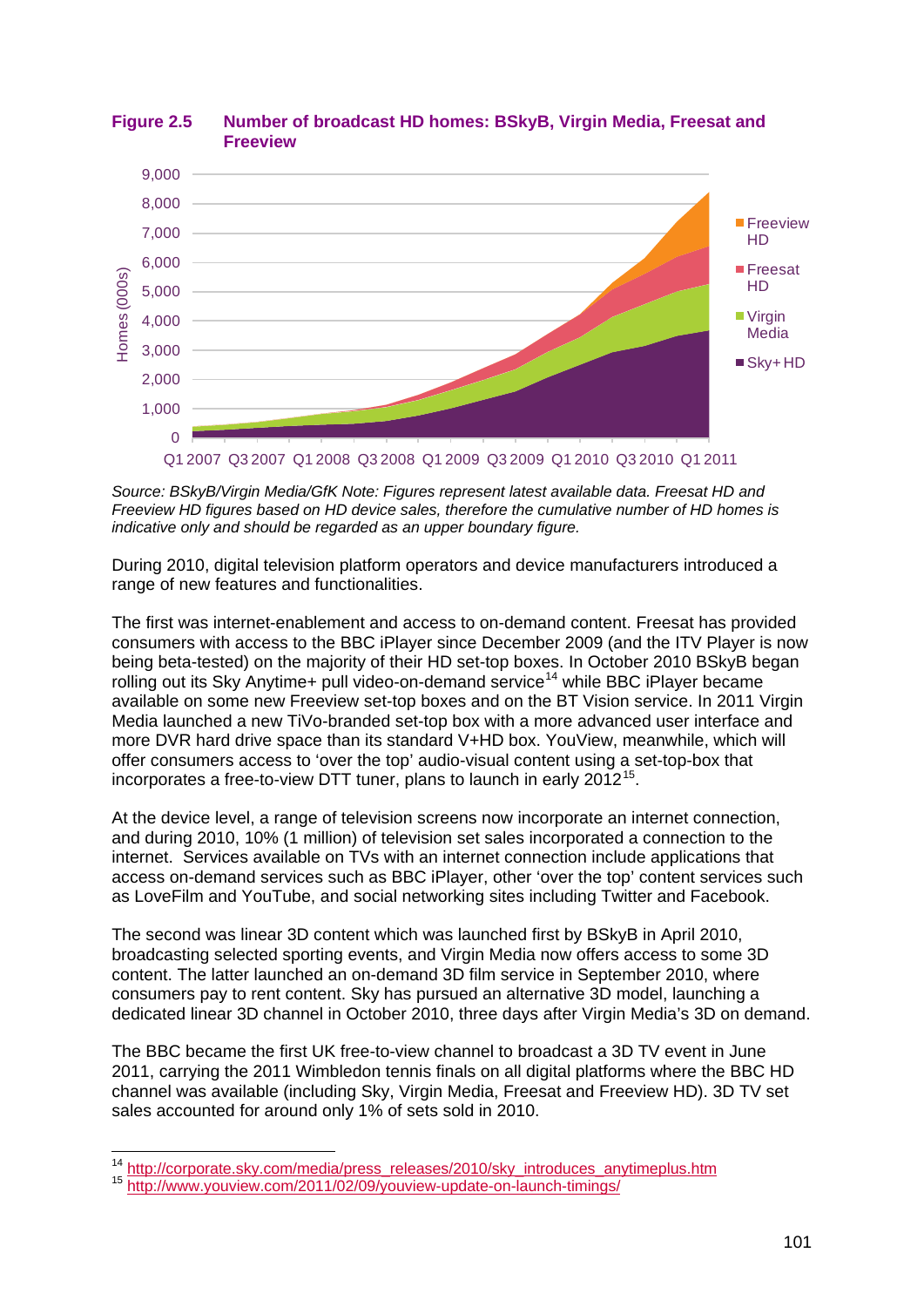**Figure 2.5 Number of broadcast HD homes: BSkyB, Virgin Media, Freesat and Freeview**

*Source: BSkyB/Virgin Media/GfK Note: Figures represent latest available data. Freesat HD and Freeview HD figures based on HD device sales, therefore the cumulative number of HD homes is indicative only and should be regarded as an upper boundary figure.*

During 2010, digital television platform operators and device manufacturers introduced a range of new features and functionalities.

The first was internet-enablement and access to on-demand content. Freesat has provided consumers with access to the BBC iPlayer since December 2009 (and the ITV Player is now being beta-tested) on the majority of their HD set-top boxes. In October 2010 BSkyB began rolling out its Sky Anytime+ pull video-on-demand service[14] while BBC iPlayer became available on some new Freeview set-top boxes and on the BT Vision service. In 2011 Virgin Media launched a new TiVo-branded set-top box with a more advanced user interface and more DVR hard drive space than its standard V+HD box. YouView, meanwhile, which will offer consumers access to 'over the top' audio-visual content using a set-top-box that incorporates a free-to-view DTT tuner, plans to launch in early 2012[15].

At the device level, a range of television screens now incorporate an internet connection, and during 2010, 10% (1 million) of television set sales incorporated a connection to the internet. Services available on TVs with an internet connection include applications that access on-demand services such as BBC iPlayer, other 'over the top' content services such as LoveFilm and YouTube, and social networking sites including Twitter and Facebook.

The second was linear 3D content which was launched first by BSkyB in April 2010, broadcasting selected sporting events, and Virgin Media now offers access to some 3D content. The latter launched an on-demand 3D film service in September 2010, where consumers pay to rent content. Sky has pursued an alternative 3D model, launching a dedicated linear 3D channel in October 2010, three days after Virgin Media's 3D on demand.

The BBC became the first UK free-to-view channel to broadcast a 3D TV event in June 2011, carrying the 2011 Wimbledon tennis finals on all digital platforms where the BBC HD channel was available (including Sky, Virgin Media, Freesat and Freeview HD). 3D TV set sales accounted for around only 1% of sets sold in 2010.

---

[14] http://corporate.sky.com/media/press_releases/2010/sky_introduces_anytimeplus.htm

[15] http://www.youview.com/2011/02/09/youview-update-on-launch-timings/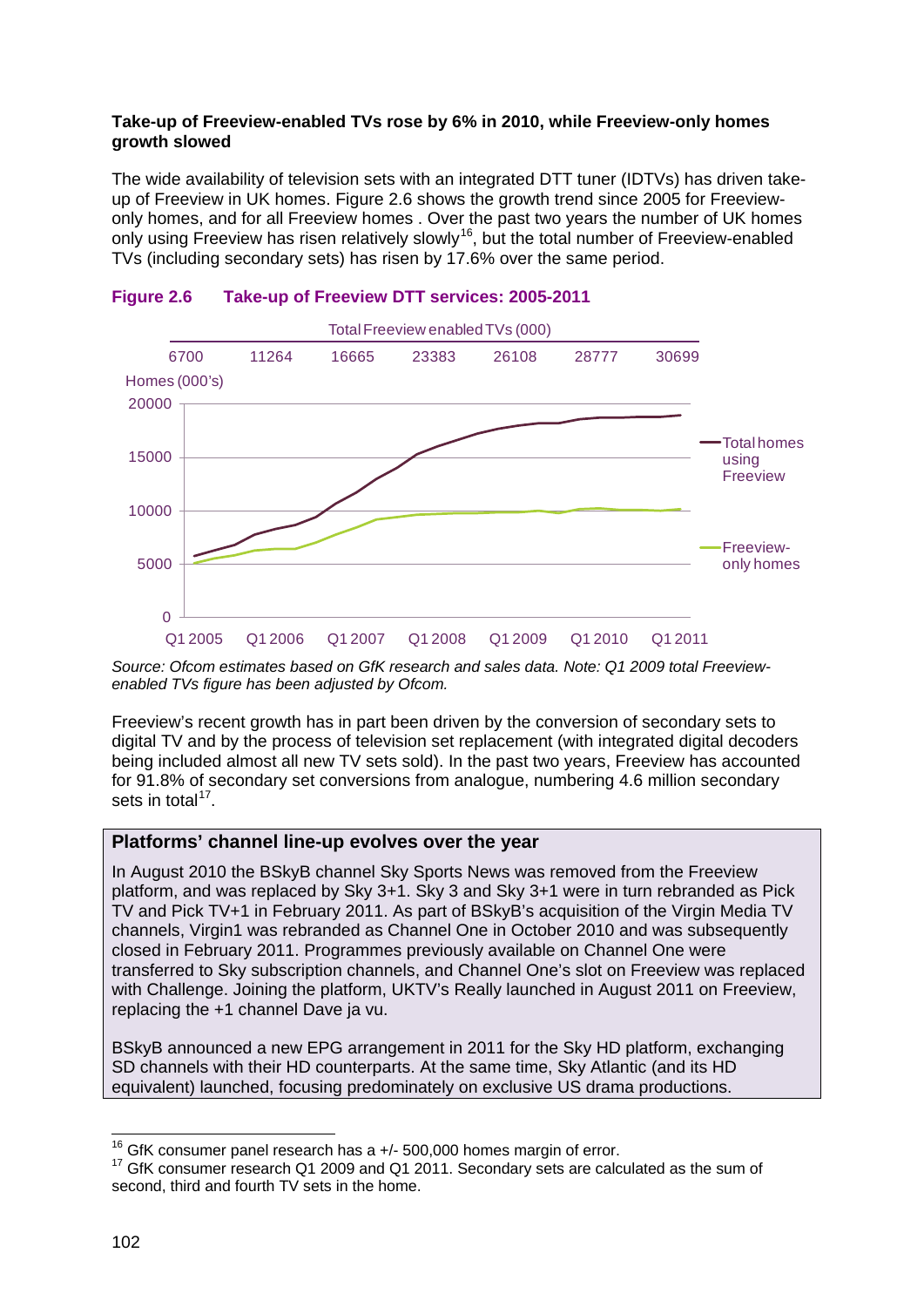**Take-up of Freeview-enabled TVs rose by 6% in 2010, while Freeview-only homes growth slowed**

The wide availability of television sets with an integrated DTT tuner (IDTVs) has driven take-up of Freeview in UK homes. Figure 2.6 shows the growth trend since 2005 for Freeview-only homes, and for all Freeview homes . Over the past two years the number of UK homes only using Freeview has risen relatively slowly[16], but the total number of Freeview-enabled TVs (including secondary sets) has risen by 17.6% over the same period.

**Figure 2.6 Take-up of Freeview DTT services: 2005-2011**

| Total Freeview enabled TVs (000) | Q1 2005 | Q1 2006 | Q1 2007 | Q1 2008 | Q1 2009 | Q1 2010 | Q1 2011 |
|---|---|---|---|---|---|---|---|
| | 6700 | 11264 | 16665 | 23383 | 26108 | 28777 | 30699 |

Homes (000's)

Series: Total homes using Freeview; Freeview-only homes

*Source: Ofcom estimates based on GfK research and sales data. Note: Q1 2009 total Freeview-enabled TVs figure has been adjusted by Ofcom.*

Freeview's recent growth has in part been driven by the conversion of secondary sets to digital TV and by the process of television set replacement (with integrated digital decoders being included almost all new TV sets sold). In the past two years, Freeview has accounted for 91.8% of secondary set conversions from analogue, numbering 4.6 million secondary sets in total[17].

**Platforms' channel line-up evolves over the year**

In August 2010 the BSkyB channel Sky Sports News was removed from the Freeview platform, and was replaced by Sky 3+1. Sky 3 and Sky 3+1 were in turn rebranded as Pick TV and Pick TV+1 in February 2011. As part of BSkyB's acquisition of the Virgin Media TV channels, Virgin1 was rebranded as Channel One in October 2010 and was subsequently closed in February 2011. Programmes previously available on Channel One were transferred to Sky subscription channels, and Channel One's slot on Freeview was replaced with Challenge. Joining the platform, UKTV's Really launched in August 2011 on Freeview, replacing the +1 channel Dave ja vu.

BSkyB announced a new EPG arrangement in 2011 for the Sky HD platform, exchanging SD channels with their HD counterparts. At the same time, Sky Atlantic (and its HD equivalent) launched, focusing predominately on exclusive US drama productions.

---

[16] GfK consumer panel research has a +/- 500,000 homes margin of error.

[17] GfK consumer research Q1 2009 and Q1 2011. Secondary sets are calculated as the sum of second, third and fourth TV sets in the home.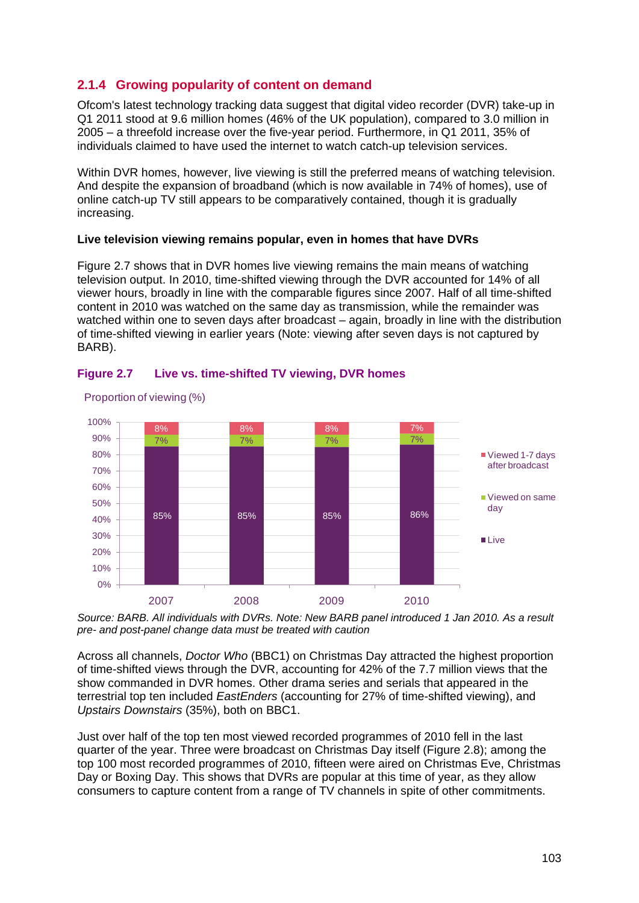### 2.1.4 Growing popularity of content on demand

Ofcom's latest technology tracking data suggest that digital video recorder (DVR) take-up in Q1 2011 stood at 9.6 million homes (46% of the UK population), compared to 3.0 million in 2005 – a threefold increase over the five-year period. Furthermore, in Q1 2011, 35% of individuals claimed to have used the internet to watch catch-up television services.

Within DVR homes, however, live viewing is still the preferred means of watching television. And despite the expansion of broadband (which is now available in 74% of homes), use of online catch-up TV still appears to be comparatively contained, though it is gradually increasing.

**Live television viewing remains popular, even in homes that have DVRs**

Figure 2.7 shows that in DVR homes live viewing remains the main means of watching television output. In 2010, time-shifted viewing through the DVR accounted for 14% of all viewer hours, broadly in line with the comparable figures since 2007. Half of all time-shifted content in 2010 was watched on the same day as transmission, while the remainder was watched within one to seven days after broadcast – again, broadly in line with the distribution of time-shifted viewing in earlier years (Note: viewing after seven days is not captured by BARB).

**Figure 2.7 Live vs. time-shifted TV viewing, DVR homes**

Proportion of viewing (%)

| | 2007 | 2008 | 2009 | 2010 |
|---|---|---|---|---|
| Viewed 1-7 days after broadcast | 8% | 8% | 8% | 7% |
| Viewed on same day | 7% | 7% | 7% | 7% |
| Live | 85% | 85% | 85% | 86% |

*Source: BARB. All individuals with DVRs. Note: New BARB panel introduced 1 Jan 2010. As a result pre- and post-panel change data must be treated with caution*

Across all channels, *Doctor Who* (BBC1) on Christmas Day attracted the highest proportion of time-shifted views through the DVR, accounting for 42% of the 7.7 million views that the show commanded in DVR homes. Other drama series and serials that appeared in the terrestrial top ten included *EastEnders* (accounting for 27% of time-shifted viewing), and *Upstairs Downstairs* (35%), both on BBC1.

Just over half of the top ten most viewed recorded programmes of 2010 fell in the last quarter of the year. Three were broadcast on Christmas Day itself (Figure 2.8); among the top 100 most recorded programmes of 2010, fifteen were aired on Christmas Eve, Christmas Day or Boxing Day. This shows that DVRs are popular at this time of year, as they allow consumers to capture content from a range of TV channels in spite of other commitments.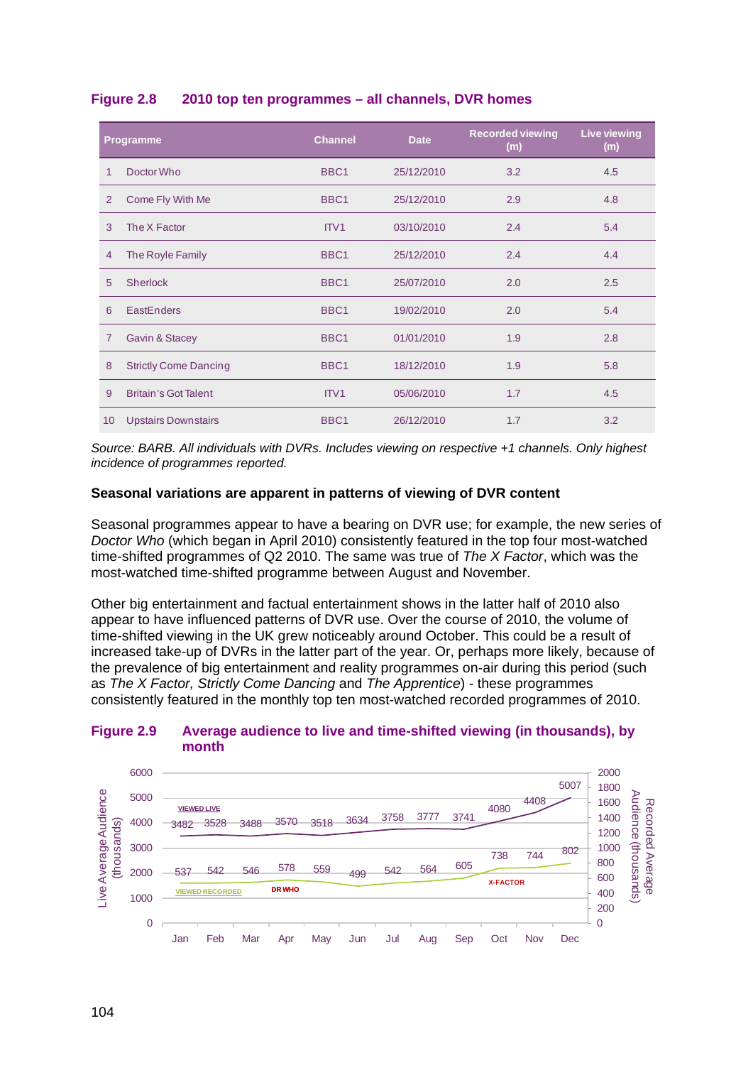**Figure 2.8 2010 top ten programmes – all channels, DVR homes**

| | Programme | Channel | Date | Recorded viewing (m) | Live viewing (m) |
|---|---|---|---|---|---|
| 1 | Doctor Who | BBC1 | 25/12/2010 | 3.2 | 4.5 |
| 2 | Come Fly With Me | BBC1 | 25/12/2010 | 2.9 | 4.8 |
| 3 | The X Factor | ITV1 | 03/10/2010 | 2.4 | 5.4 |
| 4 | The Royle Family | BBC1 | 25/12/2010 | 2.4 | 4.4 |
| 5 | Sherlock | BBC1 | 25/07/2010 | 2.0 | 2.5 |
| 6 | EastEnders | BBC1 | 19/02/2010 | 2.0 | 5.4 |
| 7 | Gavin & Stacey | BBC1 | 01/01/2010 | 1.9 | 2.8 |
| 8 | Strictly Come Dancing | BBC1 | 18/12/2010 | 1.9 | 5.8 |
| 9 | Britain's Got Talent | ITV1 | 05/06/2010 | 1.7 | 4.5 |
| 10 | Upstairs Downstairs | BBC1 | 26/12/2010 | 1.7 | 3.2 |

*Source: BARB. All individuals with DVRs. Includes viewing on respective +1 channels. Only highest incidence of programmes reported.*

**Seasonal variations are apparent in patterns of viewing of DVR content**

Seasonal programmes appear to have a bearing on DVR use; for example, the new series of *Doctor Who* (which began in April 2010) consistently featured in the top four most-watched time-shifted programmes of Q2 2010. The same was true of *The X Factor*, which was the most-watched time-shifted programme between August and November.

Other big entertainment and factual entertainment shows in the latter half of 2010 also appear to have influenced patterns of DVR use. Over the course of 2010, the volume of time-shifted viewing in the UK grew noticeably around October. This could be a result of increased take-up of DVRs in the latter part of the year. Or, perhaps more likely, because of the prevalence of big entertainment and reality programmes on-air during this period (such as *The X Factor, Strictly Come Dancing* and *The Apprentice*) - these programmes consistently featured in the monthly top ten most-watched recorded programmes of 2010.

**Figure 2.9 Average audience to live and time-shifted viewing (in thousands), by month**

| Month | Viewed live (Live Average Audience, thousands) | Viewed recorded (Recorded Average Audience, thousands) |
|---|---|---|
| Jan | 3482 | 537 |
| Feb | 3528 | 542 |
| Mar | 3488 | 546 |
| Apr | 3570 | 578 |
| May | 3518 | 559 |
| Jun | 3634 | 499 |
| Jul | 3758 | 542 |
| Aug | 3777 | 564 |
| Sep | 3741 | 605 |
| Oct | 4080 | 738 |
| Nov | 4408 | 744 |
| Dec | 5007 | 802 |

Chart annotations: DR WHO (Apr); X-FACTOR (Oct)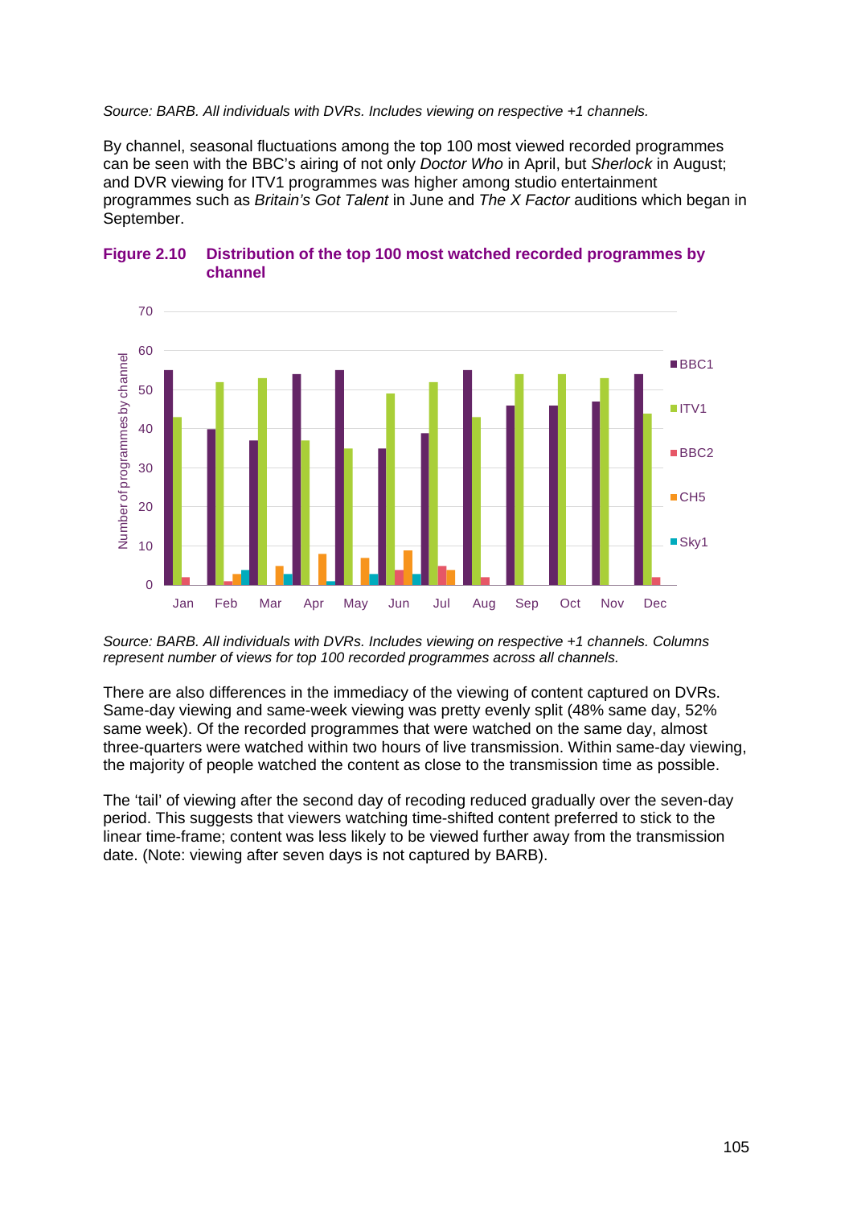*Source: BARB. All individuals with DVRs. Includes viewing on respective +1 channels.*

By channel, seasonal fluctuations among the top 100 most viewed recorded programmes can be seen with the BBC's airing of not only *Doctor Who* in April, but *Sherlock* in August; and DVR viewing for ITV1 programmes was higher among studio entertainment programmes such as *Britain's Got Talent* in June and *The X Factor* auditions which began in September.

**Figure 2.10 Distribution of the top 100 most watched recorded programmes by channel**

*Source: BARB. All individuals with DVRs. Includes viewing on respective +1 channels. Columns represent number of views for top 100 recorded programmes across all channels.*

There are also differences in the immediacy of the viewing of content captured on DVRs. Same-day viewing and same-week viewing was pretty evenly split (48% same day, 52% same week). Of the recorded programmes that were watched on the same day, almost three-quarters were watched within two hours of live transmission. Within same-day viewing, the majority of people watched the content as close to the transmission time as possible.

The 'tail' of viewing after the second day of recoding reduced gradually over the seven-day period. This suggests that viewers watching time-shifted content preferred to stick to the linear time-frame; content was less likely to be viewed further away from the transmission date. (Note: viewing after seven days is not captured by BARB).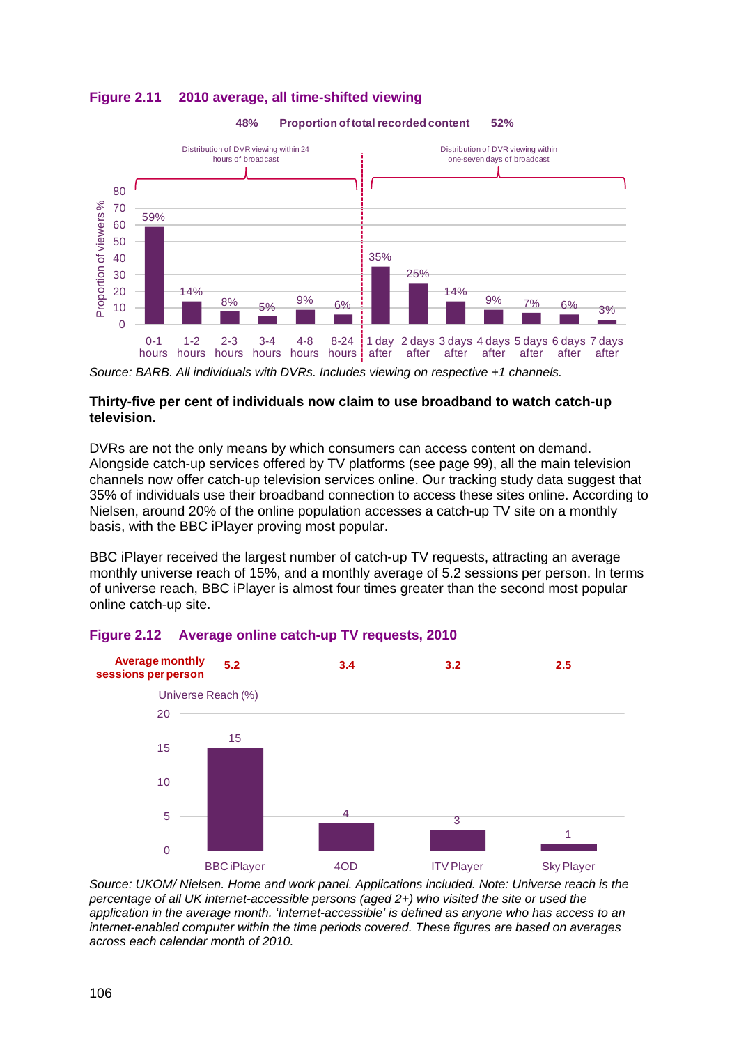**Figure 2.11 2010 average, all time-shifted viewing**

Proportion of total recorded content: 48% (within 24 hours of broadcast) | 52% (within one-seven days of broadcast)

Distribution of DVR viewing within 24 hours of broadcast:

| 0-1 hours | 1-2 hours | 2-3 hours | 3-4 hours | 4-8 hours | 8-24 hours |
|---|---|---|---|---|---|
| 59% | 14% | 8% | 5% | 9% | 6% |

Distribution of DVR viewing within one-seven days of broadcast:

| 1 day after | 2 days after | 3 days after | 4 days after | 5 days after | 6 days after | 7 days after |
|---|---|---|---|---|---|---|
| 35% | 25% | 14% | 9% | 7% | 6% | 3% |

Proportion of viewers %

*Source: BARB. All individuals with DVRs. Includes viewing on respective +1 channels.*

**Thirty-five per cent of individuals now claim to use broadband to watch catch-up television.**

DVRs are not the only means by which consumers can access content on demand. Alongside catch-up services offered by TV platforms (see page 99), all the main television channels now offer catch-up television services online. Our tracking study data suggest that 35% of individuals use their broadband connection to access these sites online. According to Nielsen, around 20% of the online population accesses a catch-up TV site on a monthly basis, with the BBC iPlayer proving most popular.

BBC iPlayer received the largest number of catch-up TV requests, attracting an average monthly universe reach of 15%, and a monthly average of 5.2 sessions per person. In terms of universe reach, BBC iPlayer is almost four times greater than the second most popular online catch-up site.

**Figure 2.12 Average online catch-up TV requests, 2010**

| | BBC iPlayer | 4OD | ITV Player | Sky Player |
|---|---|---|---|---|
| Average monthly sessions per person | 5.2 | 3.4 | 3.2 | 2.5 |
| Universe Reach (%) | 15 | 4 | 3 | 1 |

*Source: UKOM/ Nielsen. Home and work panel. Applications included. Note: Universe reach is the percentage of all UK internet-accessible persons (aged 2+) who visited the site or used the application in the average month. 'Internet-accessible' is defined as anyone who has access to an internet-enabled computer within the time periods covered. These figures are based on averages across each calendar month of 2010.*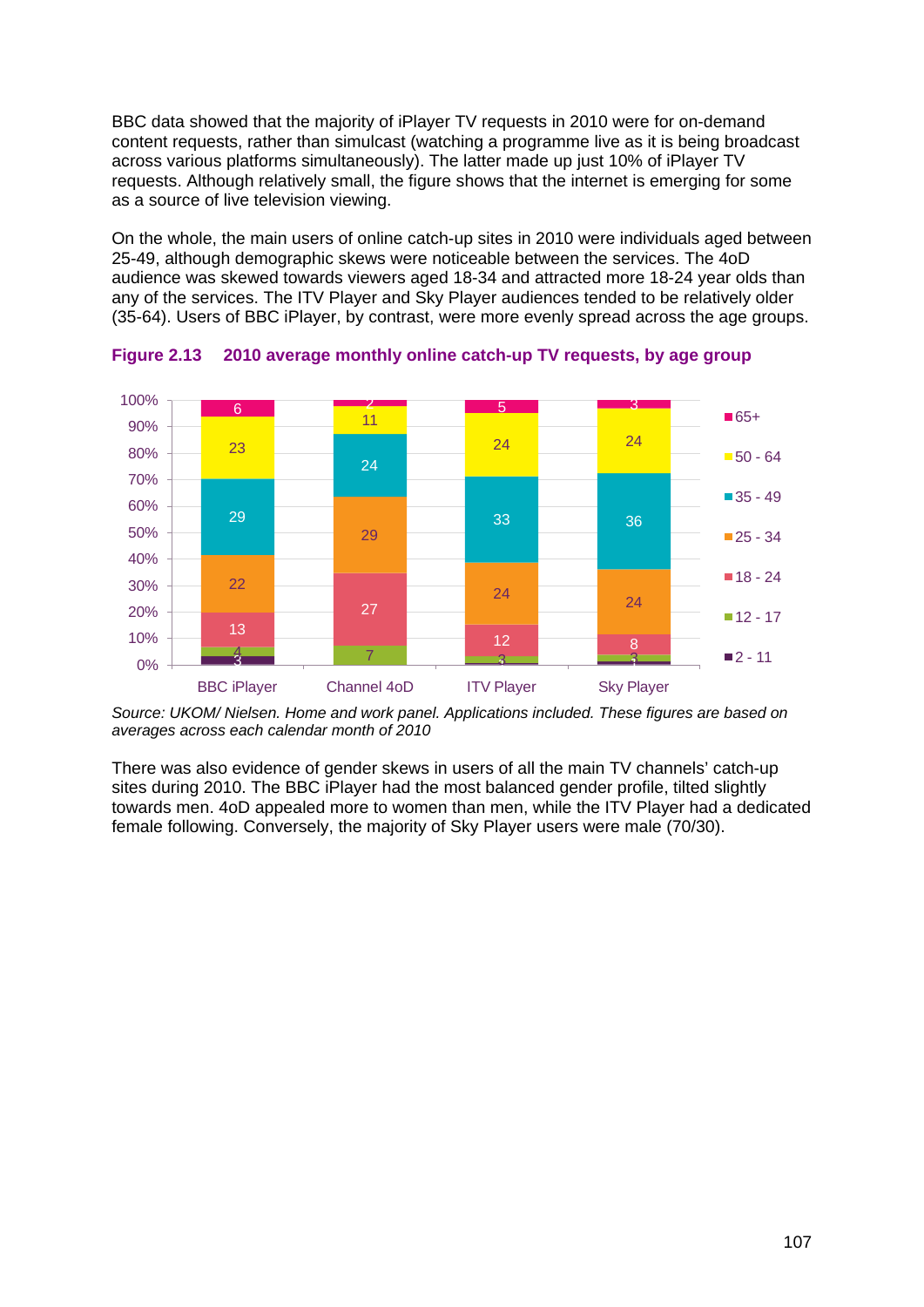BBC data showed that the majority of iPlayer TV requests in 2010 were for on-demand content requests, rather than simulcast (watching a programme live as it is being broadcast across various platforms simultaneously). The latter made up just 10% of iPlayer TV requests. Although relatively small, the figure shows that the internet is emerging for some as a source of live television viewing.

On the whole, the main users of online catch-up sites in 2010 were individuals aged between 25-49, although demographic skews were noticeable between the services. The 4oD audience was skewed towards viewers aged 18-34 and attracted more 18-24 year olds than any of the services. The ITV Player and Sky Player audiences tended to be relatively older (35-64). Users of BBC iPlayer, by contrast, were more evenly spread across the age groups.

**Figure 2.13 2010 average monthly online catch-up TV requests, by age group**

| Age group | BBC iPlayer | Channel 4oD | ITV Player | Sky Player |
|---|---|---|---|---|
| 65+ | 6 | 2 | 5 | 3 |
| 50 - 64 | 23 | 11 | 24 | 24 |
| 35 - 49 | 29 | 24 | 33 | 36 |
| 25 - 34 | 22 | 29 | 24 | 24 |
| 18 - 24 | 13 | 27 | 12 | 8 |
| 12 - 17 | 4 | 7 | 3 | 3 |
| 2 - 11 | 3 | | | 1 |

*Source: UKOM/ Nielsen. Home and work panel. Applications included. These figures are based on averages across each calendar month of 2010*

There was also evidence of gender skews in users of all the main TV channels' catch-up sites during 2010. The BBC iPlayer had the most balanced gender profile, tilted slightly towards men. 4oD appealed more to women than men, while the ITV Player had a dedicated female following. Conversely, the majority of Sky Player users were male (70/30).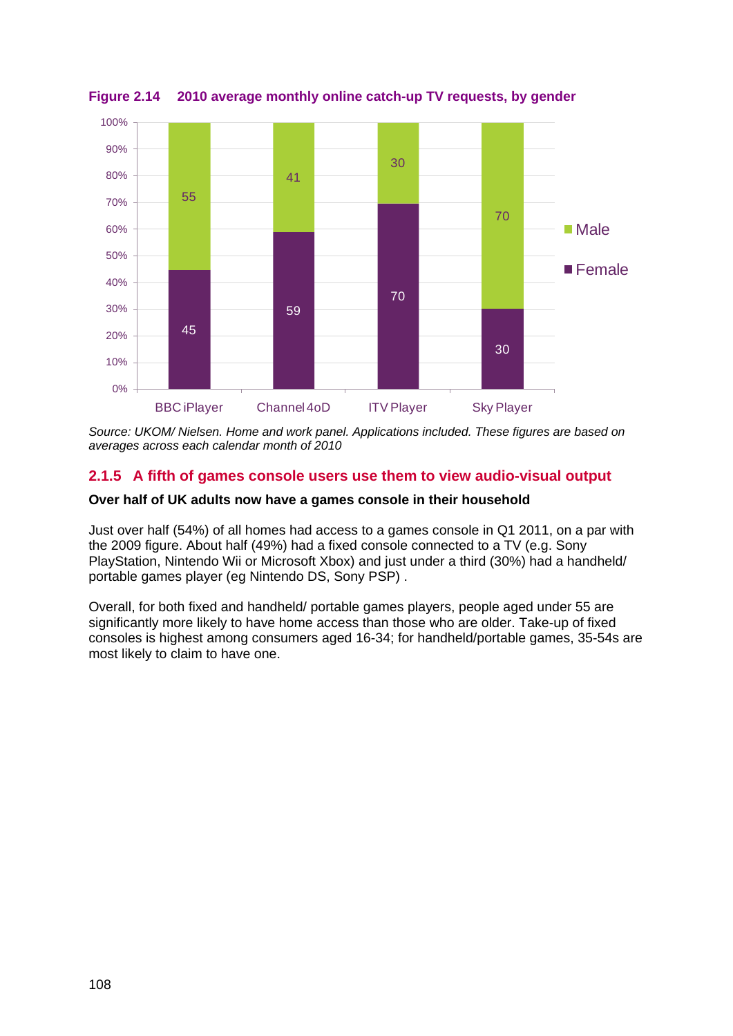**Figure 2.14 2010 average monthly online catch-up TV requests, by gender**

| | BBC iPlayer | Channel 4oD | ITV Player | Sky Player |
|---|---|---|---|---|
| Male | 55 | 41 | 30 | 70 |
| Female | 45 | 59 | 70 | 30 |

*Source: UKOM/ Nielsen. Home and work panel. Applications included. These figures are based on averages across each calendar month of 2010*

### 2.1.5 A fifth of games console users use them to view audio-visual output

**Over half of UK adults now have a games console in their household**

Just over half (54%) of all homes had access to a games console in Q1 2011, on a par with the 2009 figure. About half (49%) had a fixed console connected to a TV (e.g. Sony PlayStation, Nintendo Wii or Microsoft Xbox) and just under a third (30%) had a handheld/ portable games player (eg Nintendo DS, Sony PSP) .

Overall, for both fixed and handheld/ portable games players, people aged under 55 are significantly more likely to have home access than those who are older. Take-up of fixed consoles is highest among consumers aged 16-34; for handheld/portable games, 35-54s are most likely to claim to have one.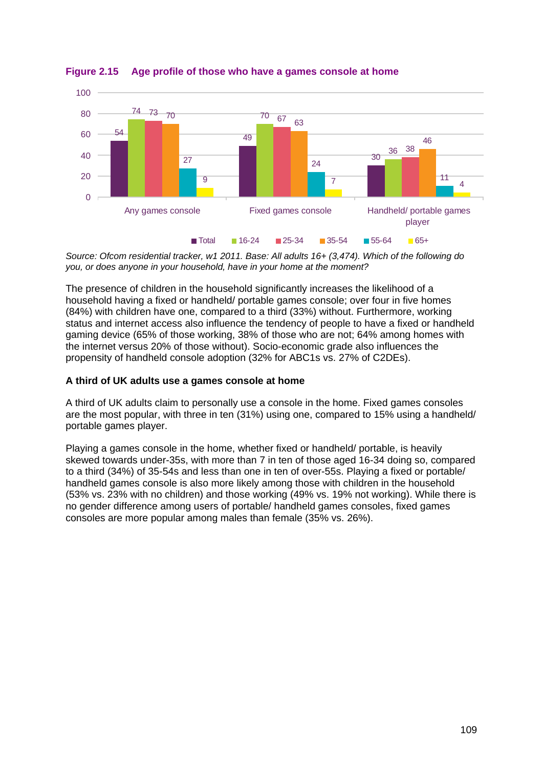**Figure 2.15 Age profile of those who have a games console at home**

| | Total | 16-24 | 25-34 | 35-54 | 55-64 | 65+ |
|---|---|---|---|---|---|---|
| Any games console | 54 | 74 | 73 | 70 | 27 | 9 |
| Fixed games console | 49 | 70 | 67 | 63 | 24 | 7 |
| Handheld/ portable games player | 30 | 36 | 38 | 46 | 11 | 4 |

*Source: Ofcom residential tracker, w1 2011. Base: All adults 16+ (3,474). Which of the following do you, or does anyone in your household, have in your home at the moment?*

The presence of children in the household significantly increases the likelihood of a household having a fixed or handheld/ portable games console; over four in five homes (84%) with children have one, compared to a third (33%) without. Furthermore, working status and internet access also influence the tendency of people to have a fixed or handheld gaming device (65% of those working, 38% of those who are not; 64% among homes with the internet versus 20% of those without). Socio-economic grade also influences the propensity of handheld console adoption (32% for ABC1s vs. 27% of C2DEs).

**A third of UK adults use a games console at home**

A third of UK adults claim to personally use a console in the home. Fixed games consoles are the most popular, with three in ten (31%) using one, compared to 15% using a handheld/ portable games player.

Playing a games console in the home, whether fixed or handheld/ portable, is heavily skewed towards under-35s, with more than 7 in ten of those aged 16-34 doing so, compared to a third (34%) of 35-54s and less than one in ten of over-55s. Playing a fixed or portable/ handheld games console is also more likely among those with children in the household (53% vs. 23% with no children) and those working (49% vs. 19% not working). While there is no gender difference among users of portable/ handheld games consoles, fixed games consoles are more popular among males than female (35% vs. 26%).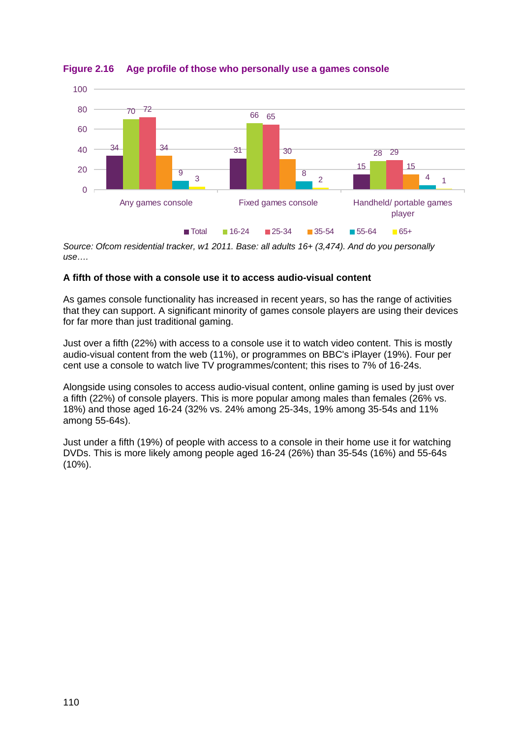**Figure 2.16 Age profile of those who personally use a games console**

| | Total | 16-24 | 25-34 | 35-54 | 55-64 | 65+ |
|---|---|---|---|---|---|---|
| Any games console | 34 | 70 | 72 | 34 | 9 | 3 |
| Fixed games console | 31 | 66 | 65 | 30 | 8 | 2 |
| Handheld/ portable games player | 15 | 28 | 29 | 15 | 4 | 1 |

*Source: Ofcom residential tracker, w1 2011. Base: all adults 16+ (3,474). And do you personally use….*

**A fifth of those with a console use it to access audio-visual content**

As games console functionality has increased in recent years, so has the range of activities that they can support. A significant minority of games console players are using their devices for far more than just traditional gaming.

Just over a fifth (22%) with access to a console use it to watch video content. This is mostly audio-visual content from the web (11%), or programmes on BBC's iPlayer (19%). Four per cent use a console to watch live TV programmes/content; this rises to 7% of 16-24s.

Alongside using consoles to access audio-visual content, online gaming is used by just over a fifth (22%) of console players. This is more popular among males than females (26% vs. 18%) and those aged 16-24 (32% vs. 24% among 25-34s, 19% among 35-54s and 11% among 55-64s).

Just under a fifth (19%) of people with access to a console in their home use it for watching DVDs. This is more likely among people aged 16-24 (26%) than 35-54s (16%) and 55-64s (10%).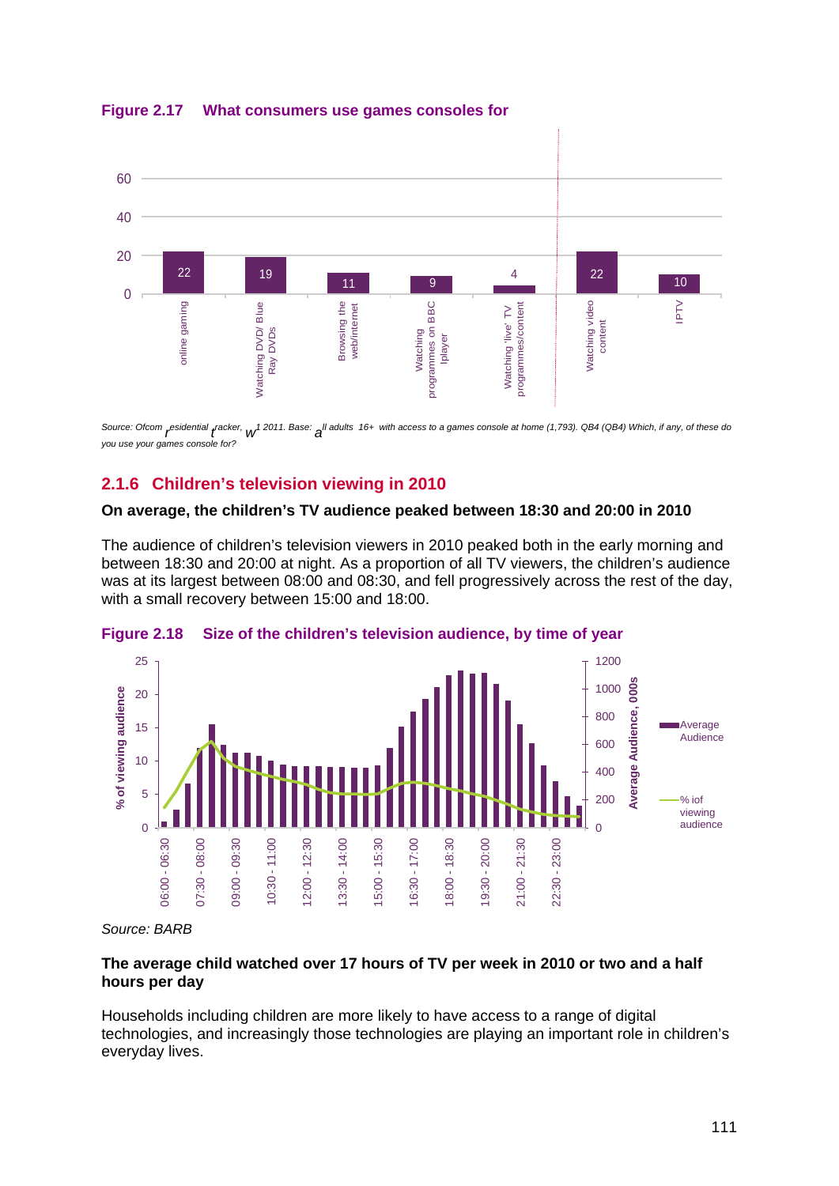**Figure 2.17 What consumers use games consoles for**

| | Value |
|---|---|
| online gaming | 22 |
| Watching DVD/ Blue Ray DVDs | 19 |
| Browsing the web/internet | 11 |
| Watching programmes on BBC Iplayer | 9 |
| Watching 'live' TV programmes/content | 4 |
| Watching video content | 22 |
| IPTV | 10 |

*Source: Ofcom residential tracker, w1 2011. Base: all adults 16+ with access to a games console at home (1,793). QB4 (QB4) Which, if any, of these do you use your games console for?*

## 2.1.6 Children's television viewing in 2010

**On average, the children's TV audience peaked between 18:30 and 20:00 in 2010**

The audience of children's television viewers in 2010 peaked both in the early morning and between 18:30 and 20:00 at night. As a proportion of all TV viewers, the children's audience was at its largest between 08:00 and 08:30, and fell progressively across the rest of the day, with a small recovery between 15:00 and 18:00.

**Figure 2.18 Size of the children's television audience, by time of year**

*Source: BARB*

**The average child watched over 17 hours of TV per week in 2010 or two and a half hours per day**

Households including children are more likely to have access to a range of digital technologies, and increasingly those technologies are playing an important role in children's everyday lives.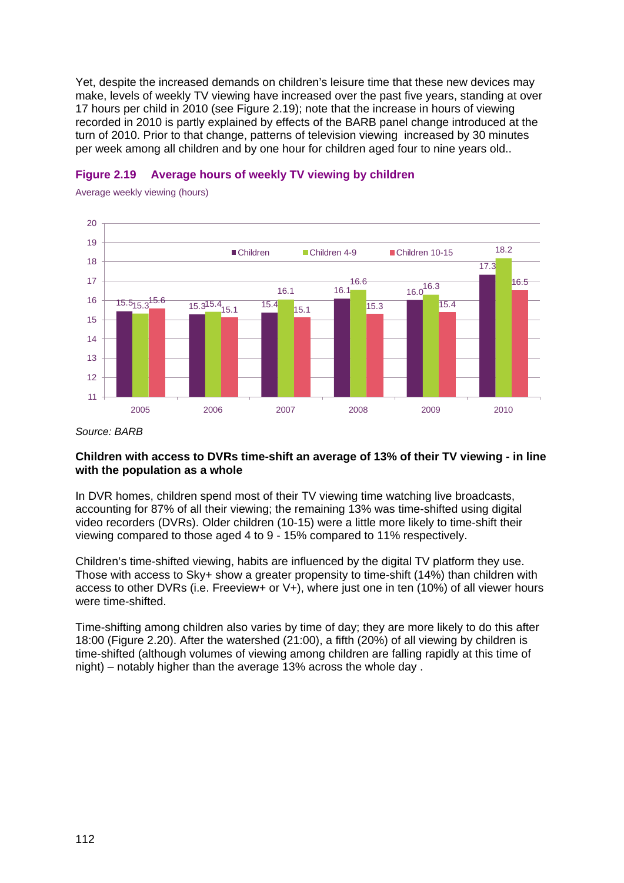Yet, despite the increased demands on children's leisure time that these new devices may make, levels of weekly TV viewing have increased over the past five years, standing at over 17 hours per child in 2010 (see Figure 2.19); note that the increase in hours of viewing recorded in 2010 is partly explained by effects of the BARB panel change introduced at the turn of 2010. Prior to that change, patterns of television viewing increased by 30 minutes per week among all children and by one hour for children aged four to nine years old..

### Figure 2.19 Average hours of weekly TV viewing by children

Average weekly viewing (hours)

| Year | Children | Children 4-9 | Children 10-15 |
|---|---|---|---|
| 2005 | 15.5 | 15.3 | 15.6 |
| 2006 | 15.3 | 15.4 | 15.1 |
| 2007 | 15.4 | 16.1 | 15.1 |
| 2008 | 16.1 | 16.6 | 15.3 |
| 2009 | 16.0 | 16.3 | 15.4 |
| 2010 | 17.3 | 18.2 | 16.5 |

*Source: BARB*

**Children with access to DVRs time-shift an average of 13% of their TV viewing - in line with the population as a whole**

In DVR homes, children spend most of their TV viewing time watching live broadcasts, accounting for 87% of all their viewing; the remaining 13% was time-shifted using digital video recorders (DVRs). Older children (10-15) were a little more likely to time-shift their viewing compared to those aged 4 to 9 - 15% compared to 11% respectively.

Children's time-shifted viewing, habits are influenced by the digital TV platform they use. Those with access to Sky+ show a greater propensity to time-shift (14%) than children with access to other DVRs (i.e. Freeview+ or V+), where just one in ten (10%) of all viewer hours were time-shifted.

Time-shifting among children also varies by time of day; they are more likely to do this after 18:00 (Figure 2.20). After the watershed (21:00), a fifth (20%) of all viewing by children is time-shifted (although volumes of viewing among children are falling rapidly at this time of night) – notably higher than the average 13% across the whole day .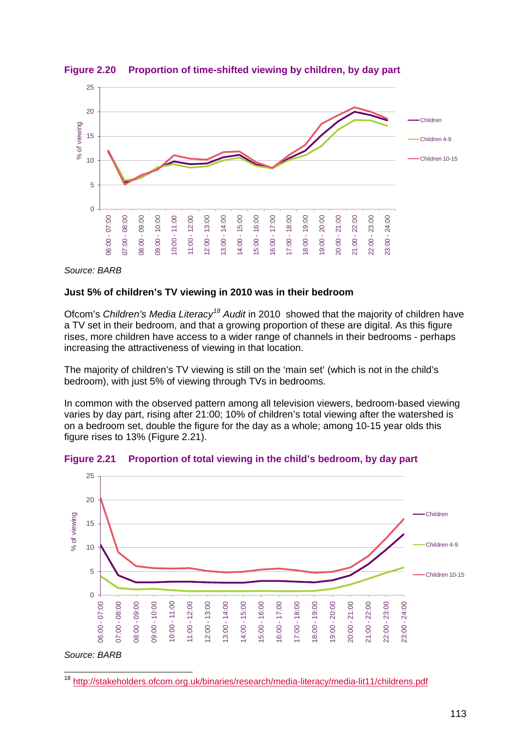**Figure 2.20 Proportion of time-shifted viewing by children, by day part**

Source: BARB

**Just 5% of children's TV viewing in 2010 was in their bedroom**

Ofcom's *Children's Media Literacy*[18] *Audit* in 2010 showed that the majority of children have a TV set in their bedroom, and that a growing proportion of these are digital. As this figure rises, more children have access to a wider range of channels in their bedrooms - perhaps increasing the attractiveness of viewing in that location.

The majority of children's TV viewing is still on the 'main set' (which is not in the child's bedroom), with just 5% of viewing through TVs in bedrooms.

In common with the observed pattern among all television viewers, bedroom-based viewing varies by day part, rising after 21:00; 10% of children's total viewing after the watershed is on a bedroom set, double the figure for the day as a whole; among 10-15 year olds this figure rises to 13% (Figure 2.21).

**Figure 2.21 Proportion of total viewing in the child's bedroom, by day part**

Source: BARB

[18] http://stakeholders.ofcom.org.uk/binaries/research/media-literacy/media-lit11/childrens.pdf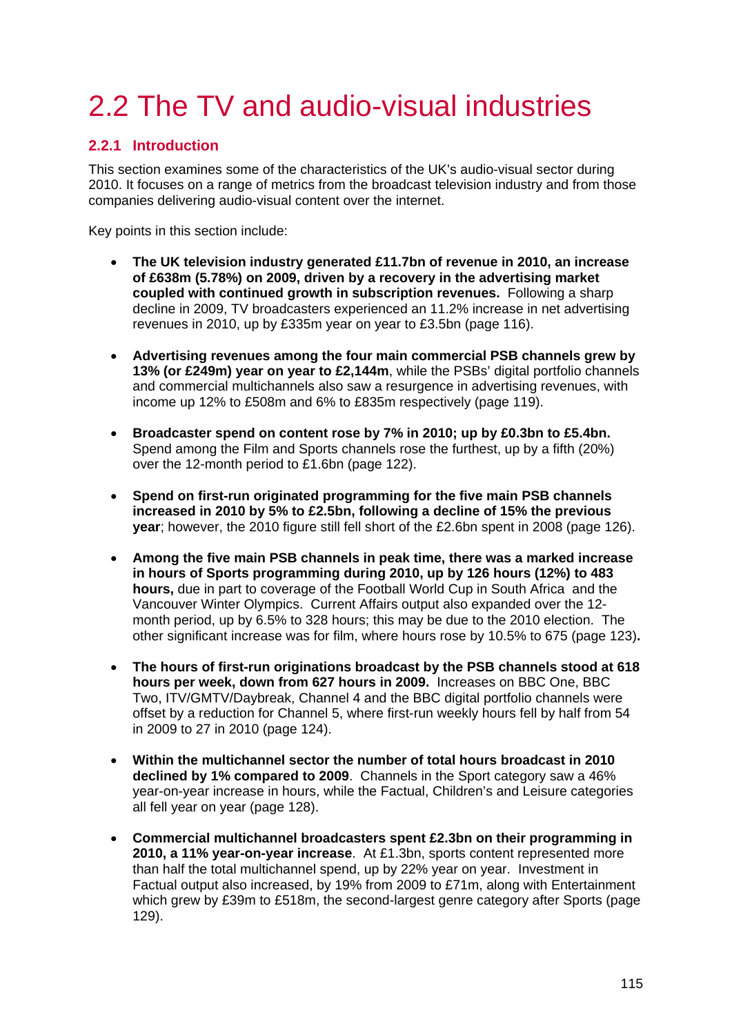# 2.2 The TV and audio-visual industries

## 2.2.1 Introduction

This section examines some of the characteristics of the UK's audio-visual sector during 2010. It focuses on a range of metrics from the broadcast television industry and from those companies delivering audio-visual content over the internet.

Key points in this section include:

- **The UK television industry generated £11.7bn of revenue in 2010, an increase of £638m (5.78%) on 2009, driven by a recovery in the advertising market coupled with continued growth in subscription revenues.** Following a sharp decline in 2009, TV broadcasters experienced an 11.2% increase in net advertising revenues in 2010, up by £335m year on year to £3.5bn (page 116).

- **Advertising revenues among the four main commercial PSB channels grew by 13% (or £249m) year on year to £2,144m**, while the PSBs' digital portfolio channels and commercial multichannels also saw a resurgence in advertising revenues, with income up 12% to £508m and 6% to £835m respectively (page 119).

- **Broadcaster spend on content rose by 7% in 2010; up by £0.3bn to £5.4bn.** Spend among the Film and Sports channels rose the furthest, up by a fifth (20%) over the 12-month period to £1.6bn (page 122).

- **Spend on first-run originated programming for the five main PSB channels increased in 2010 by 5% to £2.5bn, following a decline of 15% the previous year**; however, the 2010 figure still fell short of the £2.6bn spent in 2008 (page 126).

- **Among the five main PSB channels in peak time, there was a marked increase in hours of Sports programming during 2010, up by 126 hours (12%) to 483 hours,** due in part to coverage of the Football World Cup in South Africa and the Vancouver Winter Olympics. Current Affairs output also expanded over the 12-month period, up by 6.5% to 328 hours; this may be due to the 2010 election. The other significant increase was for film, where hours rose by 10.5% to 675 (page 123)**.**

- **The hours of first-run originations broadcast by the PSB channels stood at 618 hours per week, down from 627 hours in 2009.** Increases on BBC One, BBC Two, ITV/GMTV/Daybreak, Channel 4 and the BBC digital portfolio channels were offset by a reduction for Channel 5, where first-run weekly hours fell by half from 54 in 2009 to 27 in 2010 (page 124).

- **Within the multichannel sector the number of total hours broadcast in 2010 declined by 1% compared to 2009**. Channels in the Sport category saw a 46% year-on-year increase in hours, while the Factual, Children's and Leisure categories all fell year on year (page 128).

- **Commercial multichannel broadcasters spent £2.3bn on their programming in 2010, a 11% year-on-year increase**. At £1.3bn, sports content represented more than half the total multichannel spend, up by 22% year on year. Investment in Factual output also increased, by 19% from 2009 to £71m, along with Entertainment which grew by £39m to £518m, the second-largest genre category after Sports (page 129).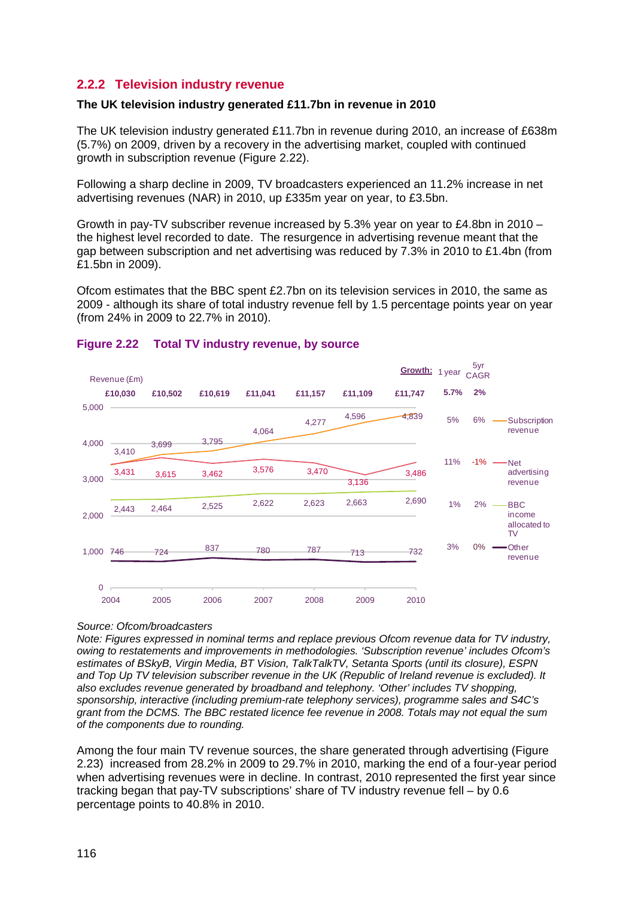## 2.2.2 Television industry revenue

**The UK television industry generated £11.7bn in revenue in 2010**

The UK television industry generated £11.7bn in revenue during 2010, an increase of £638m (5.7%) on 2009, driven by a recovery in the advertising market, coupled with continued growth in subscription revenue (Figure 2.22).

Following a sharp decline in 2009, TV broadcasters experienced an 11.2% increase in net advertising revenues (NAR) in 2010, up £335m year on year, to £3.5bn.

Growth in pay-TV subscriber revenue increased by 5.3% year on year to £4.8bn in 2010 – the highest level recorded to date. The resurgence in advertising revenue meant that the gap between subscription and net advertising was reduced by 7.3% in 2010 to £1.4bn (from £1.5bn in 2009).

Ofcom estimates that the BBC spent £2.7bn on its television services in 2010, the same as 2009 - although its share of total industry revenue fell by 1.5 percentage points year on year (from 24% in 2009 to 22.7% in 2010).

### Figure 2.22 Total TV industry revenue, by source

Revenue (£m)

| | 2004 | 2005 | 2006 | 2007 | 2008 | 2009 | 2010 | Growth: 1 year | 5yr CAGR |
|---|---|---|---|---|---|---|---|---|---|
| Total | £10,030 | £10,502 | £10,619 | £11,041 | £11,157 | £11,109 | £11,747 | 5.7% | 2% |
| Subscription revenue | 3,410 | 3,699 | 3,795 | 4,064 | 4,277 | 4,596 | 4,839 | 5% | 6% |
| Net advertising revenue | 3,431 | 3,615 | 3,462 | 3,576 | 3,470 | 3,136 | 3,486 | 11% | -1% |
| BBC income allocated to TV | 2,443 | 2,464 | 2,525 | 2,622 | 2,623 | 2,663 | 2,690 | 1% | 2% |
| Other revenue | 746 | 724 | 837 | 780 | 787 | 713 | 732 | 3% | 0% |

*Source: Ofcom/broadcasters*
*Note: Figures expressed in nominal terms and replace previous Ofcom revenue data for TV industry, owing to restatements and improvements in methodologies. 'Subscription revenue' includes Ofcom's estimates of BSkyB, Virgin Media, BT Vision, TalkTalkTV, Setanta Sports (until its closure), ESPN and Top Up TV television subscriber revenue in the UK (Republic of Ireland revenue is excluded). It also excludes revenue generated by broadband and telephony. 'Other' includes TV shopping, sponsorship, interactive (including premium-rate telephony services), programme sales and S4C's grant from the DCMS. The BBC restated licence fee revenue in 2008. Totals may not equal the sum of the components due to rounding.*

Among the four main TV revenue sources, the share generated through advertising (Figure 2.23) increased from 28.2% in 2009 to 29.7% in 2010, marking the end of a four-year period when advertising revenues were in decline. In contrast, 2010 represented the first year since tracking began that pay-TV subscriptions' share of TV industry revenue fell – by 0.6 percentage points to 40.8% in 2010.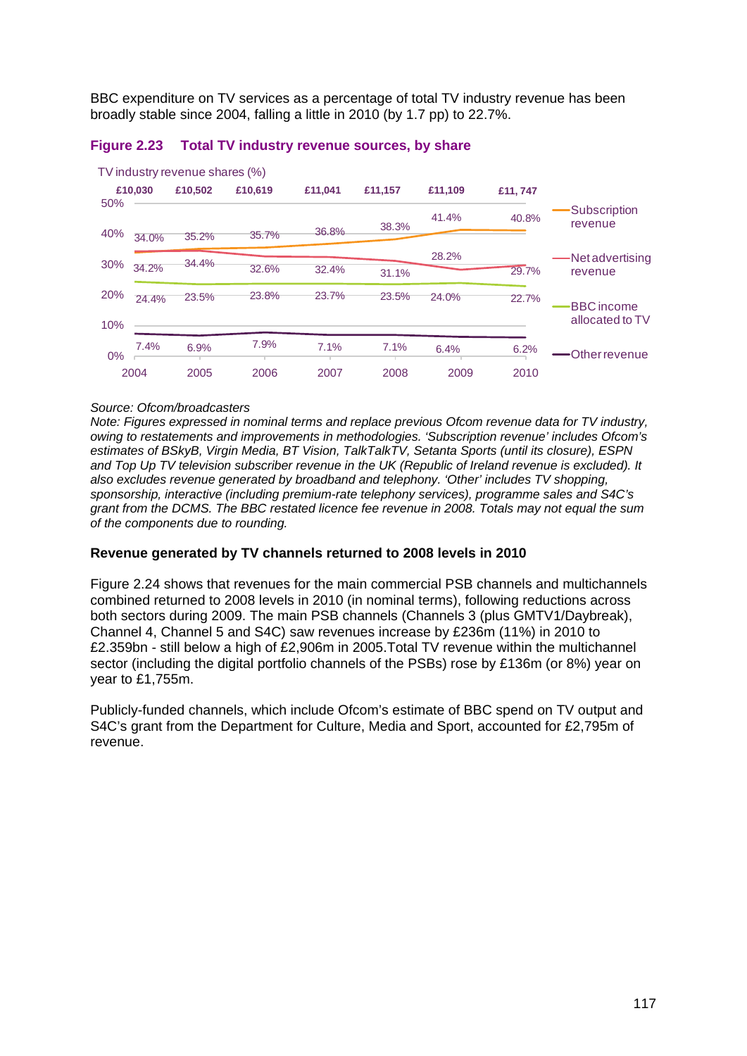BBC expenditure on TV services as a percentage of total TV industry revenue has been broadly stable since 2004, falling a little in 2010 (by 1.7 pp) to 22.7%.

**Figure 2.23 Total TV industry revenue sources, by share**

TV industry revenue shares (%)

| | 2004 | 2005 | 2006 | 2007 | 2008 | 2009 | 2010 |
|---|---|---|---|---|---|---|---|
| Total | £10,030 | £10,502 | £10,619 | £11,041 | £11,157 | £11,109 | £11, 747 |
| Subscription revenue | 34.0% | 35.2% | 35.7% | 36.8% | 38.3% | 41.4% | 40.8% |
| Net advertising revenue | 34.2% | 34.4% | 32.6% | 32.4% | 31.1% | 28.2% | 29.7% |
| BBC income allocated to TV | 24.4% | 23.5% | 23.8% | 23.7% | 23.5% | 24.0% | 22.7% |
| Other revenue | 7.4% | 6.9% | 7.9% | 7.1% | 7.1% | 6.4% | 6.2% |

*Source: Ofcom/broadcasters*
*Note: Figures expressed in nominal terms and replace previous Ofcom revenue data for TV industry, owing to restatements and improvements in methodologies. 'Subscription revenue' includes Ofcom's estimates of BSkyB, Virgin Media, BT Vision, TalkTalkTV, Setanta Sports (until its closure), ESPN and Top Up TV television subscriber revenue in the UK (Republic of Ireland revenue is excluded). It also excludes revenue generated by broadband and telephony. 'Other' includes TV shopping, sponsorship, interactive (including premium-rate telephony services), programme sales and S4C's grant from the DCMS. The BBC restated licence fee revenue in 2008. Totals may not equal the sum of the components due to rounding.*

### Revenue generated by TV channels returned to 2008 levels in 2010

Figure 2.24 shows that revenues for the main commercial PSB channels and multichannels combined returned to 2008 levels in 2010 (in nominal terms), following reductions across both sectors during 2009. The main PSB channels (Channels 3 (plus GMTV1/Daybreak), Channel 4, Channel 5 and S4C) saw revenues increase by £236m (11%) in 2010 to £2.359bn - still below a high of £2,906m in 2005.Total TV revenue within the multichannel sector (including the digital portfolio channels of the PSBs) rose by £136m (or 8%) year on year to £1,755m.

Publicly-funded channels, which include Ofcom's estimate of BBC spend on TV output and S4C's grant from the Department for Culture, Media and Sport, accounted for £2,795m of revenue.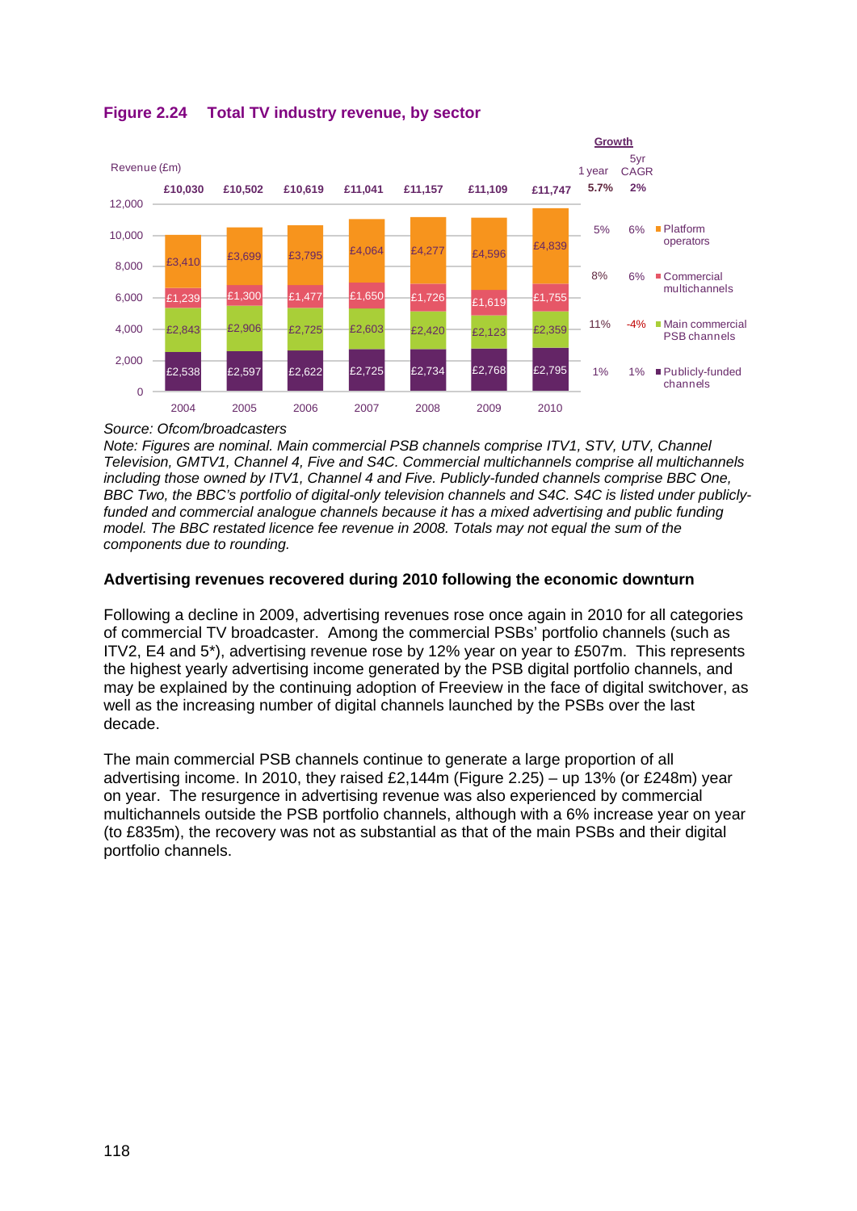**Figure 2.24 Total TV industry revenue, by sector**

Revenue (£m)

| | 2004 | 2005 | 2006 | 2007 | 2008 | 2009 | 2010 | 1 year growth | 5yr CAGR |
|---|---|---|---|---|---|---|---|---|---|
| Total | £10,030 | £10,502 | £10,619 | £11,041 | £11,157 | £11,109 | £11,747 | 5.7% | 2% |
| Platform operators | £3,410 | £3,699 | £3,795 | £4,064 | £4,277 | £4,596 | £4,839 | 5% | 6% |
| Commercial multichannels | £1,239 | £1,300 | £1,477 | £1,650 | £1,726 | £1,619 | £1,755 | 8% | 6% |
| Main commercial PSB channels | £2,843 | £2,906 | £2,725 | £2,603 | £2,420 | £2,123 | £2,359 | 11% | -4% |
| Publicly-funded channels | £2,538 | £2,597 | £2,622 | £2,725 | £2,734 | £2,768 | £2,795 | 1% | 1% |

*Source: Ofcom/broadcasters*

*Note: Figures are nominal. Main commercial PSB channels comprise ITV1, STV, UTV, Channel Television, GMTV1, Channel 4, Five and S4C. Commercial multichannels comprise all multichannels including those owned by ITV1, Channel 4 and Five. Publicly-funded channels comprise BBC One, BBC Two, the BBC's portfolio of digital-only television channels and S4C. S4C is listed under publicly-funded and commercial analogue channels because it has a mixed advertising and public funding model. The BBC restated licence fee revenue in 2008. Totals may not equal the sum of the components due to rounding.*

### Advertising revenues recovered during 2010 following the economic downturn

Following a decline in 2009, advertising revenues rose once again in 2010 for all categories of commercial TV broadcaster. Among the commercial PSBs' portfolio channels (such as ITV2, E4 and 5*), advertising revenue rose by 12% year on year to £507m. This represents the highest yearly advertising income generated by the PSB digital portfolio channels, and may be explained by the continuing adoption of Freeview in the face of digital switchover, as well as the increasing number of digital channels launched by the PSBs over the last decade.

The main commercial PSB channels continue to generate a large proportion of all advertising income. In 2010, they raised £2,144m (Figure 2.25) – up 13% (or £248m) year on year. The resurgence in advertising revenue was also experienced by commercial multichannels outside the PSB portfolio channels, although with a 6% increase year on year (to £835m), the recovery was not as substantial as that of the main PSBs and their digital portfolio channels.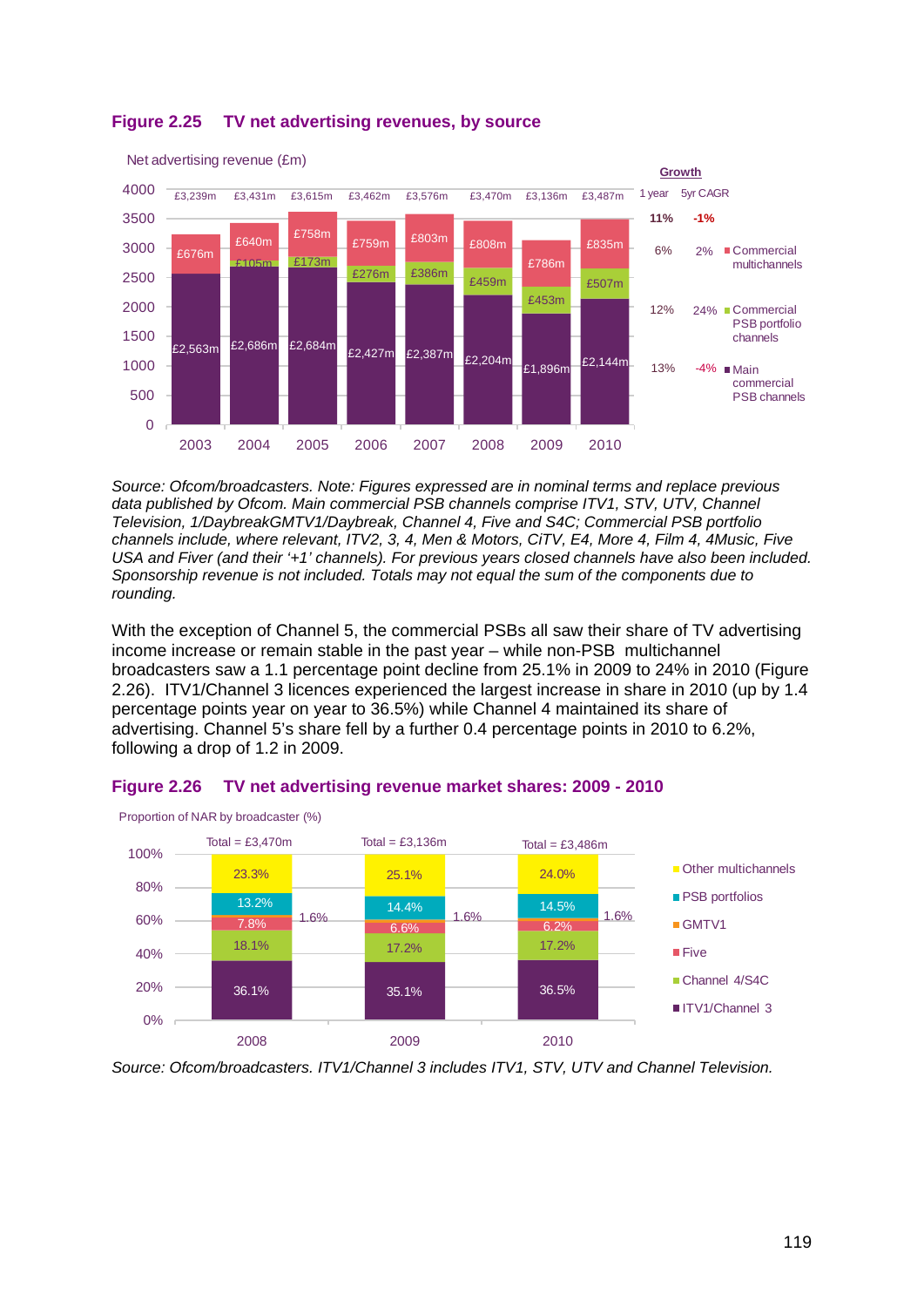**Figure 2.25 TV net advertising revenues, by source**

Net advertising revenue (£m)

| | 2003 | 2004 | 2005 | 2006 | 2007 | 2008 | 2009 | 2010 | Growth: 1 year | Growth: 5yr CAGR |
|---|---|---|---|---|---|---|---|---|---|---|
| Total | £3,239m | £3,431m | £3,615m | £3,462m | £3,576m | £3,470m | £3,136m | £3,487m | 11% | -1% |
| Commercial multichannels | £676m | £640m | £758m | £759m | £803m | £808m | £786m | £835m | 6% | 2% |
| Commercial PSB portfolio channels | | £105m | £173m | £276m | £386m | £459m | £453m | £507m | 12% | 24% |
| Main commercial PSB channels | £2,563m | £2,686m | £2,684m | £2,427m | £2,387m | £2,204m | £1,896m | £2,144m | 13% | -4% |

*Source: Ofcom/broadcasters. Note: Figures expressed are in nominal terms and replace previous data published by Ofcom. Main commercial PSB channels comprise ITV1, STV, UTV, Channel Television, 1/DaybreakGMTV1/Daybreak, Channel 4, Five and S4C; Commercial PSB portfolio channels include, where relevant, ITV2, 3, 4, Men & Motors, CiTV, E4, More 4, Film 4, 4Music, Five USA and Fiver (and their '+1' channels). For previous years closed channels have also been included. Sponsorship revenue is not included. Totals may not equal the sum of the components due to rounding.*

With the exception of Channel 5, the commercial PSBs all saw their share of TV advertising income increase or remain stable in the past year – while non-PSB multichannel broadcasters saw a 1.1 percentage point decline from 25.1% in 2009 to 24% in 2010 (Figure 2.26). ITV1/Channel 3 licences experienced the largest increase in share in 2010 (up by 1.4 percentage points year on year to 36.5%) while Channel 4 maintained its share of advertising. Channel 5's share fell by a further 0.4 percentage points in 2010 to 6.2%, following a drop of 1.2 in 2009.

**Figure 2.26 TV net advertising revenue market shares: 2009 - 2010**

Proportion of NAR by broadcaster (%)

| | 2008 (Total = £3,470m) | 2009 (Total = £3,136m) | 2010 (Total = £3,486m) |
|---|---|---|---|
| Other multichannels | 23.3% | 25.1% | 24.0% |
| PSB portfolios | 13.2% | 14.4% | 14.5% |
| GMTV1 | 1.6% | 1.6% | 1.6% |
| Five | 7.8% | 6.6% | 6.2% |
| Channel 4/S4C | 18.1% | 17.2% | 17.2% |
| ITV1/Channel 3 | 36.1% | 35.1% | 36.5% |

*Source: Ofcom/broadcasters. ITV1/Channel 3 includes ITV1, STV, UTV and Channel Television.*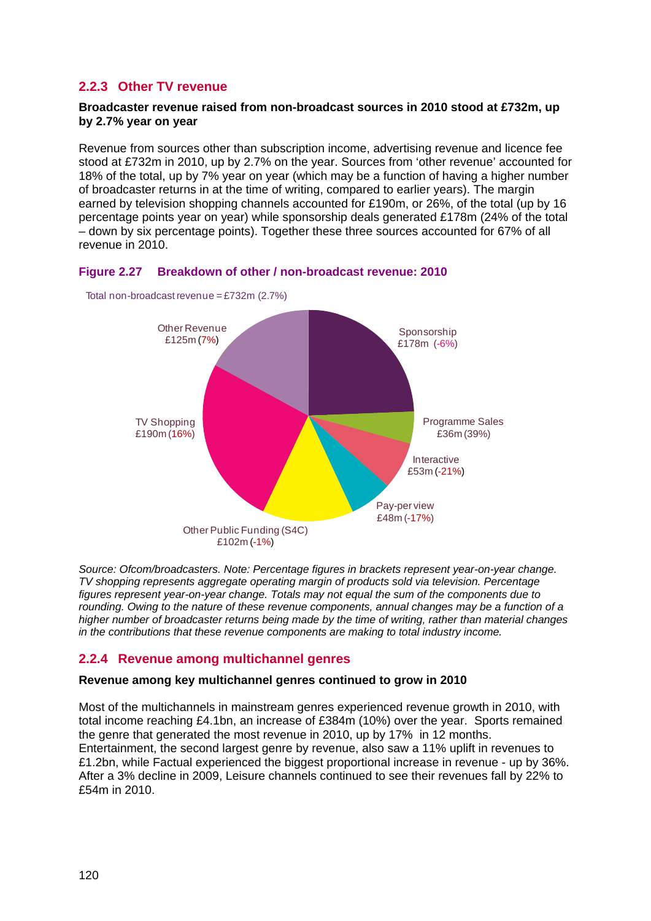### 2.2.3 Other TV revenue

**Broadcaster revenue raised from non-broadcast sources in 2010 stood at £732m, up by 2.7% year on year**

Revenue from sources other than subscription income, advertising revenue and licence fee stood at £732m in 2010, up by 2.7% on the year. Sources from 'other revenue' accounted for 18% of the total, up by 7% year on year (which may be a function of having a higher number of broadcaster returns in at the time of writing, compared to earlier years). The margin earned by television shopping channels accounted for £190m, or 26%, of the total (up by 16 percentage points year on year) while sponsorship deals generated £178m (24% of the total – down by six percentage points). Together these three sources accounted for 67% of all revenue in 2010.

**Figure 2.27 Breakdown of other / non-broadcast revenue: 2010**

Total non-broadcast revenue = £732m (2.7%)

| Category | Revenue (year-on-year change) |
|---|---|
| Sponsorship | £178m (-6%) |
| Programme Sales | £36m (39%) |
| Interactive | £53m (-21%) |
| Pay-per view | £48m (-17%) |
| Other Public Funding (S4C) | £102m (-1%) |
| TV Shopping | £190m (16%) |
| Other Revenue | £125m (7%) |

*Source: Ofcom/broadcasters. Note: Percentage figures in brackets represent year-on-year change. TV shopping represents aggregate operating margin of products sold via television. Percentage figures represent year-on-year change. Totals may not equal the sum of the components due to rounding. Owing to the nature of these revenue components, annual changes may be a function of a higher number of broadcaster returns being made by the time of writing, rather than material changes in the contributions that these revenue components are making to total industry income.*

### 2.2.4 Revenue among multichannel genres

**Revenue among key multichannel genres continued to grow in 2010**

Most of the multichannels in mainstream genres experienced revenue growth in 2010, with total income reaching £4.1bn, an increase of £384m (10%) over the year. Sports remained the genre that generated the most revenue in 2010, up by 17% in 12 months. Entertainment, the second largest genre by revenue, also saw a 11% uplift in revenues to £1.2bn, while Factual experienced the biggest proportional increase in revenue - up by 36%. After a 3% decline in 2009, Leisure channels continued to see their revenues fall by 22% to £54m in 2010.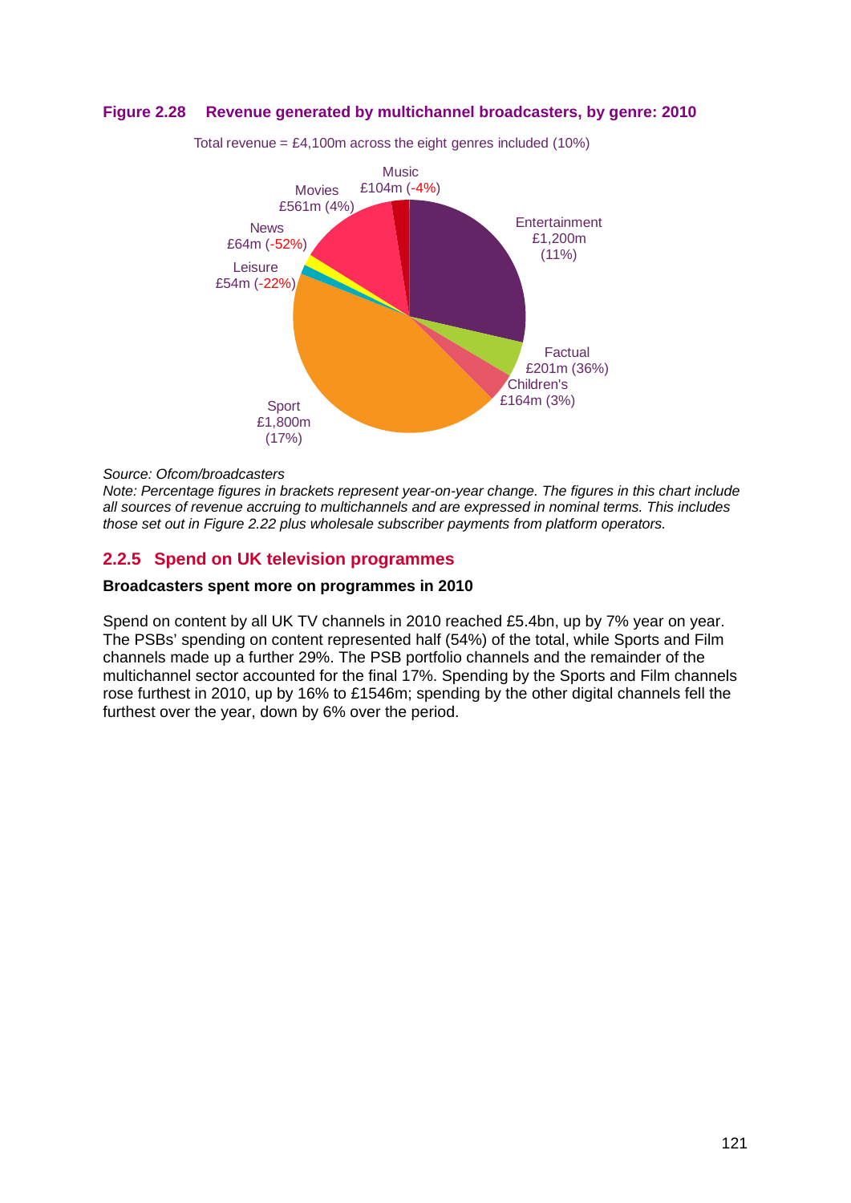**Figure 2.28 Revenue generated by multichannel broadcasters, by genre: 2010**

Total revenue = £4,100m across the eight genres included (10%)

| Genre | Revenue | Year-on-year change |
| --- | --- | --- |
| Entertainment | £1,200m | (11%) |
| Factual | £201m | (36%) |
| Children's | £164m | (3%) |
| Sport | £1,800m | (17%) |
| Leisure | £54m | (-22%) |
| News | £64m | (-52%) |
| Movies | £561m | (4%) |
| Music | £104m | (-4%) |

*Source: Ofcom/broadcasters*

*Note: Percentage figures in brackets represent year-on-year change. The figures in this chart include all sources of revenue accruing to multichannels and are expressed in nominal terms. This includes those set out in Figure 2.22 plus wholesale subscriber payments from platform operators.*

## 2.2.5 Spend on UK television programmes

**Broadcasters spent more on programmes in 2010**

Spend on content by all UK TV channels in 2010 reached £5.4bn, up by 7% year on year. The PSBs' spending on content represented half (54%) of the total, while Sports and Film channels made up a further 29%. The PSB portfolio channels and the remainder of the multichannel sector accounted for the final 17%. Spending by the Sports and Film channels rose furthest in 2010, up by 16% to £1546m; spending by the other digital channels fell the furthest over the year, down by 6% over the period.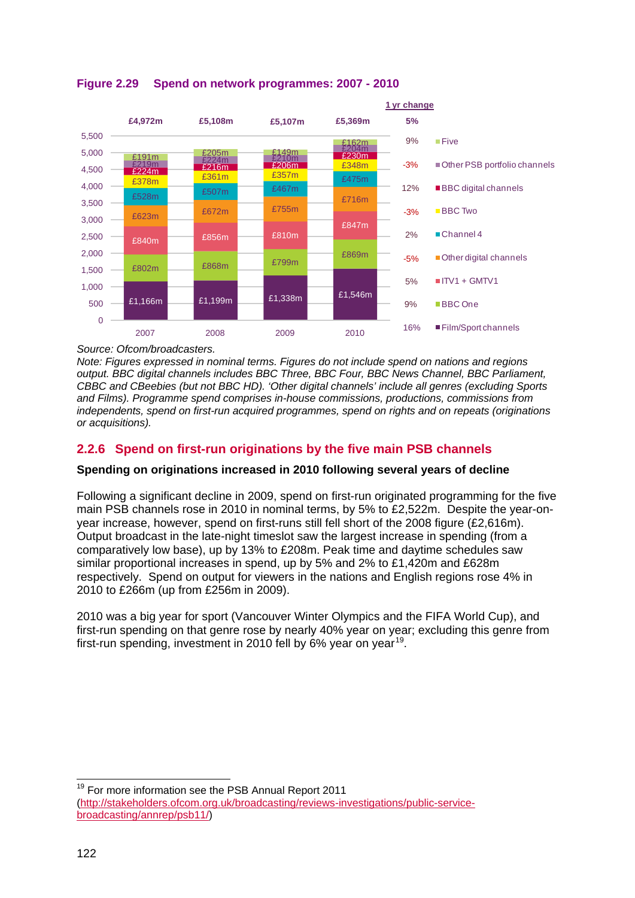**Figure 2.29 Spend on network programmes: 2007 - 2010**

| | 2007 | 2008 | 2009 | 2010 | 1 yr change |
|---|---|---|---|---|---|
| Total | £4,972m | £5,108m | £5,107m | £5,369m | 5% |
| Five | £191m | £205m | £149m | £162m | 9% |
| Other PSB portfolio channels | £219m | £224m | £210m | £204m | -3% |
| BBC digital channels | £224m | £216m | £206m | £230m | 12% |
| BBC Two | £378m | £361m | £357m | £348m | -3% |
| Channel 4 | £528m | £507m | £467m | £475m | 2% |
| Other digital channels | £623m | £672m | £755m | £716m | -5% |
| ITV1 + GMTV1 | £840m | £856m | £810m | £847m | 5% |
| BBC One | £802m | £868m | £799m | £869m | 9% |
| Film/Sport channels | £1,166m | £1,199m | £1,338m | £1,546m | 16% |

*Source: Ofcom/broadcasters.*
*Note: Figures expressed in nominal terms. Figures do not include spend on nations and regions output. BBC digital channels includes BBC Three, BBC Four, BBC News Channel, BBC Parliament, CBBC and CBeebies (but not BBC HD). 'Other digital channels' include all genres (excluding Sports and Films). Programme spend comprises in-house commissions, productions, commissions from independents, spend on first-run acquired programmes, spend on rights and on repeats (originations or acquisitions).*

## 2.2.6 Spend on first-run originations by the five main PSB channels

**Spending on originations increased in 2010 following several years of decline**

Following a significant decline in 2009, spend on first-run originated programming for the five main PSB channels rose in 2010 in nominal terms, by 5% to £2,522m. Despite the year-on-year increase, however, spend on first-runs still fell short of the 2008 figure (£2,616m). Output broadcast in the late-night timeslot saw the largest increase in spending (from a comparatively low base), up by 13% to £208m. Peak time and daytime schedules saw similar proportional increases in spend, up by 5% and 2% to £1,420m and £628m respectively. Spend on output for viewers in the nations and English regions rose 4% in 2010 to £266m (up from £256m in 2009).

2010 was a big year for sport (Vancouver Winter Olympics and the FIFA World Cup), and first-run spending on that genre rose by nearly 40% year on year; excluding this genre from first-run spending, investment in 2010 fell by 6% year on year[19].

[19] For more information see the PSB Annual Report 2011 (http://stakeholders.ofcom.org.uk/broadcasting/reviews-investigations/public-service-broadcasting/annrep/psb11/)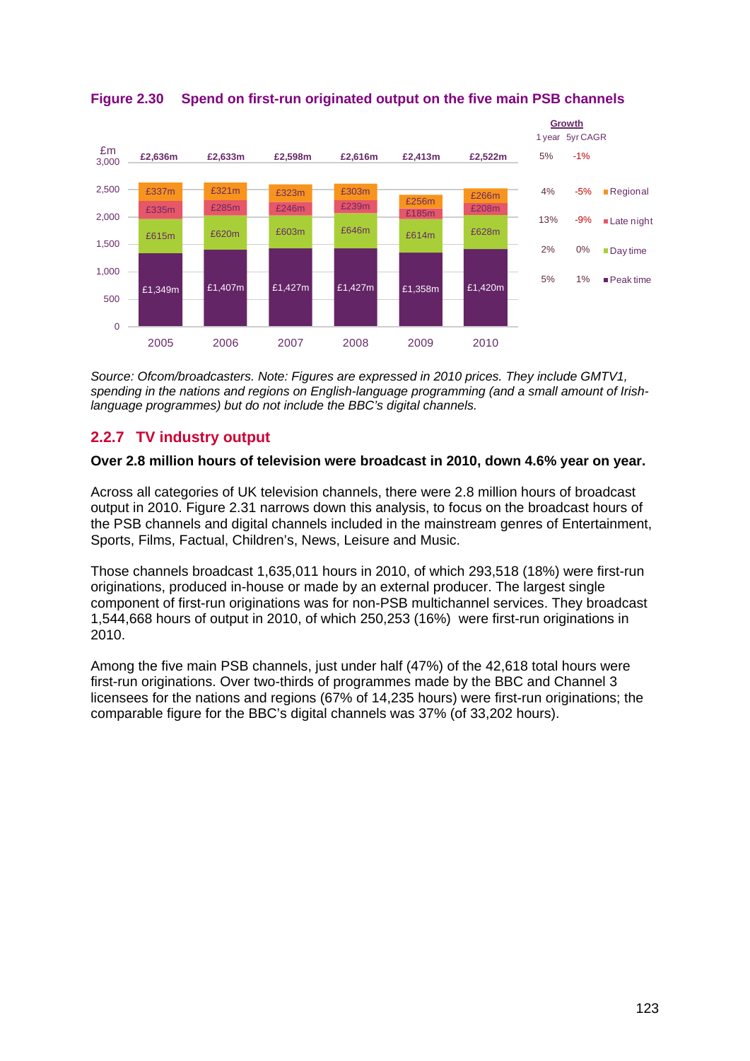**Figure 2.30 Spend on first-run originated output on the five main PSB channels**

| £m | 2005 | 2006 | 2007 | 2008 | 2009 | 2010 | Growth 1 year | Growth 5yr CAGR |
|---|---|---|---|---|---|---|---|---|
| Total | £2,636m | £2,633m | £2,598m | £2,616m | £2,413m | £2,522m | 5% | -1% |
| Regional | £337m | £321m | £323m | £303m | £256m | £266m | 4% | -5% |
| Late night | £335m | £285m | £246m | £239m | £185m | £208m | 13% | -9% |
| Day time | £615m | £620m | £603m | £646m | £614m | £628m | 2% | 0% |
| Peak time | £1,349m | £1,407m | £1,427m | £1,427m | £1,358m | £1,420m | 5% | 1% |

*Source: Ofcom/broadcasters. Note: Figures are expressed in 2010 prices. They include GMTV1, spending in the nations and regions on English-language programming (and a small amount of Irish-language programmes) but do not include the BBC's digital channels.*

## 2.2.7 TV industry output

**Over 2.8 million hours of television were broadcast in 2010, down 4.6% year on year.**

Across all categories of UK television channels, there were 2.8 million hours of broadcast output in 2010. Figure 2.31 narrows down this analysis, to focus on the broadcast hours of the PSB channels and digital channels included in the mainstream genres of Entertainment, Sports, Films, Factual, Children's, News, Leisure and Music.

Those channels broadcast 1,635,011 hours in 2010, of which 293,518 (18%) were first-run originations, produced in-house or made by an external producer. The largest single component of first-run originations was for non-PSB multichannel services. They broadcast 1,544,668 hours of output in 2010, of which 250,253 (16%) were first-run originations in 2010.

Among the five main PSB channels, just under half (47%) of the 42,618 total hours were first-run originations. Over two-thirds of programmes made by the BBC and Channel 3 licensees for the nations and regions (67% of 14,235 hours) were first-run originations; the comparable figure for the BBC's digital channels was 37% (of 33,202 hours).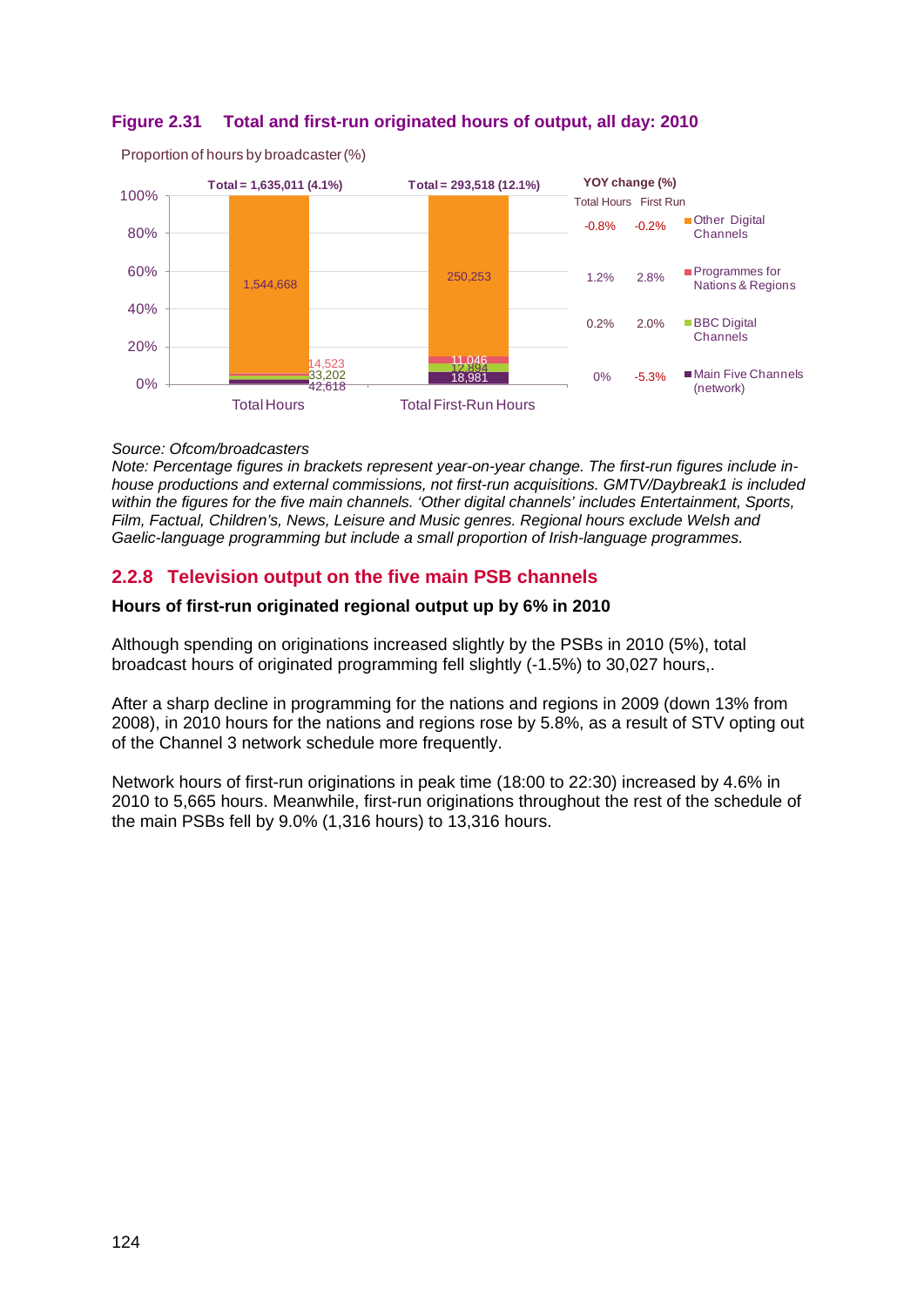**Figure 2.31 Total and first-run originated hours of output, all day: 2010**

Proportion of hours by broadcaster (%)

| | Total Hours | Total First-Run Hours | YOY change (%) Total Hours | YOY change (%) First Run |
|---|---|---|---|---|
| Total | 1,635,011 (4.1%) | 293,518 (12.1%) | | |
| Other Digital Channels | 1,544,668 | 250,253 | -0.8% | -0.2% |
| Programmes for Nations & Regions | 14,523 | 11,046 | 1.2% | 2.8% |
| BBC Digital Channels | 33,202 | 12,894 | 0.2% | 2.0% |
| Main Five Channels (network) | 42,618 | 18,981 | 0% | -5.3% |

*Source: Ofcom/broadcasters*

*Note: Percentage figures in brackets represent year-on-year change. The first-run figures include in-house productions and external commissions, not first-run acquisitions. GMTV/Daybreak1 is included within the figures for the five main channels. 'Other digital channels' includes Entertainment, Sports, Film, Factual, Children's, News, Leisure and Music genres. Regional hours exclude Welsh and Gaelic-language programming but include a small proportion of Irish-language programmes.*

## 2.2.8 Television output on the five main PSB channels

**Hours of first-run originated regional output up by 6% in 2010**

Although spending on originations increased slightly by the PSBs in 2010 (5%), total broadcast hours of originated programming fell slightly (-1.5%) to 30,027 hours,.

After a sharp decline in programming for the nations and regions in 2009 (down 13% from 2008), in 2010 hours for the nations and regions rose by 5.8%, as a result of STV opting out of the Channel 3 network schedule more frequently.

Network hours of first-run originations in peak time (18:00 to 22:30) increased by 4.6% in 2010 to 5,665 hours. Meanwhile, first-run originations throughout the rest of the schedule of the main PSBs fell by 9.0% (1,316 hours) to 13,316 hours.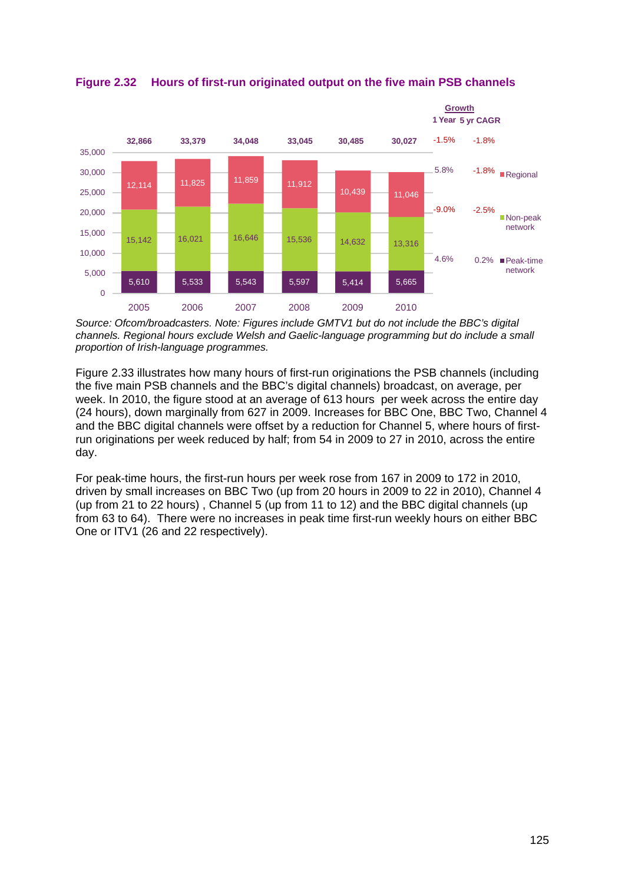**Figure 2.32 Hours of first-run originated output on the five main PSB channels**

| | 2005 | 2006 | 2007 | 2008 | 2009 | 2010 | Growth: 1 Year | Growth: 5 yr CAGR |
|---|---|---|---|---|---|---|---|---|
| Total | 32,866 | 33,379 | 34,048 | 33,045 | 30,485 | 30,027 | -1.5% | -1.8% |
| Regional | 12,114 | 11,825 | 11,859 | 11,912 | 10,439 | 11,046 | 5.8% | -1.8% |
| Non-peak network | 15,142 | 16,021 | 16,646 | 15,536 | 14,632 | 13,316 | -9.0% | -2.5% |
| Peak-time network | 5,610 | 5,533 | 5,543 | 5,597 | 5,414 | 5,665 | 4.6% | 0.2% |

*Source: Ofcom/broadcasters. Note: Figures include GMTV1 but do not include the BBC's digital channels. Regional hours exclude Welsh and Gaelic-language programming but do include a small proportion of Irish-language programmes.*

Figure 2.33 illustrates how many hours of first-run originations the PSB channels (including the five main PSB channels and the BBC's digital channels) broadcast, on average, per week. In 2010, the figure stood at an average of 613 hours per week across the entire day (24 hours), down marginally from 627 in 2009. Increases for BBC One, BBC Two, Channel 4 and the BBC digital channels were offset by a reduction for Channel 5, where hours of first-run originations per week reduced by half; from 54 in 2009 to 27 in 2010, across the entire day.

For peak-time hours, the first-run hours per week rose from 167 in 2009 to 172 in 2010, driven by small increases on BBC Two (up from 20 hours in 2009 to 22 in 2010), Channel 4 (up from 21 to 22 hours) , Channel 5 (up from 11 to 12) and the BBC digital channels (up from 63 to 64). There were no increases in peak time first-run weekly hours on either BBC One or ITV1 (26 and 22 respectively).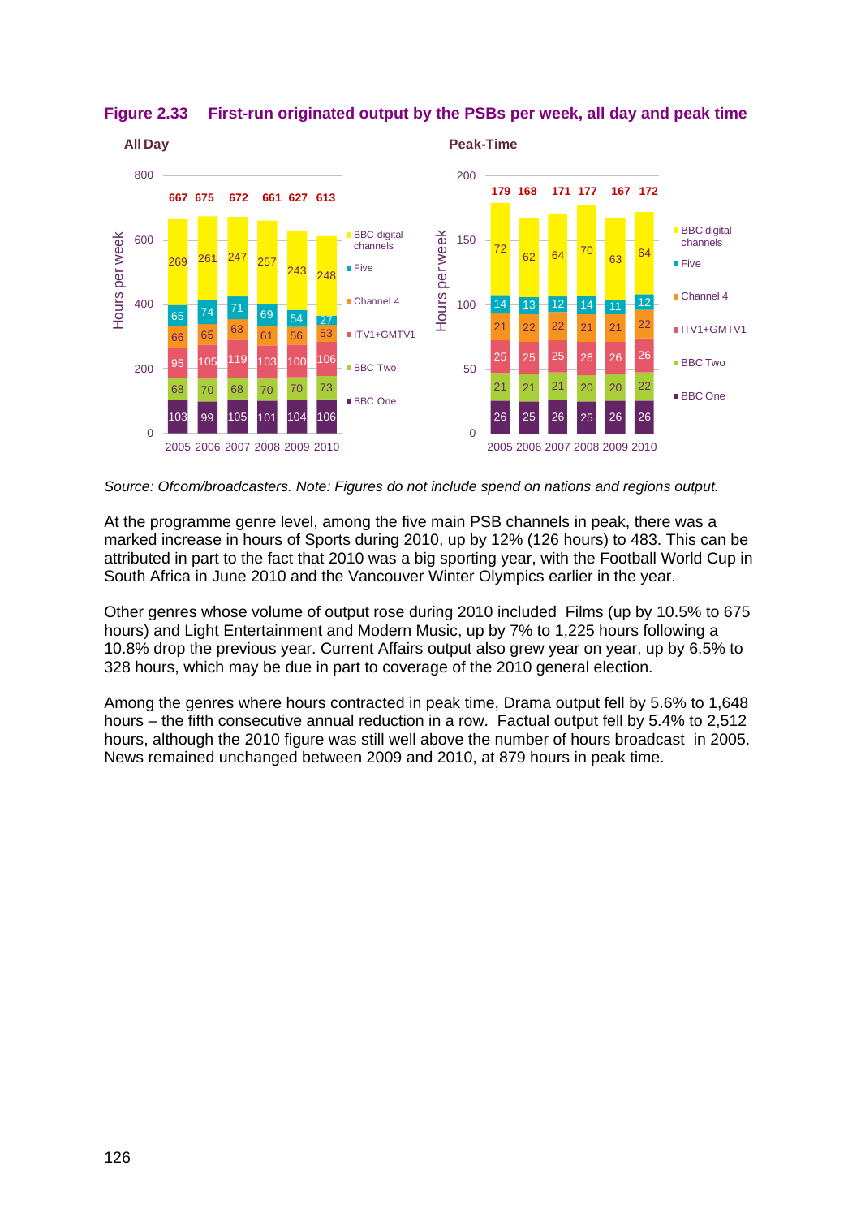**Figure 2.33 First-run originated output by the PSBs per week, all day and peak time**

**All Day** (Hours per week)

| | 2005 | 2006 | 2007 | 2008 | 2009 | 2010 |
|---|---|---|---|---|---|---|
| Total | 667 | 675 | 672 | 661 | 627 | 613 |
| BBC digital channels | 269 | 261 | 247 | 257 | 243 | 248 |
| Five | 65 | 74 | 71 | 69 | 54 | 27 |
| Channel 4 | 66 | 65 | 63 | 61 | 56 | 53 |
| ITV1+GMTV1 | 95 | 105 | 119 | 103 | 100 | 106 |
| BBC Two | 68 | 70 | 68 | 70 | 70 | 73 |
| BBC One | 103 | 99 | 105 | 101 | 104 | 106 |

**Peak-Time** (Hours per week)

| | 2005 | 2006 | 2007 | 2008 | 2009 | 2010 |
|---|---|---|---|---|---|---|
| Total | 179 | 168 | 171 | 177 | 167 | 172 |
| BBC digital channels | 72 | 62 | 64 | 70 | 63 | 64 |
| Five | 14 | 13 | 12 | 14 | 11 | 12 |
| Channel 4 | 21 | 22 | 22 | 21 | 21 | 22 |
| ITV1+GMTV1 | 25 | 25 | 25 | 26 | 26 | 26 |
| BBC Two | 21 | 21 | 21 | 20 | 20 | 22 |
| BBC One | 26 | 25 | 26 | 25 | 26 | 26 |

*Source: Ofcom/broadcasters. Note: Figures do not include spend on nations and regions output.*

At the programme genre level, among the five main PSB channels in peak, there was a marked increase in hours of Sports during 2010, up by 12% (126 hours) to 483. This can be attributed in part to the fact that 2010 was a big sporting year, with the Football World Cup in South Africa in June 2010 and the Vancouver Winter Olympics earlier in the year.

Other genres whose volume of output rose during 2010 included Films (up by 10.5% to 675 hours) and Light Entertainment and Modern Music, up by 7% to 1,225 hours following a 10.8% drop the previous year. Current Affairs output also grew year on year, up by 6.5% to 328 hours, which may be due in part to coverage of the 2010 general election.

Among the genres where hours contracted in peak time, Drama output fell by 5.6% to 1,648 hours – the fifth consecutive annual reduction in a row. Factual output fell by 5.4% to 2,512 hours, although the 2010 figure was still well above the number of hours broadcast in 2005. News remained unchanged between 2009 and 2010, at 879 hours in peak time.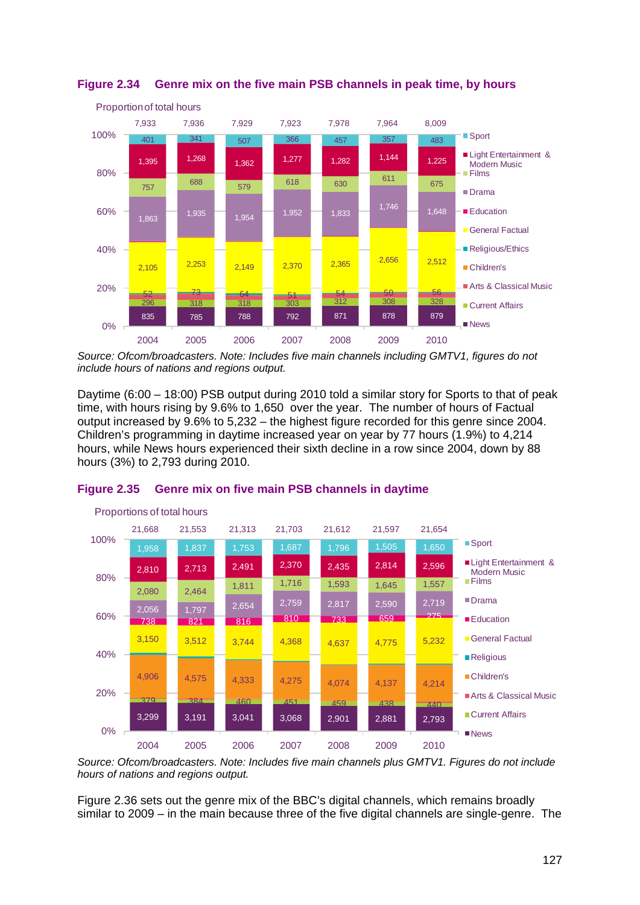**Figure 2.34 Genre mix on the five main PSB channels in peak time, by hours**

Proportion of total hours

| Genre | 2004 | 2005 | 2006 | 2007 | 2008 | 2009 | 2010 |
|---|---|---|---|---|---|---|---|
| Total | 7,933 | 7,936 | 7,929 | 7,923 | 7,978 | 7,964 | 8,009 |
| Sport | 401 | 341 | 507 | 366 | 457 | 357 | 483 |
| Light Entertainment & Modern Music | 1,395 | 1,268 | 1,362 | 1,277 | 1,282 | 1,144 | 1,225 |
| Films | 757 | 688 | 579 | 618 | 630 | 611 | 675 |
| Drama | 1,863 | 1,935 | 1,954 | 1,952 | 1,833 | 1,746 | 1,648 |
| General Factual | 2,105 | 2,253 | 2,149 | 2,370 | 2,365 | 2,656 | 2,512 |
| Arts & Classical Music | 52 | 73 | 64 | 51 | 54 | 50 | 56 |
| Current Affairs | 296 | 318 | 318 | 303 | 312 | 308 | 328 |
| News | 835 | 785 | 788 | 792 | 871 | 878 | 879 |

*Source: Ofcom/broadcasters. Note: Includes five main channels including GMTV1, figures do not include hours of nations and regions output.*

Daytime (6:00 – 18:00) PSB output during 2010 told a similar story for Sports to that of peak time, with hours rising by 9.6% to 1,650 over the year. The number of hours of Factual output increased by 9.6% to 5,232 – the highest figure recorded for this genre since 2004. Children's programming in daytime increased year on year by 77 hours (1.9%) to 4,214 hours, while News hours experienced their sixth decline in a row since 2004, down by 88 hours (3%) to 2,793 during 2010.

**Figure 2.35 Genre mix on five main PSB channels in daytime**

Proportions of total hours

| Genre | 2004 | 2005 | 2006 | 2007 | 2008 | 2009 | 2010 |
|---|---|---|---|---|---|---|---|
| Total | 21,668 | 21,553 | 21,313 | 21,703 | 21,612 | 21,597 | 21,654 |
| Sport | 1,958 | 1,837 | 1,753 | 1,687 | 1,796 | 1,505 | 1,650 |
| Light Entertainment & Modern Music | 2,810 | 2,713 | 2,491 | 2,370 | 2,435 | 2,814 | 2,596 |
| Films | 2,080 | 2,464 | 1,811 | 1,716 | 1,593 | 1,645 | 1,557 |
| Drama | 2,056 | 1,797 | 2,654 | 2,759 | 2,817 | 2,590 | 2,719 |
| Education | 738 | 821 | 816 | 810 | 733 | 659 | 275 |
| General Factual | 3,150 | 3,512 | 3,744 | 4,368 | 4,637 | 4,775 | 5,232 |
| Children's | 4,906 | 4,575 | 4,333 | 4,275 | 4,074 | 4,137 | 4,214 |
| Current Affairs | 379 | 384 | 460 | 451 | 459 | 438 | 440 |
| News | 3,299 | 3,191 | 3,041 | 3,068 | 2,901 | 2,881 | 2,793 |

*Source: Ofcom/broadcasters. Note: Includes five main channels plus GMTV1. Figures do not include hours of nations and regions output.*

Figure 2.36 sets out the genre mix of the BBC's digital channels, which remains broadly similar to 2009 – in the main because three of the five digital channels are single-genre. The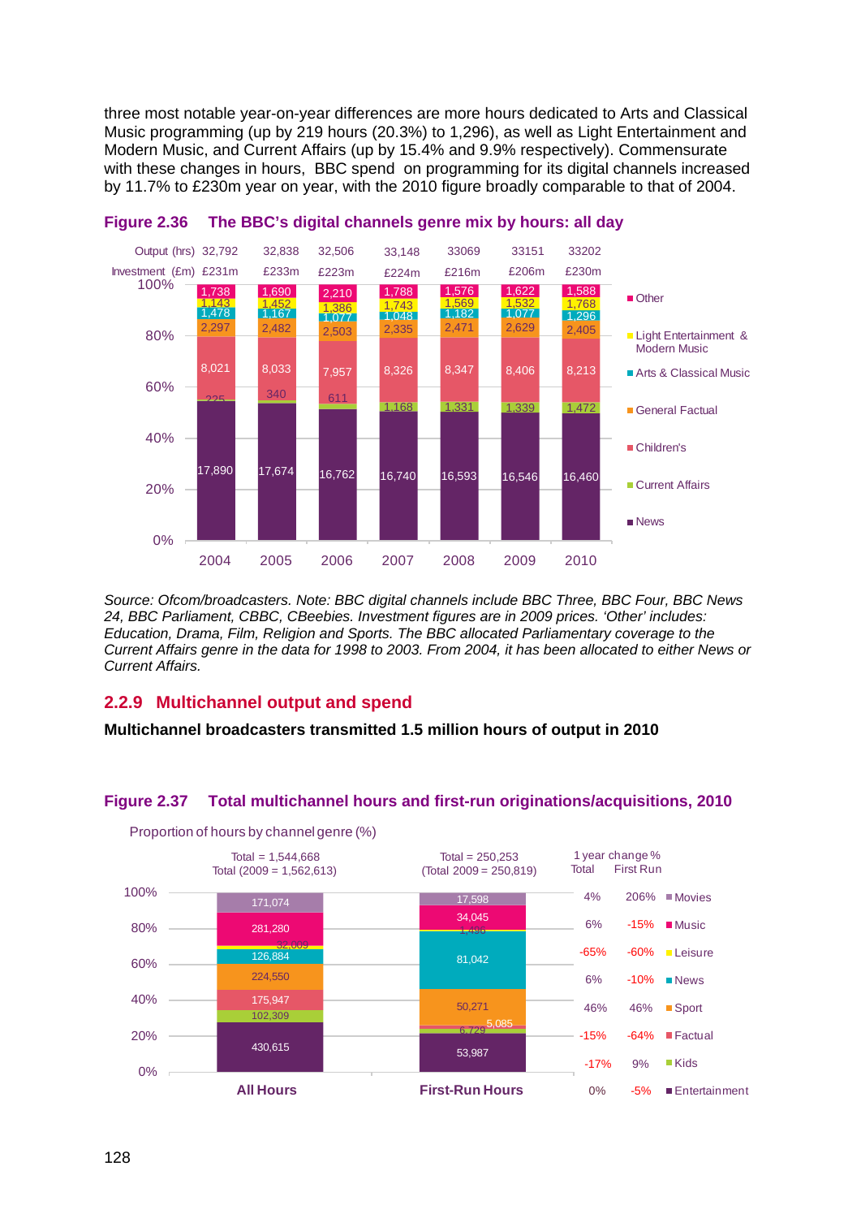three most notable year-on-year differences are more hours dedicated to Arts and Classical Music programming (up by 219 hours (20.3%) to 1,296), as well as Light Entertainment and Modern Music, and Current Affairs (up by 15.4% and 9.9% respectively). Commensurate with these changes in hours, BBC spend on programming for its digital channels increased by 11.7% to £230m year on year, with the 2010 figure broadly comparable to that of 2004.

**Figure 2.36 The BBC's digital channels genre mix by hours: all day**

| | 2004 | 2005 | 2006 | 2007 | 2008 | 2009 | 2010 |
|---|---|---|---|---|---|---|---|
| Output (hrs) | 32,792 | 32,838 | 32,506 | 33,148 | 33069 | 33151 | 33202 |
| Investment (£m) | £231m | £233m | £223m | £224m | £216m | £206m | £230m |
| Other | 1,738 | 1,690 | 2,210 | 1,788 | 1,576 | 1,622 | 1,588 |
| Light Entertainment & Modern Music | 1,143 | 1,452 | 1,386 | 1,743 | 1,569 | 1,532 | 1,768 |
| Arts & Classical Music | 1,478 | 1,167 | 1,077 | 1,048 | 1,182 | 1,077 | 1,296 |
| General Factual | 2,297 | 2,482 | 2,503 | 2,335 | 2,471 | 2,629 | 2,405 |
| Children's | 8,021 | 8,033 | 7,957 | 8,326 | 8,347 | 8,406 | 8,213 |
| Current Affairs | 225 | 340 | 611 | 1,168 | 1,331 | 1,339 | 1,472 |
| News | 17,890 | 17,674 | 16,762 | 16,740 | 16,593 | 16,546 | 16,460 |

*Source: Ofcom/broadcasters. Note: BBC digital channels include BBC Three, BBC Four, BBC News 24, BBC Parliament, CBBC, CBeebies. Investment figures are in 2009 prices. 'Other' includes: Education, Drama, Film, Religion and Sports. The BBC allocated Parliamentary coverage to the Current Affairs genre in the data for 1998 to 2003. From 2004, it has been allocated to either News or Current Affairs.*

### 2.2.9 Multichannel output and spend

**Multichannel broadcasters transmitted 1.5 million hours of output in 2010**

**Figure 2.37 Total multichannel hours and first-run originations/acquisitions, 2010**

Proportion of hours by channel genre (%)

| Genre | All Hours (Total = 1,544,668; Total (2009 = 1,562,613)) | First-Run Hours (Total = 250,253; (Total 2009 = 250,819)) | 1 year change % Total | 1 year change % First Run |
|---|---|---|---|---|
| Movies | 171,074 | 17,598 | 4% | 206% |
| Music | 281,280 | 34,045 | 6% | -15% |
| Leisure | 32,009 | 1,496 | -65% | -60% |
| News | 126,884 | 81,042 | 6% | -10% |
| Sport | 224,550 | 50,271 | 46% | 46% |
| Factual | 175,947 | 6,729 | -15% | -64% |
| Kids | 102,309 | 5,085 | -17% | 9% |
| Entertainment | 430,615 | 53,987 | 0% | -5% |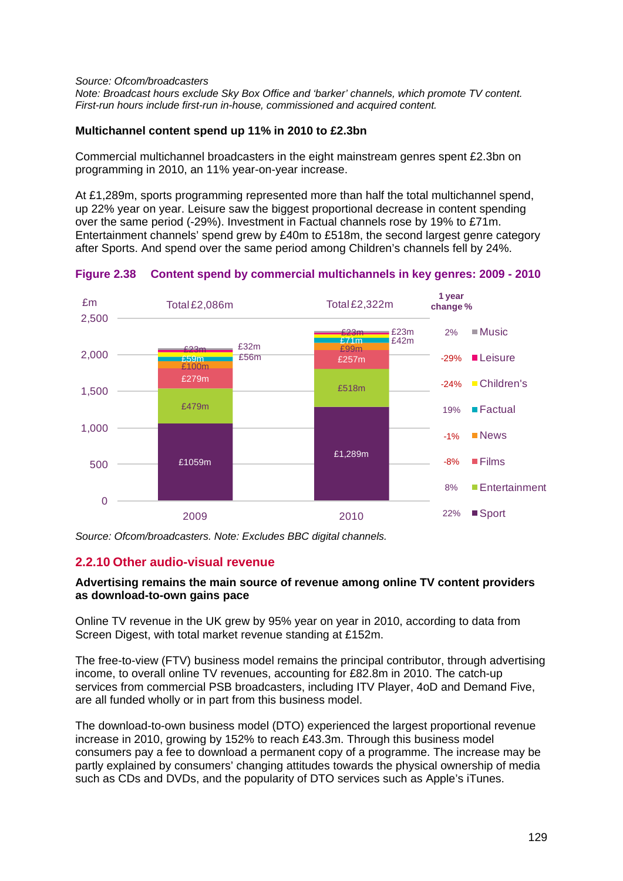*Source: Ofcom/broadcasters*
*Note: Broadcast hours exclude Sky Box Office and 'barker' channels, which promote TV content. First-run hours include first-run in-house, commissioned and acquired content.*

**Multichannel content spend up 11% in 2010 to £2.3bn**

Commercial multichannel broadcasters in the eight mainstream genres spent £2.3bn on programming in 2010, an 11% year-on-year increase.

At £1,289m, sports programming represented more than half the total multichannel spend, up 22% year on year. Leisure saw the biggest proportional decrease in content spending over the same period (-29%). Investment in Factual channels rose by 19% to £71m. Entertainment channels' spend grew by £40m to £518m, the second largest genre category after Sports. And spend over the same period among Children's channels fell by 24%.

**Figure 2.38 Content spend by commercial multichannels in key genres: 2009 - 2010**

| Genre (£m) | 2009 | 2010 | 1 year change % |
|---|---|---|---|
| Music | £23m | £23m | 2% |
| Leisure | £56m | £42m | -29% |
| Children's | £32m | £23m | -24% |
| Factual | £59m | £71m | 19% |
| News | £100m | £99m | -1% |
| Films | £279m | £257m | -8% |
| Entertainment | £479m | £518m | 8% |
| Sport | £1059m | £1,289m | 22% |
| **Total** | **£2,086m** | **£2,322m** | |

*Source: Ofcom/broadcasters. Note: Excludes BBC digital channels.*

## 2.2.10 Other audio-visual revenue

**Advertising remains the main source of revenue among online TV content providers as download-to-own gains pace**

Online TV revenue in the UK grew by 95% year on year in 2010, according to data from Screen Digest, with total market revenue standing at £152m.

The free-to-view (FTV) business model remains the principal contributor, through advertising income, to overall online TV revenues, accounting for £82.8m in 2010. The catch-up services from commercial PSB broadcasters, including ITV Player, 4oD and Demand Five, are all funded wholly or in part from this business model.

The download-to-own business model (DTO) experienced the largest proportional revenue increase in 2010, growing by 152% to reach £43.3m. Through this business model consumers pay a fee to download a permanent copy of a programme. The increase may be partly explained by consumers' changing attitudes towards the physical ownership of media such as CDs and DVDs, and the popularity of DTO services such as Apple's iTunes.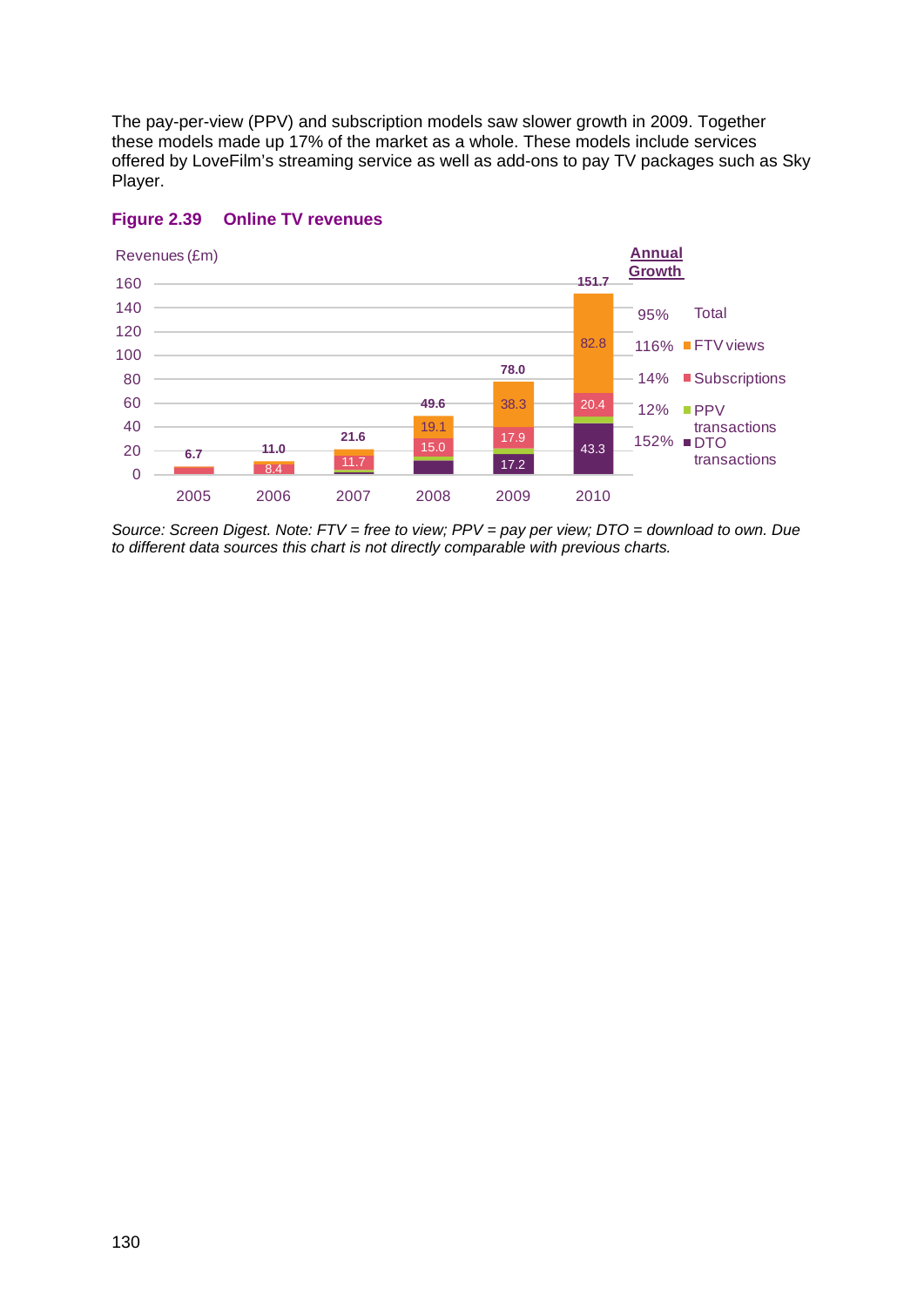The pay-per-view (PPV) and subscription models saw slower growth in 2009. Together these models made up 17% of the market as a whole. These models include services offered by LoveFilm's streaming service as well as add-ons to pay TV packages such as Sky Player.

**Figure 2.39 Online TV revenues**

Revenues (£m)

| | 2005 | 2006 | 2007 | 2008 | 2009 | 2010 | Annual Growth |
|---|---|---|---|---|---|---|---|
| Total | 6.7 | 11.0 | 21.6 | 49.6 | 78.0 | 151.7 | 95% |
| FTV views | | | | 19.1 | 38.3 | 82.8 | 116% |
| Subscriptions | | 8.4 | 11.7 | 15.0 | 17.9 | 20.4 | 14% |
| PPV transactions | | | | | | | 12% |
| DTO transactions | | | | | 17.2 | 43.3 | 152% |

*Source: Screen Digest. Note: FTV = free to view; PPV = pay per view; DTO = download to own. Due to different data sources this chart is not directly comparable with previous charts.*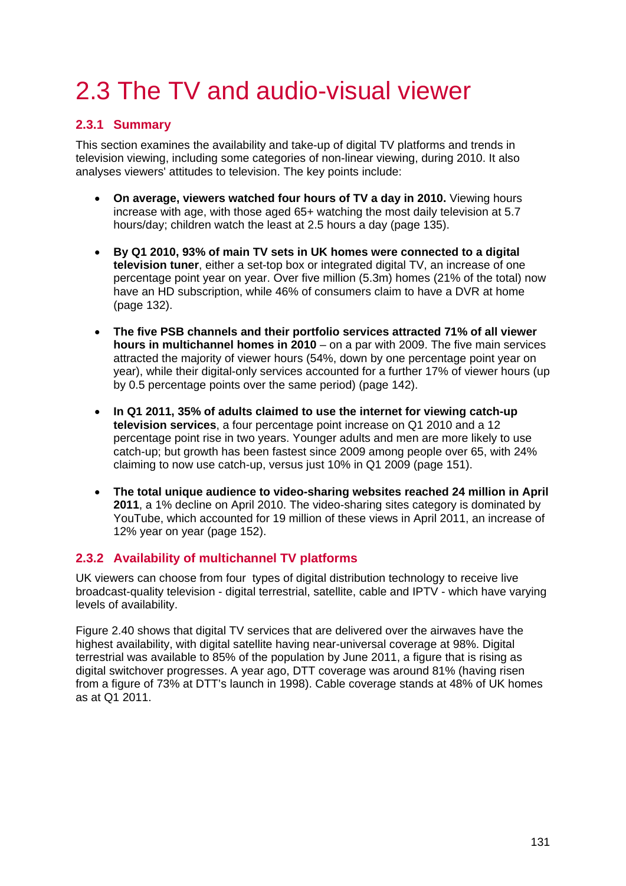# 2.3 The TV and audio-visual viewer

## 2.3.1 Summary

This section examines the availability and take-up of digital TV platforms and trends in television viewing, including some categories of non-linear viewing, during 2010. It also analyses viewers' attitudes to television. The key points include:

- **On average, viewers watched four hours of TV a day in 2010.** Viewing hours increase with age, with those aged 65+ watching the most daily television at 5.7 hours/day; children watch the least at 2.5 hours a day (page 135).

- **By Q1 2010, 93% of main TV sets in UK homes were connected to a digital television tuner**, either a set-top box or integrated digital TV, an increase of one percentage point year on year. Over five million (5.3m) homes (21% of the total) now have an HD subscription, while 46% of consumers claim to have a DVR at home (page 132).

- **The five PSB channels and their portfolio services attracted 71% of all viewer hours in multichannel homes in 2010** – on a par with 2009. The five main services attracted the majority of viewer hours (54%, down by one percentage point year on year), while their digital-only services accounted for a further 17% of viewer hours (up by 0.5 percentage points over the same period) (page 142).

- **In Q1 2011, 35% of adults claimed to use the internet for viewing catch-up television services**, a four percentage point increase on Q1 2010 and a 12 percentage point rise in two years. Younger adults and men are more likely to use catch-up; but growth has been fastest since 2009 among people over 65, with 24% claiming to now use catch-up, versus just 10% in Q1 2009 (page 151).

- **The total unique audience to video-sharing websites reached 24 million in April 2011**, a 1% decline on April 2010. The video-sharing sites category is dominated by YouTube, which accounted for 19 million of these views in April 2011, an increase of 12% year on year (page 152).

## 2.3.2 Availability of multichannel TV platforms

UK viewers can choose from four types of digital distribution technology to receive live broadcast-quality television - digital terrestrial, satellite, cable and IPTV - which have varying levels of availability.

Figure 2.40 shows that digital TV services that are delivered over the airwaves have the highest availability, with digital satellite having near-universal coverage at 98%. Digital terrestrial was available to 85% of the population by June 2011, a figure that is rising as digital switchover progresses. A year ago, DTT coverage was around 81% (having risen from a figure of 73% at DTT's launch in 1998). Cable coverage stands at 48% of UK homes as at Q1 2011.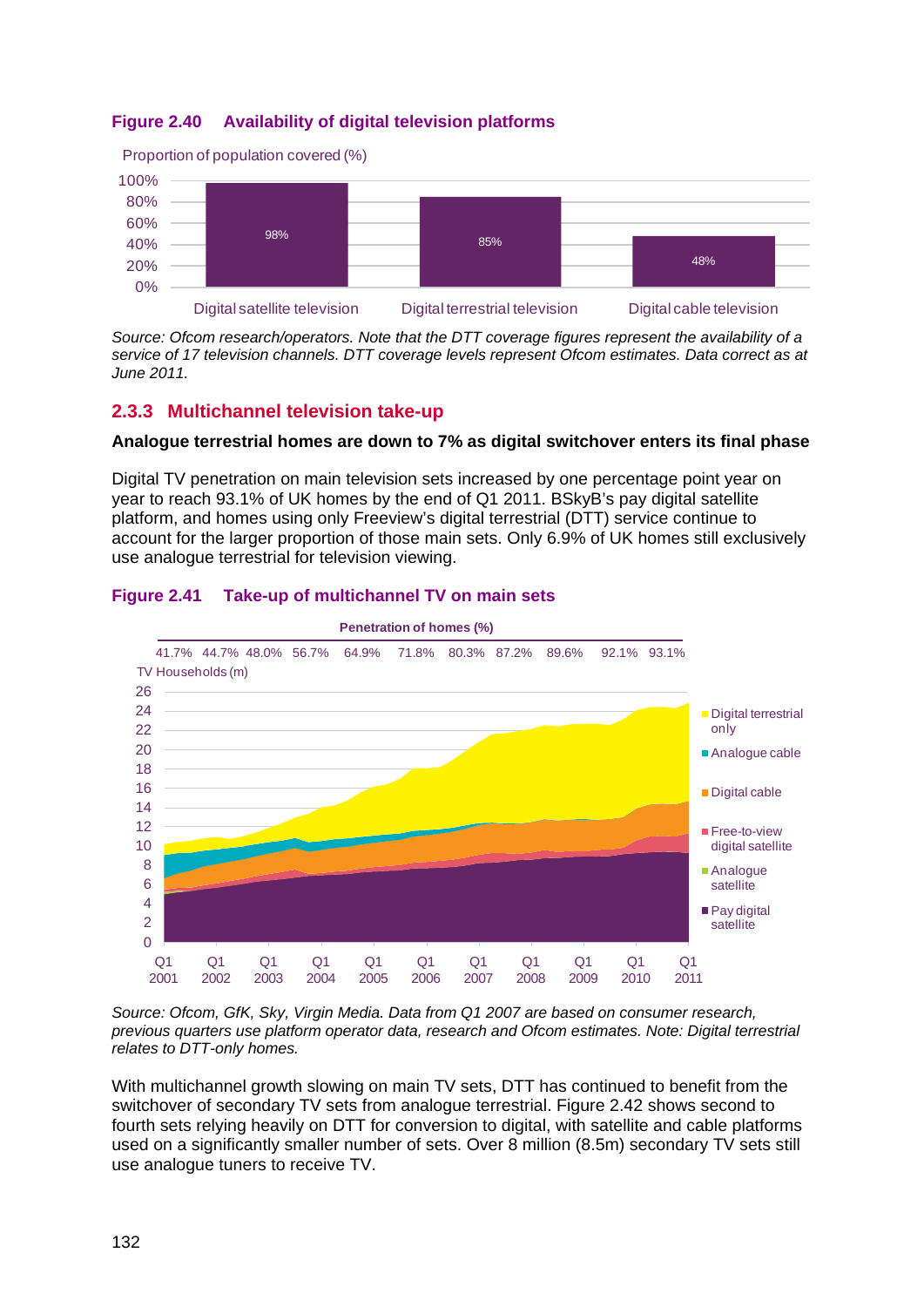**Figure 2.40 Availability of digital television platforms**

Proportion of population covered (%)

| Platform | Coverage |
|---|---|
| Digital satellite television | 98% |
| Digital terrestrial television | 85% |
| Digital cable television | 48% |

*Source: Ofcom research/operators. Note that the DTT coverage figures represent the availability of a service of 17 television channels. DTT coverage levels represent Ofcom estimates. Data correct as at June 2011.*

### 2.3.3 Multichannel television take-up

**Analogue terrestrial homes are down to 7% as digital switchover enters its final phase**

Digital TV penetration on main television sets increased by one percentage point year on year to reach 93.1% of UK homes by the end of Q1 2011. BSkyB's pay digital satellite platform, and homes using only Freeview's digital terrestrial (DTT) service continue to account for the larger proportion of those main sets. Only 6.9% of UK homes still exclusively use analogue terrestrial for television viewing.

**Figure 2.41 Take-up of multichannel TV on main sets**

Penetration of homes (%)

| | Q1 2001 | Q1 2002 | Q1 2003 | Q1 2004 | Q1 2005 | Q1 2006 | Q1 2007 | Q1 2008 | Q1 2009 | Q1 2010 | Q1 2011 |
|---|---|---|---|---|---|---|---|---|---|---|---|
| Penetration of homes (%) | 41.7% | 44.7% | 48.0% | 56.7% | 64.9% | 71.8% | 80.3% | 87.2% | 89.6% | 92.1% | 93.1% |

TV Households (m); series: Digital terrestrial only, Analogue cable, Digital cable, Free-to-view digital satellite, Analogue satellite, Pay digital satellite

*Source: Ofcom, GfK, Sky, Virgin Media. Data from Q1 2007 are based on consumer research, previous quarters use platform operator data, research and Ofcom estimates. Note: Digital terrestrial relates to DTT-only homes.*

With multichannel growth slowing on main TV sets, DTT has continued to benefit from the switchover of secondary TV sets from analogue terrestrial. Figure 2.42 shows second to fourth sets relying heavily on DTT for conversion to digital, with satellite and cable platforms used on a significantly smaller number of sets. Over 8 million (8.5m) secondary TV sets still use analogue tuners to receive TV.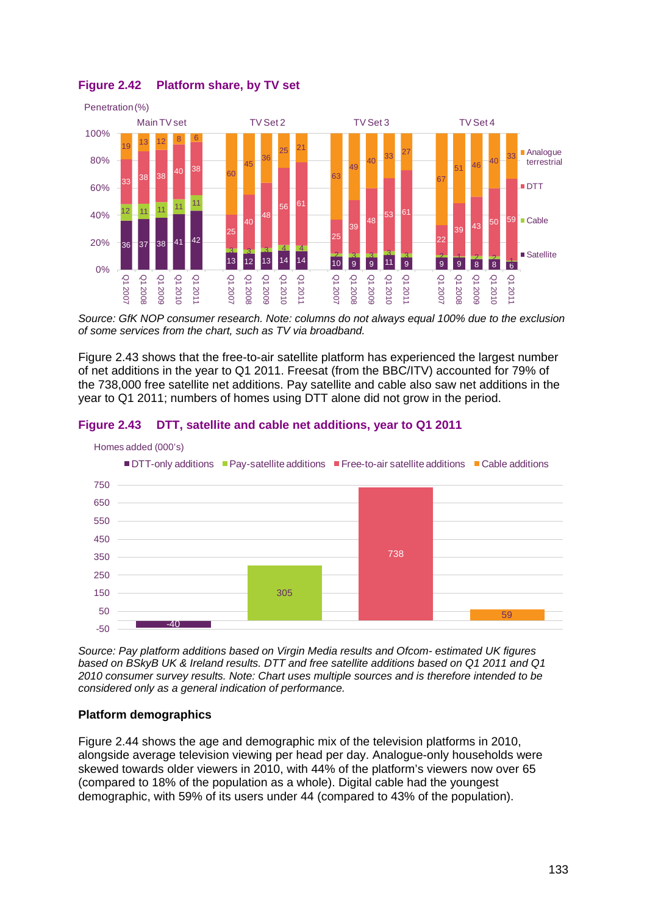**Figure 2.42 Platform share, by TV set**

Penetration (%)

| | Main TV set | | | | | TV Set 2 | | | | | TV Set 3 | | | | | TV Set 4 | | | | |
|---|---|---|---|---|---|---|---|---|---|---|---|---|---|---|---|---|---|---|---|---|
| | Q1 2007 | Q1 2008 | Q1 2009 | Q1 2010 | Q1 2011 | Q1 2007 | Q1 2008 | Q1 2009 | Q1 2010 | Q1 2011 | Q1 2007 | Q1 2008 | Q1 2009 | Q1 2010 | Q1 2011 | Q1 2007 | Q1 2008 | Q1 2009 | Q1 2010 | Q1 2011 |
| Analogue terrestrial | 19 | 13 | 12 | 8 | 6 | 60 | 45 | 36 | 25 | 21 | 63 | 49 | 40 | 33 | 27 | 67 | 51 | 46 | 40 | 33 |
| DTT | 33 | 38 | 38 | 40 | 38 | 25 | 40 | 48 | 56 | 61 | 25 | 39 | 48 | 53 | 61 | 22 | 39 | 43 | 50 | 59 |
| Cable | 12 | 11 | 11 | 11 | 11 | 3 | 3 | 3 | 4 | 4 | 2 | 3 | 3 | 3 | 3 | 2 | 1 | 2 | 2 | 1 |
| Satellite | 36 | 37 | 38 | 41 | 42 | 13 | 12 | 13 | 14 | 14 | 10 | 9 | 9 | 11 | 9 | 9 | 9 | 8 | 8 | 6 |

*Source: GfK NOP consumer research. Note: columns do not always equal 100% due to the exclusion of some services from the chart, such as TV via broadband.*

Figure 2.43 shows that the free-to-air satellite platform has experienced the largest number of net additions in the year to Q1 2011. Freesat (from the BBC/ITV) accounted for 79% of the 738,000 free satellite net additions. Pay satellite and cable also saw net additions in the year to Q1 2011; numbers of homes using DTT alone did not grow in the period.

**Figure 2.43 DTT, satellite and cable net additions, year to Q1 2011**

Homes added (000's)

| DTT-only additions | Pay-satellite additions | Free-to-air satellite additions | Cable additions |
|---|---|---|---|
| -40 | 305 | 738 | 59 |

*Source: Pay platform additions based on Virgin Media results and Ofcom- estimated UK figures based on BSkyB UK & Ireland results. DTT and free satellite additions based on Q1 2011 and Q1 2010 consumer survey results. Note: Chart uses multiple sources and is therefore intended to be considered only as a general indication of performance.*

### Platform demographics

Figure 2.44 shows the age and demographic mix of the television platforms in 2010, alongside average television viewing per head per day. Analogue-only households were skewed towards older viewers in 2010, with 44% of the platform's viewers now over 65 (compared to 18% of the population as a whole). Digital cable had the youngest demographic, with 59% of its users under 44 (compared to 43% of the population).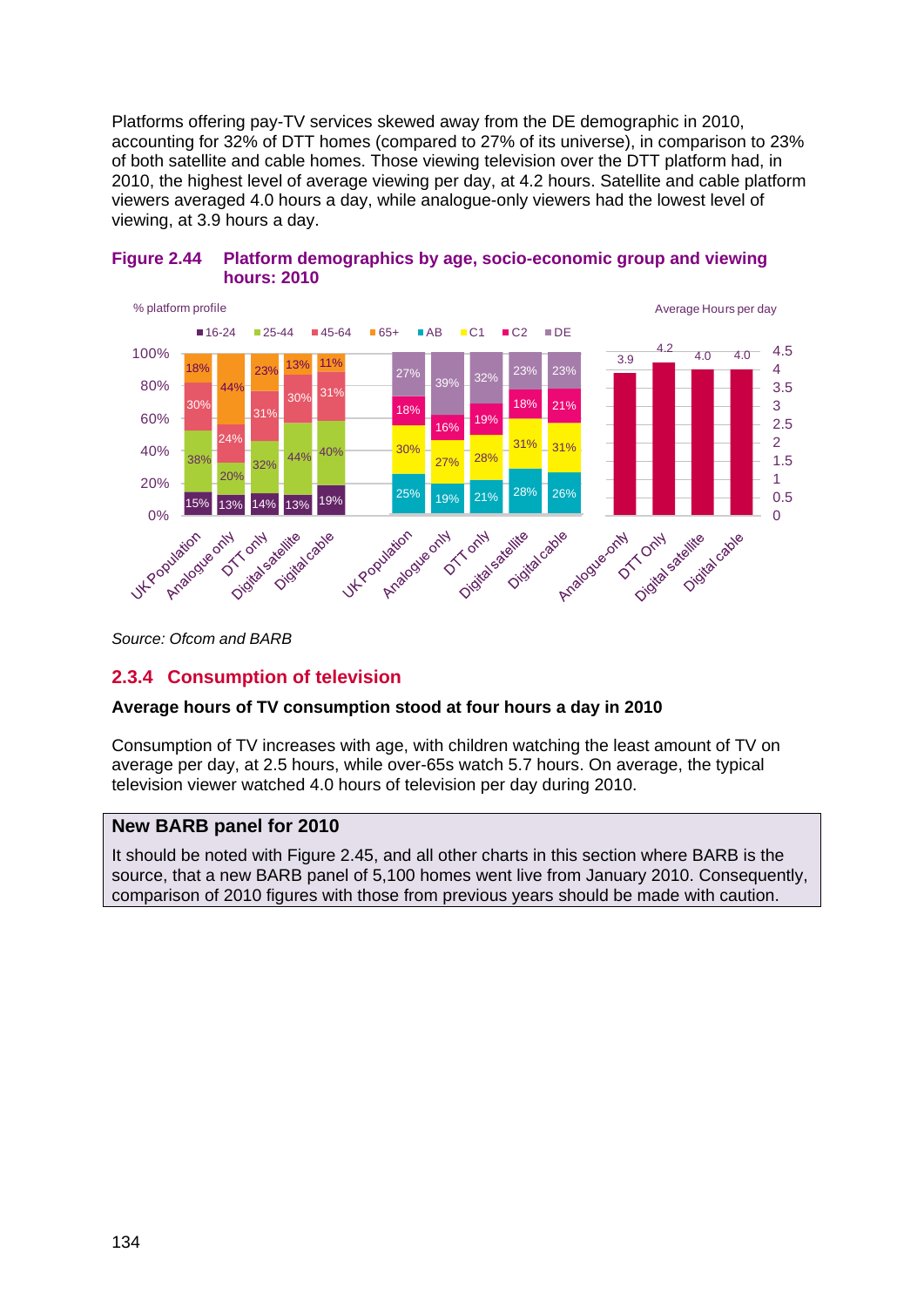Platforms offering pay-TV services skewed away from the DE demographic in 2010, accounting for 32% of DTT homes (compared to 27% of its universe), in comparison to 23% of both satellite and cable homes. Those viewing television over the DTT platform had, in 2010, the highest level of average viewing per day, at 4.2 hours. Satellite and cable platform viewers averaged 4.0 hours a day, while analogue-only viewers had the lowest level of viewing, at 3.9 hours a day.

**Figure 2.44 Platform demographics by age, socio-economic group and viewing hours: 2010**

% platform profile — by age

| | 16-24 | 25-44 | 45-64 | 65+ |
|---|---|---|---|---|
| UK Population | 15% | 38% | 30% | 18% |
| Analogue only | 13% | 20% | 24% | 44% |
| DTT only | 14% | 32% | 31% | 23% |
| Digital satellite | 13% | 44% | 30% | 13% |
| Digital cable | 19% | 40% | 31% | 11% |

% platform profile — by socio-economic group

| | AB | C1 | C2 | DE |
|---|---|---|---|---|
| UK Population | 25% | 30% | 18% | 27% |
| Analogue only | 19% | 27% | 16% | 39% |
| DTT only | 21% | 28% | 19% | 32% |
| Digital satellite | 28% | 31% | 18% | 23% |
| Digital cable | 26% | 31% | 21% | 23% |

Average Hours per day

| | Average Hours per day |
|---|---|
| Analogue-only | 3.9 |
| DTT Only | 4.2 |
| Digital satellite | 4.0 |
| Digital cable | 4.0 |

*Source: Ofcom and BARB*

## 2.3.4 Consumption of television

**Average hours of TV consumption stood at four hours a day in 2010**

Consumption of TV increases with age, with children watching the least amount of TV on average per day, at 2.5 hours, while over-65s watch 5.7 hours. On average, the typical television viewer watched 4.0 hours of television per day during 2010.

**New BARB panel for 2010**

It should be noted with Figure 2.45, and all other charts in this section where BARB is the source, that a new BARB panel of 5,100 homes went live from January 2010. Consequently, comparison of 2010 figures with those from previous years should be made with caution.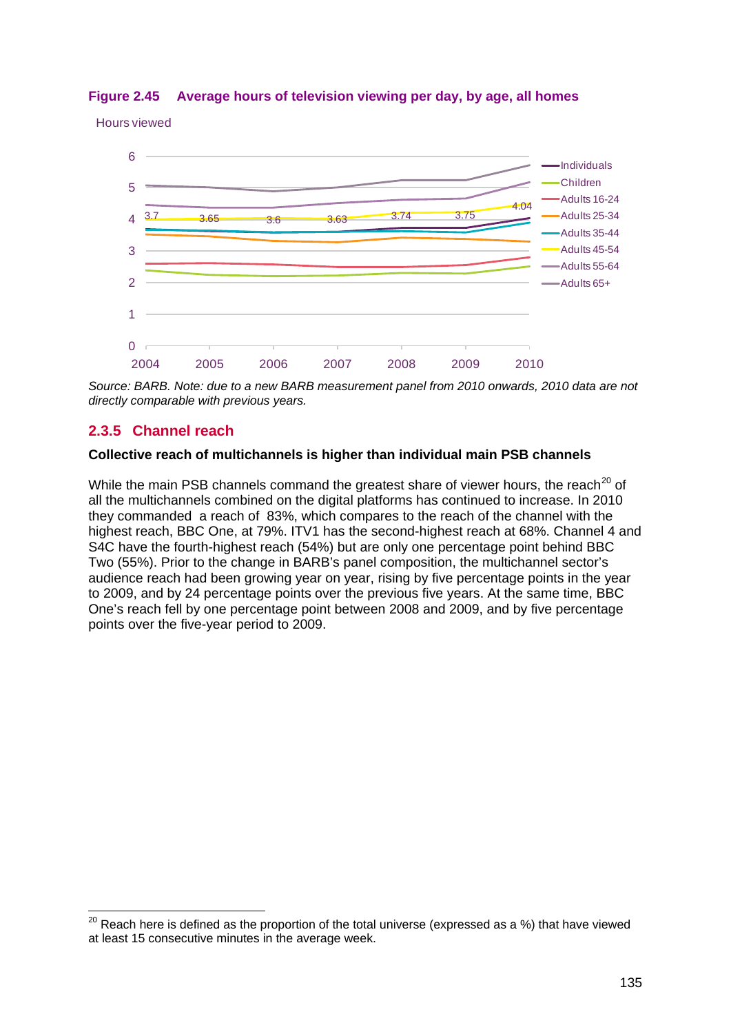**Figure 2.45 Average hours of television viewing per day, by age, all homes**

Hours viewed

Source: BARB. Note: due to a new BARB measurement panel from 2010 onwards, 2010 data are not directly comparable with previous years.

## 2.3.5 Channel reach

**Collective reach of multichannels is higher than individual main PSB channels**

While the main PSB channels command the greatest share of viewer hours, the reach[20] of all the multichannels combined on the digital platforms has continued to increase. In 2010 they commanded a reach of 83%, which compares to the reach of the channel with the highest reach, BBC One, at 79%. ITV1 has the second-highest reach at 68%. Channel 4 and S4C have the fourth-highest reach (54%) but are only one percentage point behind BBC Two (55%). Prior to the change in BARB's panel composition, the multichannel sector's audience reach had been growing year on year, rising by five percentage points in the year to 2009, and by 24 percentage points over the previous five years. At the same time, BBC One's reach fell by one percentage point between 2008 and 2009, and by five percentage points over the five-year period to 2009.

[20] Reach here is defined as the proportion of the total universe (expressed as a %) that have viewed at least 15 consecutive minutes in the average week.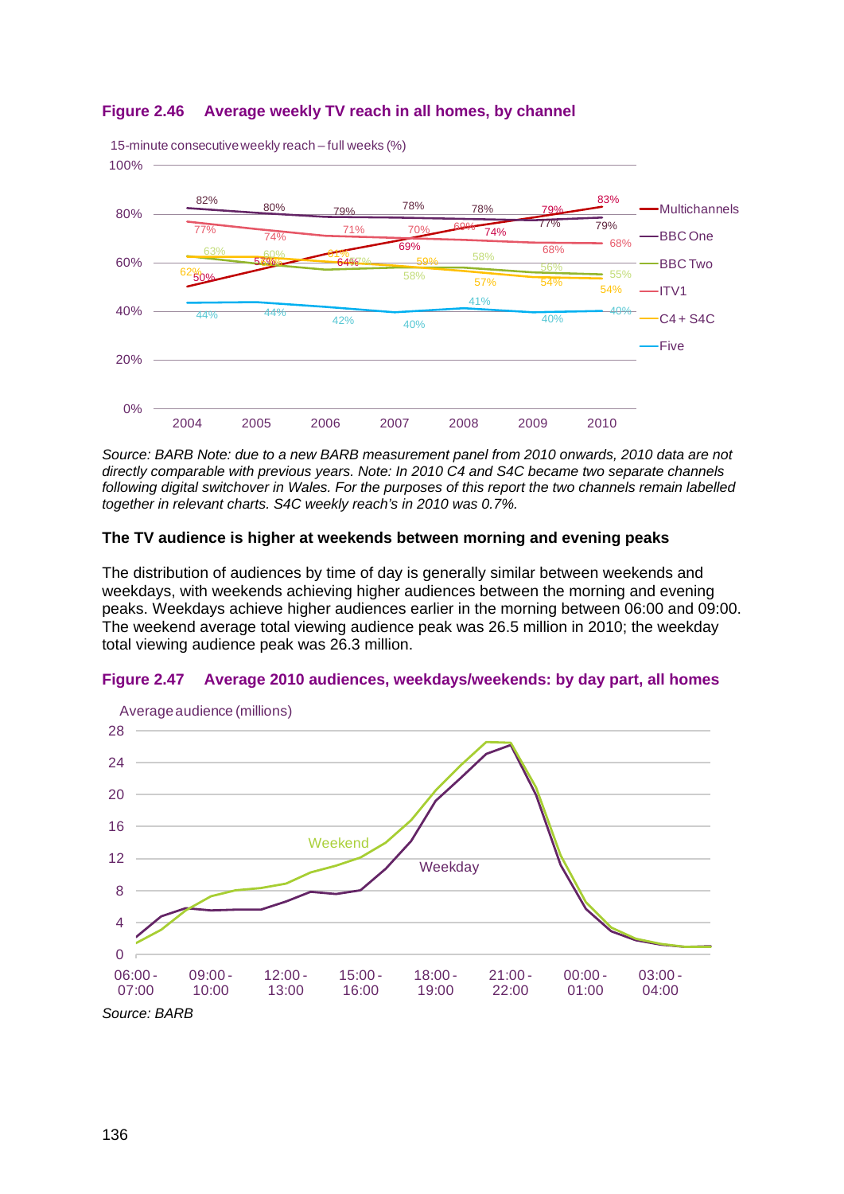**Figure 2.46 Average weekly TV reach in all homes, by channel**

15-minute consecutive weekly reach – full weeks (%)

| Channel | 2004 | 2005 | 2006 | 2007 | 2008 | 2009 | 2010 |
|---|---|---|---|---|---|---|---|
| Multichannels | 50% | 57% | 64% | 69% | 74% | 79% | 83% |
| BBC One | 82% | 80% | 79% | 78% | 78% | 77% | 79% |
| BBC Two | 63% | 60% | 57% | 58% | 58% | 56% | 55% |
| ITV1 | 77% | 74% | 71% | 70% | 69% | 68% | 68% |
| C4 + S4C | 62% | 62% | 61% | 59% | 57% | 54% | 54% |
| Five | 44% | 44% | 42% | 40% | 41% | 40% | 40% |

*Source: BARB Note: due to a new BARB measurement panel from 2010 onwards, 2010 data are not directly comparable with previous years. Note: In 2010 C4 and S4C became two separate channels following digital switchover in Wales. For the purposes of this report the two channels remain labelled together in relevant charts. S4C weekly reach's in 2010 was 0.7%.*

**The TV audience is higher at weekends between morning and evening peaks**

The distribution of audiences by time of day is generally similar between weekends and weekdays, with weekends achieving higher audiences between the morning and evening peaks. Weekdays achieve higher audiences earlier in the morning between 06:00 and 09:00. The weekend average total viewing audience peak was 26.5 million in 2010; the weekday total viewing audience peak was 26.3 million.

**Figure 2.47 Average 2010 audiences, weekdays/weekends: by day part, all homes**

Average audience (millions); series: Weekend, Weekday; time axis from 06:00 - 07:00 to 03:00 - 04:00.

*Source: BARB*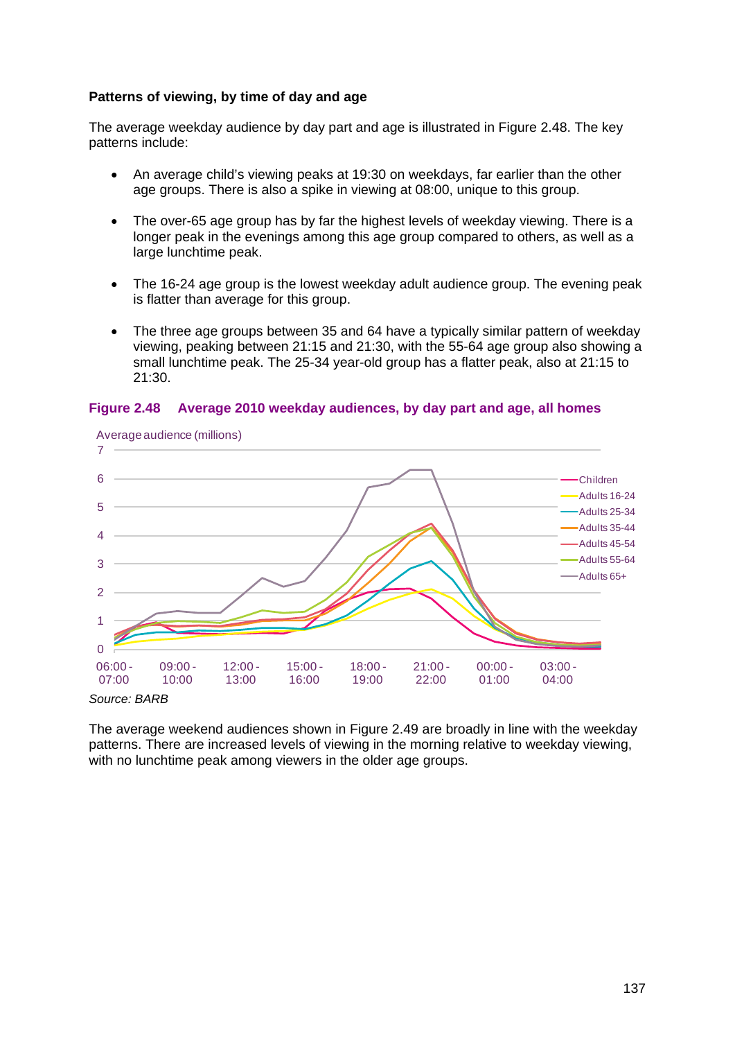**Patterns of viewing, by time of day and age**

The average weekday audience by day part and age is illustrated in Figure 2.48. The key patterns include:

- An average child's viewing peaks at 19:30 on weekdays, far earlier than the other age groups. There is also a spike in viewing at 08:00, unique to this group.
- The over-65 age group has by far the highest levels of weekday viewing. There is a longer peak in the evenings among this age group compared to others, as well as a large lunchtime peak.
- The 16-24 age group is the lowest weekday adult audience group. The evening peak is flatter than average for this group.
- The three age groups between 35 and 64 have a typically similar pattern of weekday viewing, peaking between 21:15 and 21:30, with the 55-64 age group also showing a small lunchtime peak. The 25-34 year-old group has a flatter peak, also at 21:15 to 21:30.

**Figure 2.48 Average 2010 weekday audiences, by day part and age, all homes**

*Source: BARB*

The average weekend audiences shown in Figure 2.49 are broadly in line with the weekday patterns. There are increased levels of viewing in the morning relative to weekday viewing, with no lunchtime peak among viewers in the older age groups.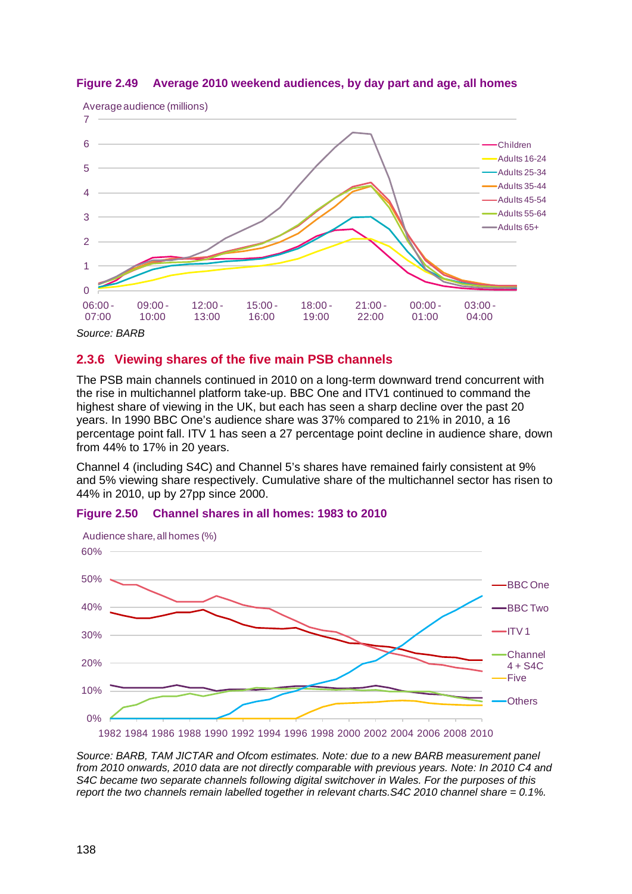**Figure 2.49 Average 2010 weekend audiences, by day part and age, all homes**

Source: BARB

### 2.3.6 Viewing shares of the five main PSB channels

The PSB main channels continued in 2010 on a long-term downward trend concurrent with the rise in multichannel platform take-up. BBC One and ITV1 continued to command the highest share of viewing in the UK, but each has seen a sharp decline over the past 20 years. In 1990 BBC One's audience share was 37% compared to 21% in 2010, a 16 percentage point fall. ITV 1 has seen a 27 percentage point decline in audience share, down from 44% to 17% in 20 years.

Channel 4 (including S4C) and Channel 5's shares have remained fairly consistent at 9% and 5% viewing share respectively. Cumulative share of the multichannel sector has risen to 44% in 2010, up by 27pp since 2000.

**Figure 2.50 Channel shares in all homes: 1983 to 2010**

*Source: BARB, TAM JICTAR and Ofcom estimates. Note: due to a new BARB measurement panel from 2010 onwards, 2010 data are not directly comparable with previous years. Note: In 2010 C4 and S4C became two separate channels following digital switchover in Wales. For the purposes of this report the two channels remain labelled together in relevant charts.S4C 2010 channel share = 0.1%.*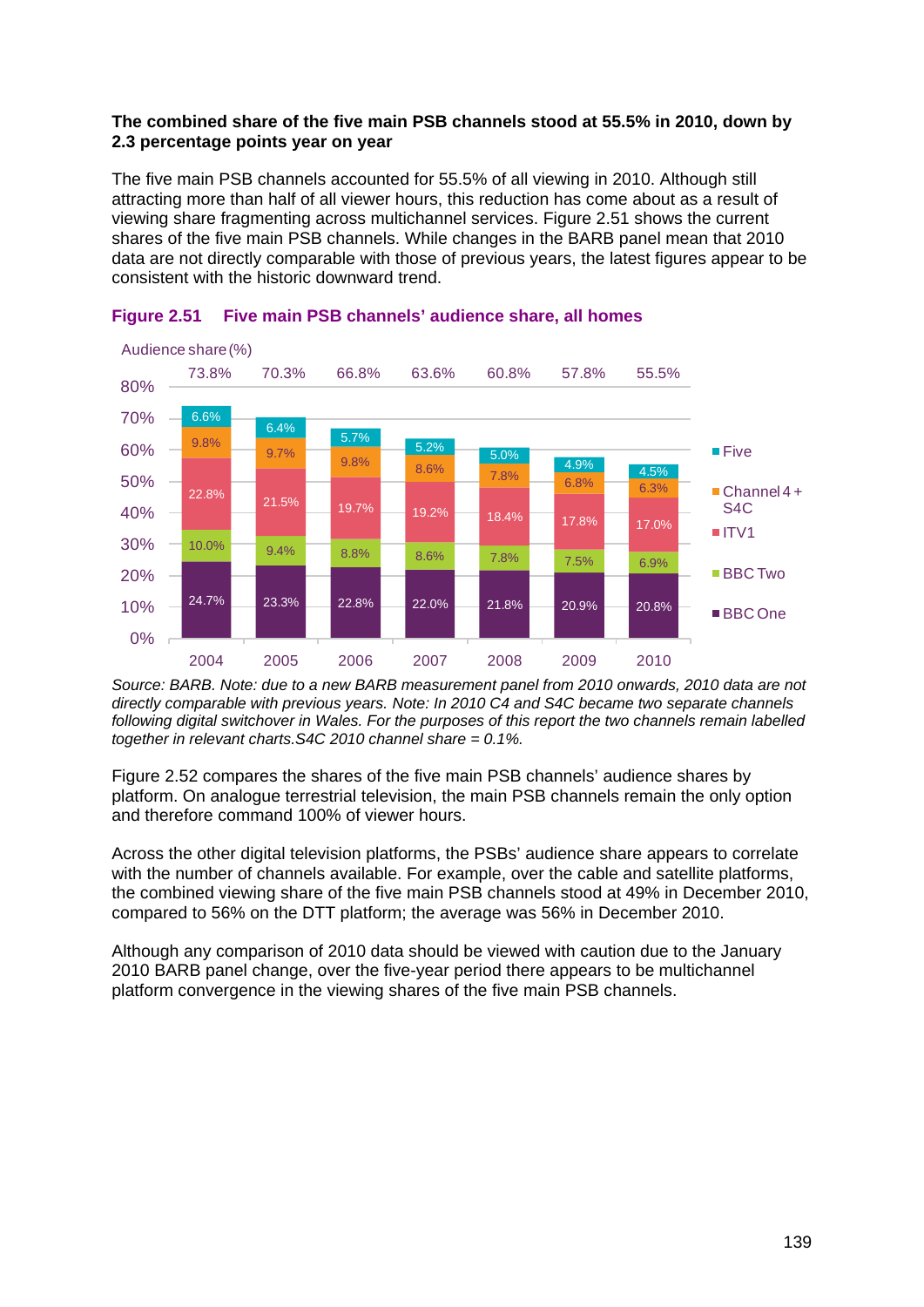**The combined share of the five main PSB channels stood at 55.5% in 2010, down by 2.3 percentage points year on year**

The five main PSB channels accounted for 55.5% of all viewing in 2010. Although still attracting more than half of all viewer hours, this reduction has come about as a result of viewing share fragmenting across multichannel services. Figure 2.51 shows the current shares of the five main PSB channels. While changes in the BARB panel mean that 2010 data are not directly comparable with those of previous years, the latest figures appear to be consistent with the historic downward trend.

**Figure 2.51 Five main PSB channels' audience share, all homes**

Audience share (%)

| | 2004 | 2005 | 2006 | 2007 | 2008 | 2009 | 2010 |
|---|---|---|---|---|---|---|---|
| Five | 6.6% | 6.4% | 5.7% | 5.2% | 5.0% | 4.9% | 4.5% |
| Channel 4 + S4C | 9.8% | 9.7% | 9.8% | 8.6% | 7.8% | 6.8% | 6.3% |
| ITV1 | 22.8% | 21.5% | 19.7% | 19.2% | 18.4% | 17.8% | 17.0% |
| BBC Two | 10.0% | 9.4% | 8.8% | 8.6% | 7.8% | 7.5% | 6.9% |
| BBC One | 24.7% | 23.3% | 22.8% | 22.0% | 21.8% | 20.9% | 20.8% |
| Total | 73.8% | 70.3% | 66.8% | 63.6% | 60.8% | 57.8% | 55.5% |

*Source: BARB. Note: due to a new BARB measurement panel from 2010 onwards, 2010 data are not directly comparable with previous years. Note: In 2010 C4 and S4C became two separate channels following digital switchover in Wales. For the purposes of this report the two channels remain labelled together in relevant charts.S4C 2010 channel share = 0.1%.*

Figure 2.52 compares the shares of the five main PSB channels' audience shares by platform. On analogue terrestrial television, the main PSB channels remain the only option and therefore command 100% of viewer hours.

Across the other digital television platforms, the PSBs' audience share appears to correlate with the number of channels available. For example, over the cable and satellite platforms, the combined viewing share of the five main PSB channels stood at 49% in December 2010, compared to 56% on the DTT platform; the average was 56% in December 2010.

Although any comparison of 2010 data should be viewed with caution due to the January 2010 BARB panel change, over the five-year period there appears to be multichannel platform convergence in the viewing shares of the five main PSB channels.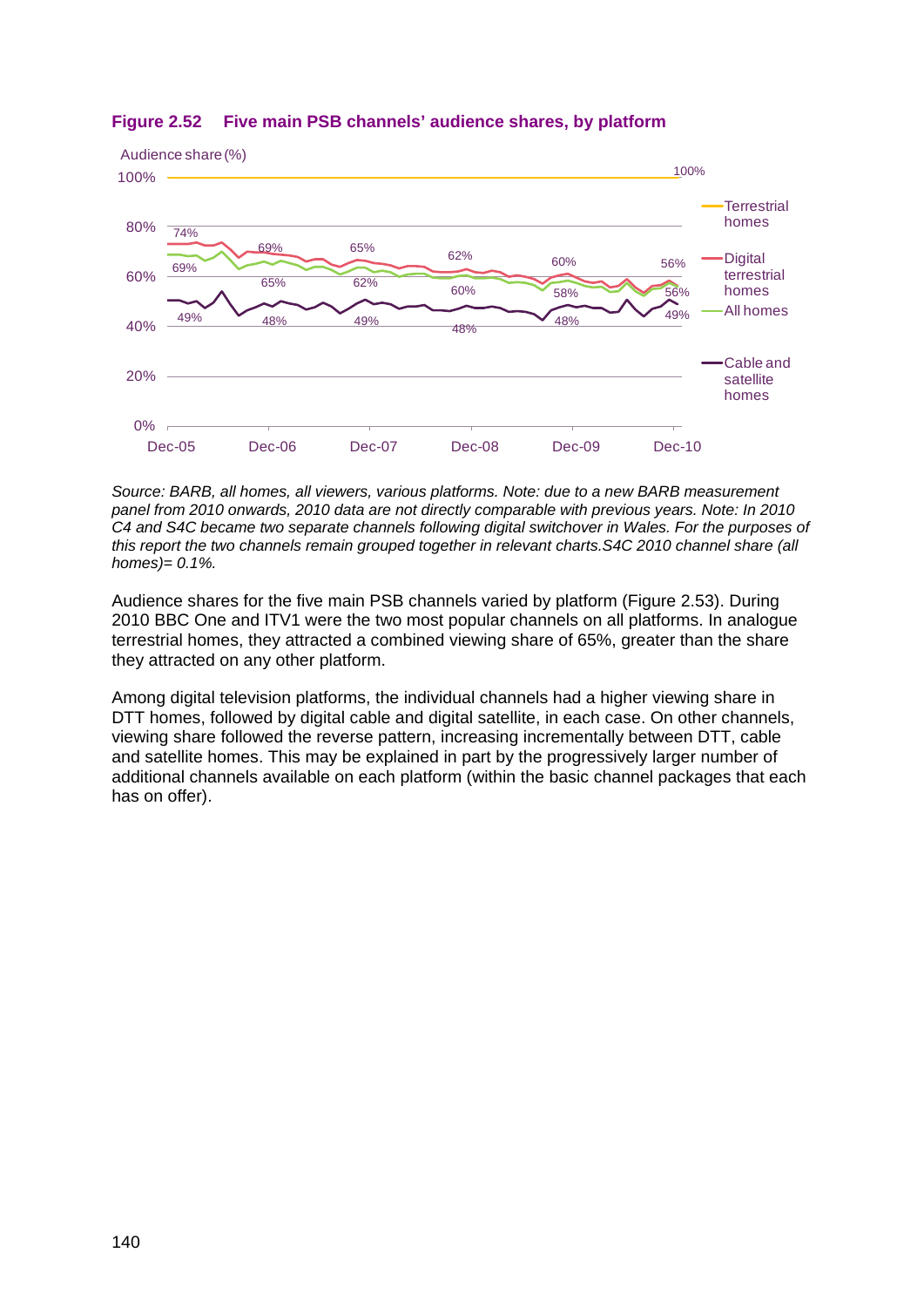**Figure 2.52 Five main PSB channels' audience shares, by platform**

*Source: BARB, all homes, all viewers, various platforms. Note: due to a new BARB measurement panel from 2010 onwards, 2010 data are not directly comparable with previous years. Note: In 2010 C4 and S4C became two separate channels following digital switchover in Wales. For the purposes of this report the two channels remain grouped together in relevant charts.S4C 2010 channel share (all homes)= 0.1%.*

Audience shares for the five main PSB channels varied by platform (Figure 2.53). During 2010 BBC One and ITV1 were the two most popular channels on all platforms. In analogue terrestrial homes, they attracted a combined viewing share of 65%, greater than the share they attracted on any other platform.

Among digital television platforms, the individual channels had a higher viewing share in DTT homes, followed by digital cable and digital satellite, in each case. On other channels, viewing share followed the reverse pattern, increasing incrementally between DTT, cable and satellite homes. This may be explained in part by the progressively larger number of additional channels available on each platform (within the basic channel packages that each has on offer).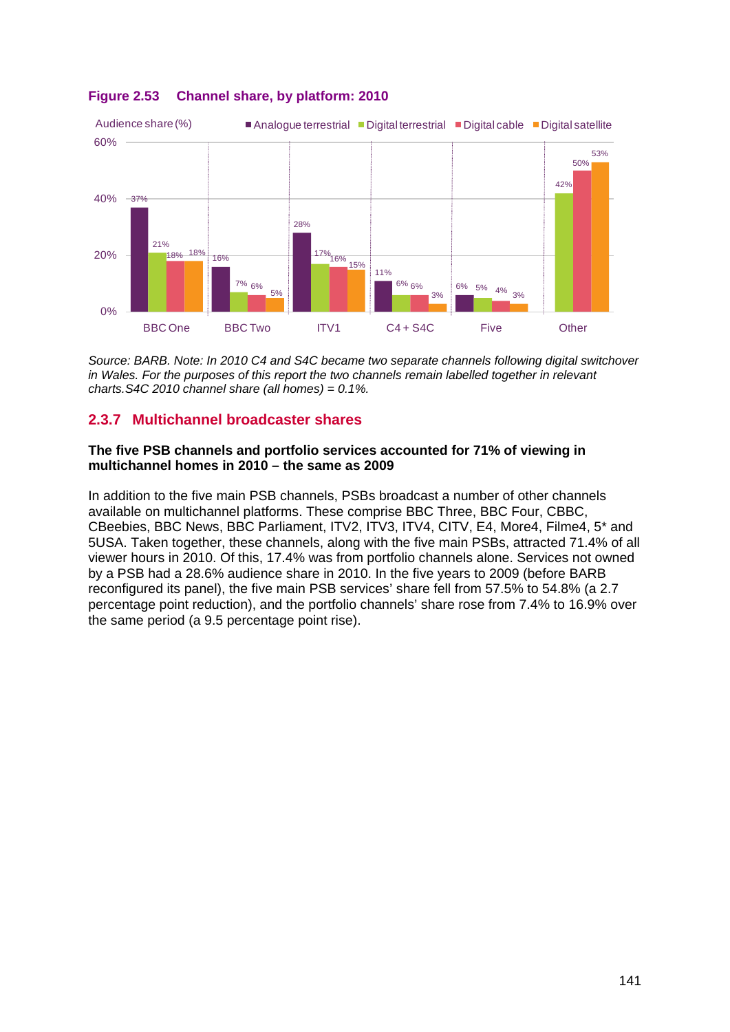**Figure 2.53 Channel share, by platform: 2010**

| Audience share (%) | Analogue terrestrial | Digital terrestrial | Digital cable | Digital satellite |
|---|---|---|---|---|
| BBC One | 37% | 21% | 18% | 18% |
| BBC Two | 16% | 7% | 6% | 5% |
| ITV1 | 28% | 17% | 16% | 15% |
| C4 + S4C | 11% | 6% | 6% | 3% |
| Five | 6% | 5% | 4% | 3% |
| Other | | 42% | 50% | 53% |

*Source: BARB. Note: In 2010 C4 and S4C became two separate channels following digital switchover in Wales. For the purposes of this report the two channels remain labelled together in relevant charts.S4C 2010 channel share (all homes) = 0.1%.*

## 2.3.7 Multichannel broadcaster shares

**The five PSB channels and portfolio services accounted for 71% of viewing in multichannel homes in 2010 – the same as 2009**

In addition to the five main PSB channels, PSBs broadcast a number of other channels available on multichannel platforms. These comprise BBC Three, BBC Four, CBBC, CBeebies, BBC News, BBC Parliament, ITV2, ITV3, ITV4, CITV, E4, More4, Filme4, 5* and 5USA. Taken together, these channels, along with the five main PSBs, attracted 71.4% of all viewer hours in 2010. Of this, 17.4% was from portfolio channels alone. Services not owned by a PSB had a 28.6% audience share in 2010. In the five years to 2009 (before BARB reconfigured its panel), the five main PSB services' share fell from 57.5% to 54.8% (a 2.7 percentage point reduction), and the portfolio channels' share rose from 7.4% to 16.9% over the same period (a 9.5 percentage point rise).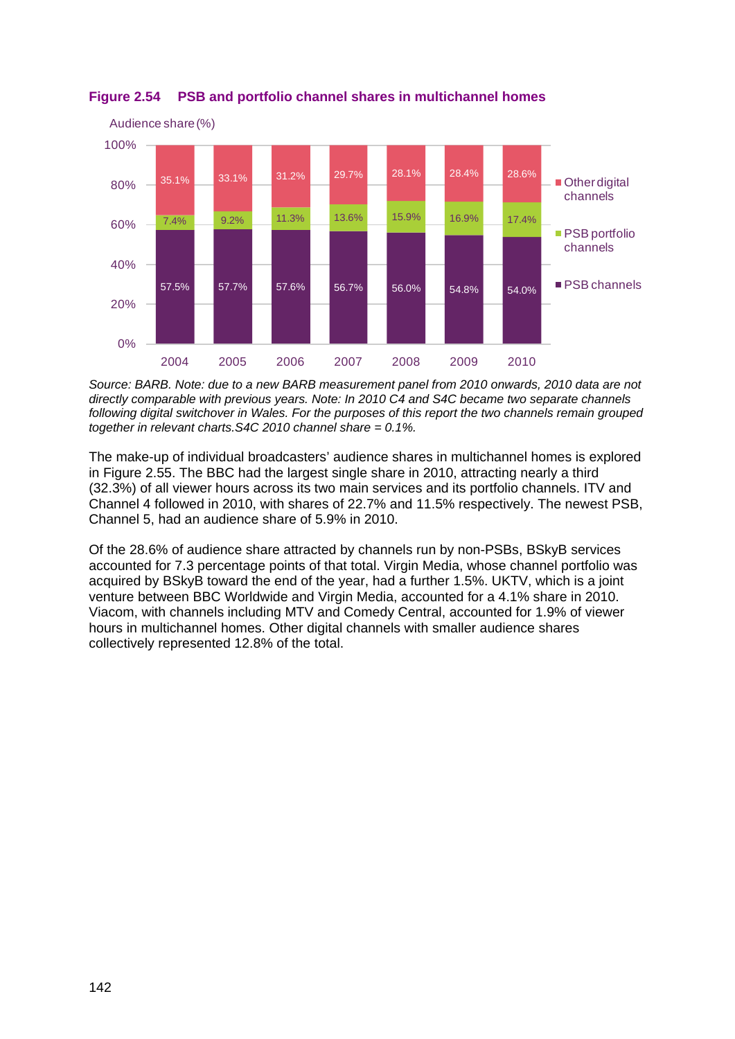**Figure 2.54 PSB and portfolio channel shares in multichannel homes**

Audience share (%)

| | 2004 | 2005 | 2006 | 2007 | 2008 | 2009 | 2010 |
|---|---|---|---|---|---|---|---|
| Other digital channels | 35.1% | 33.1% | 31.2% | 29.7% | 28.1% | 28.4% | 28.6% |
| PSB portfolio channels | 7.4% | 9.2% | 11.3% | 13.6% | 15.9% | 16.9% | 17.4% |
| PSB channels | 57.5% | 57.7% | 57.6% | 56.7% | 56.0% | 54.8% | 54.0% |

*Source: BARB. Note: due to a new BARB measurement panel from 2010 onwards, 2010 data are not directly comparable with previous years. Note: In 2010 C4 and S4C became two separate channels following digital switchover in Wales. For the purposes of this report the two channels remain grouped together in relevant charts.S4C 2010 channel share = 0.1%.*

The make-up of individual broadcasters' audience shares in multichannel homes is explored in Figure 2.55. The BBC had the largest single share in 2010, attracting nearly a third (32.3%) of all viewer hours across its two main services and its portfolio channels. ITV and Channel 4 followed in 2010, with shares of 22.7% and 11.5% respectively. The newest PSB, Channel 5, had an audience share of 5.9% in 2010.

Of the 28.6% of audience share attracted by channels run by non-PSBs, BSkyB services accounted for 7.3 percentage points of that total. Virgin Media, whose channel portfolio was acquired by BSkyB toward the end of the year, had a further 1.5%. UKTV, which is a joint venture between BBC Worldwide and Virgin Media, accounted for a 4.1% share in 2010. Viacom, with channels including MTV and Comedy Central, accounted for 1.9% of viewer hours in multichannel homes. Other digital channels with smaller audience shares collectively represented 12.8% of the total.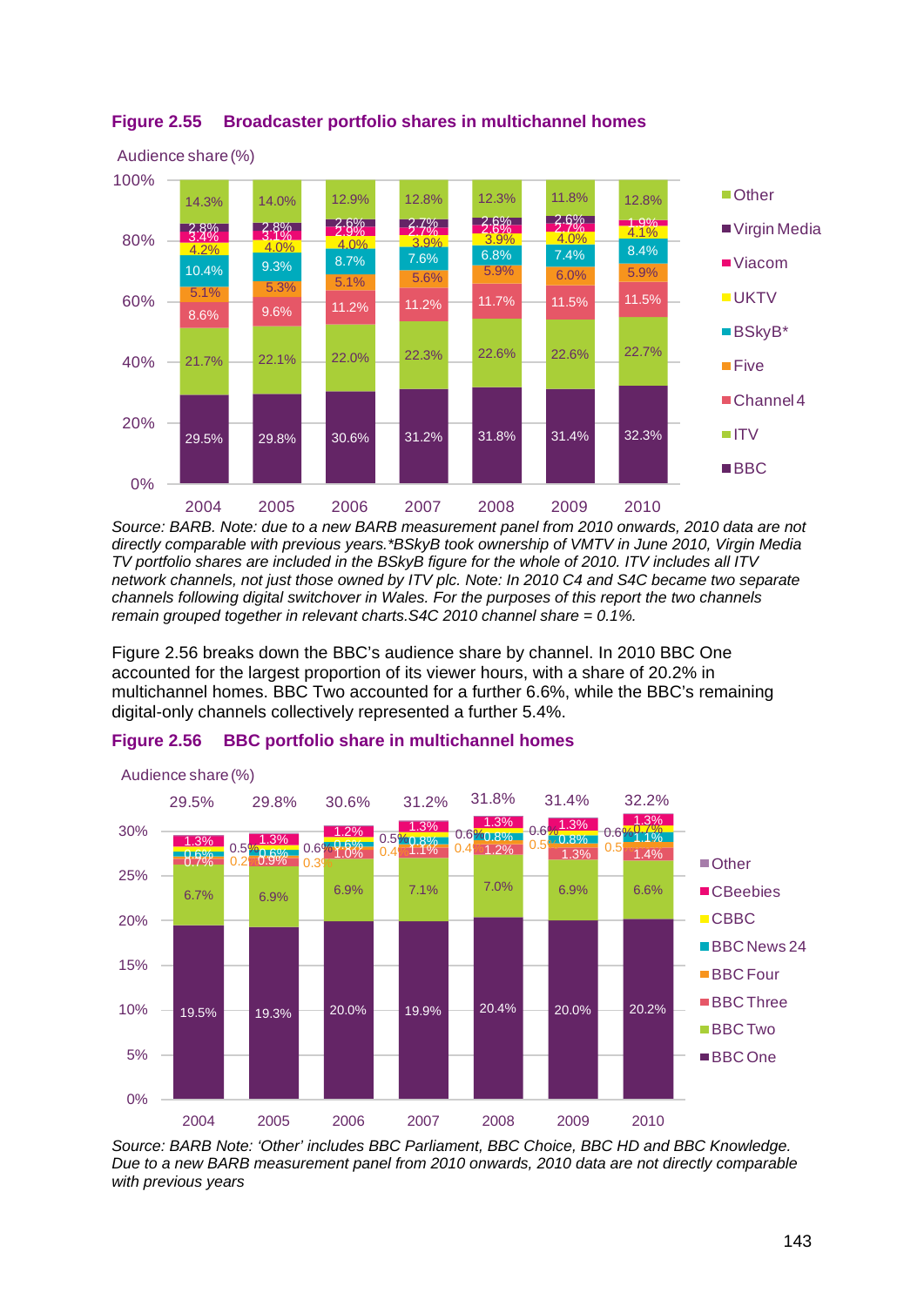**Figure 2.55 Broadcaster portfolio shares in multichannel homes**

Audience share (%)

| | 2004 | 2005 | 2006 | 2007 | 2008 | 2009 | 2010 |
|---|---|---|---|---|---|---|---|
| Other | 14.3% | 14.0% | 12.9% | 12.8% | 12.3% | 11.8% | 12.8% |
| Virgin Media | 2.8% | 2.8% | 2.6% | 2.7% | 2.6% | 2.6% | |
| Viacom | 3.4% | 3.1% | 2.9% | 2.7% | 2.6% | 2.7% | 1.9% |
| UKTV | 4.2% | 4.0% | 4.0% | 3.9% | 3.9% | 4.0% | 4.1% |
| BSkyB* | 10.4% | 9.3% | 8.7% | 7.6% | 6.8% | 7.4% | 8.4% |
| Five | 5.1% | 5.3% | 5.1% | 5.6% | 5.9% | 6.0% | 5.9% |
| Channel 4 | 8.6% | 9.6% | 11.2% | 11.2% | 11.7% | 11.5% | 11.5% |
| ITV | 21.7% | 22.1% | 22.0% | 22.3% | 22.6% | 22.6% | 22.7% |
| BBC | 29.5% | 29.8% | 30.6% | 31.2% | 31.8% | 31.4% | 32.3% |

*Source: BARB. Note: due to a new BARB measurement panel from 2010 onwards, 2010 data are not directly comparable with previous years.*BSkyB took ownership of VMTV in June 2010, Virgin Media TV portfolio shares are included in the BSkyB figure for the whole of 2010. ITV includes all ITV network channels, not just those owned by ITV plc. Note: In 2010 C4 and S4C became two separate channels following digital switchover in Wales. For the purposes of this report the two channels remain grouped together in relevant charts.S4C 2010 channel share = 0.1%.*

Figure 2.56 breaks down the BBC's audience share by channel. In 2010 BBC One accounted for the largest proportion of its viewer hours, with a share of 20.2% in multichannel homes. BBC Two accounted for a further 6.6%, while the BBC's remaining digital-only channels collectively represented a further 5.4%.

**Figure 2.56 BBC portfolio share in multichannel homes**

Audience share (%)

| | 2004 | 2005 | 2006 | 2007 | 2008 | 2009 | 2010 |
|---|---|---|---|---|---|---|---|
| Total | 29.5% | 29.8% | 30.6% | 31.2% | 31.8% | 31.4% | 32.2% |
| Other | | | | | | | |
| CBeebies | 1.3% | 1.3% | 1.2% | 1.3% | 1.3% | 1.3% | 1.3% |
| CBBC | | 0.5% | 0.6% | 0.5% | 0.6% | 0.6% | 0.6% 0.7% |
| BBC News 24 | 0.6% | 0.6% | 0.6% | 0.8% | 0.8% | 0.8% | 1.1% |
| BBC Four | | 0.2% | 0.3% | 0.4% | 0.4% | 0.5% | 0.5% |
| BBC Three | 0.7% | 0.9% | 1.0% | 1.1% | 1.2% | 1.3% | 1.4% |
| BBC Two | 6.7% | 6.9% | 6.9% | 7.1% | 7.0% | 6.9% | 6.6% |
| BBC One | 19.5% | 19.3% | 20.0% | 19.9% | 20.4% | 20.0% | 20.2% |

*Source: BARB Note: 'Other' includes BBC Parliament, BBC Choice, BBC HD and BBC Knowledge. Due to a new BARB measurement panel from 2010 onwards, 2010 data are not directly comparable with previous years*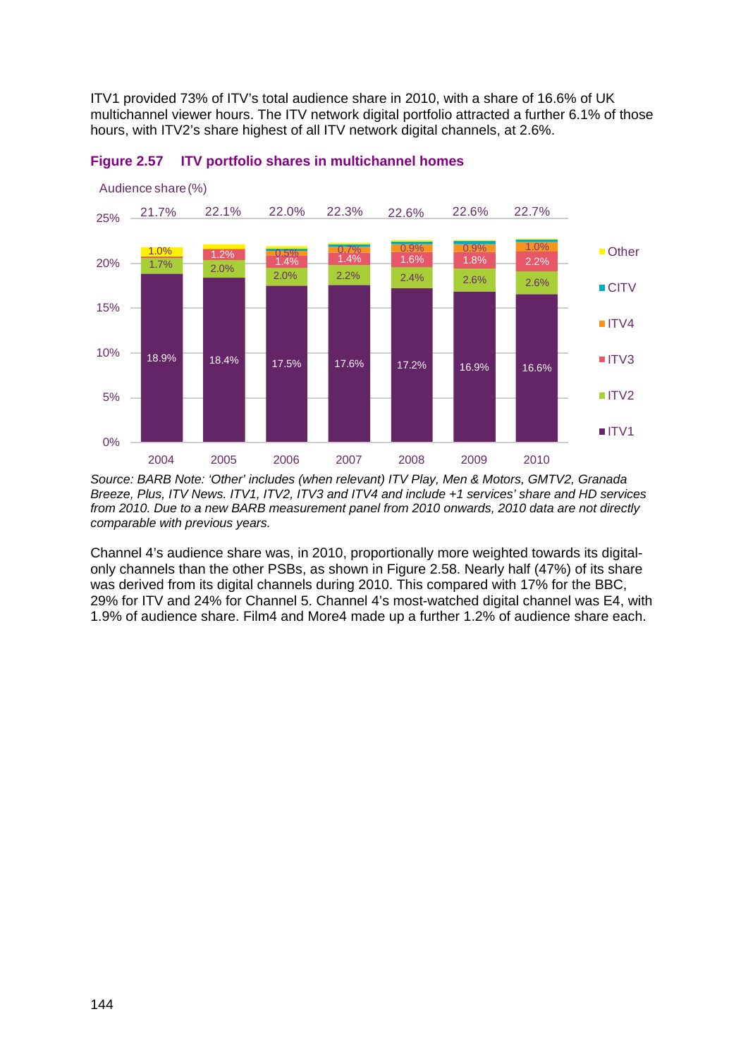ITV1 provided 73% of ITV's total audience share in 2010, with a share of 16.6% of UK multichannel viewer hours. The ITV network digital portfolio attracted a further 6.1% of those hours, with ITV2's share highest of all ITV network digital channels, at 2.6%.

**Figure 2.57 ITV portfolio shares in multichannel homes**

Audience share (%)

| | 2004 | 2005 | 2006 | 2007 | 2008 | 2009 | 2010 |
|---|---|---|---|---|---|---|---|
| Total | 21.7% | 22.1% | 22.0% | 22.3% | 22.6% | 22.6% | 22.7% |
| Other | 1.0% | | | | | | |
| CITV | | | | | | | |
| ITV4 | | | 0.5% | 0.7% | 0.9% | 0.9% | 1.0% |
| ITV3 | | 1.2% | 1.4% | 1.4% | 1.6% | 1.8% | 2.2% |
| ITV2 | 1.7% | 2.0% | 2.0% | 2.2% | 2.4% | 2.6% | 2.6% |
| ITV1 | 18.9% | 18.4% | 17.5% | 17.6% | 17.2% | 16.9% | 16.6% |

*Source: BARB Note: 'Other' includes (when relevant) ITV Play, Men & Motors, GMTV2, Granada Breeze, Plus, ITV News. ITV1, ITV2, ITV3 and ITV4 and include +1 services' share and HD services from 2010. Due to a new BARB measurement panel from 2010 onwards, 2010 data are not directly comparable with previous years.*

Channel 4's audience share was, in 2010, proportionally more weighted towards its digital-only channels than the other PSBs, as shown in Figure 2.58. Nearly half (47%) of its share was derived from its digital channels during 2010. This compared with 17% for the BBC, 29% for ITV and 24% for Channel 5. Channel 4's most-watched digital channel was E4, with 1.9% of audience share. Film4 and More4 made up a further 1.2% of audience share each.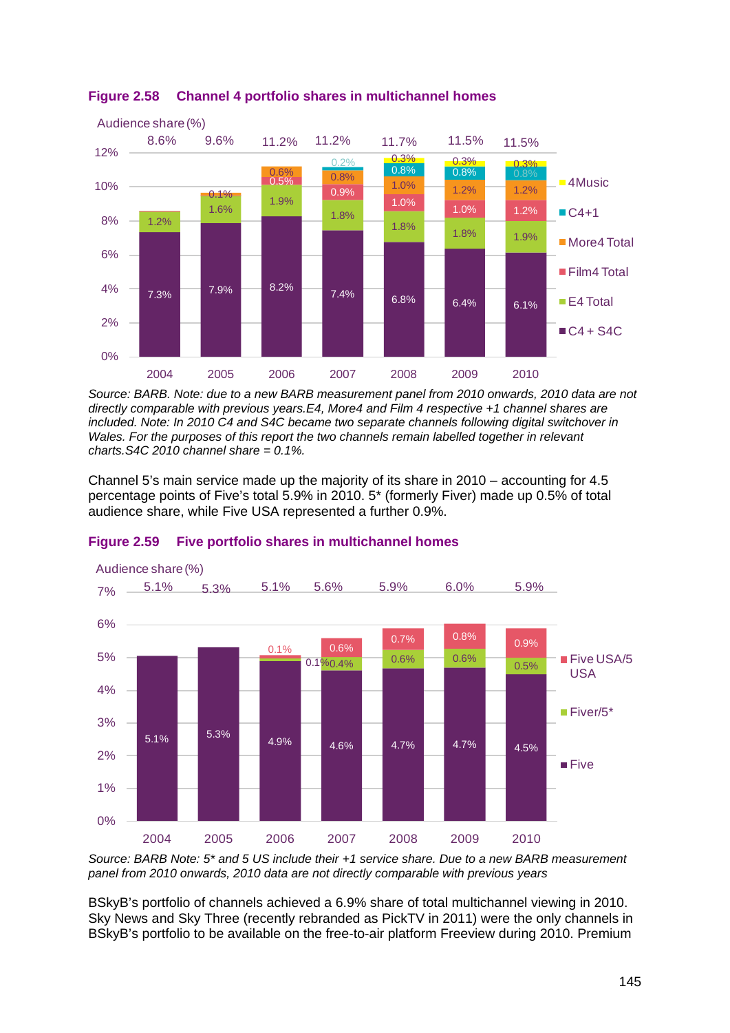**Figure 2.58 Channel 4 portfolio shares in multichannel homes**

Audience share (%)

| | 2004 | 2005 | 2006 | 2007 | 2008 | 2009 | 2010 |
|---|---|---|---|---|---|---|---|
| Total | 8.6% | 9.6% | 11.2% | 11.2% | 11.7% | 11.5% | 11.5% |
| 4Music | | | | | 0.3% | 0.3% | 0.3% |
| C4+1 | | | | 0.2% | 0.8% | 0.8% | 0.8% |
| More4 Total | | 0.1% | 0.6% | 0.8% | 1.0% | 1.2% | 1.2% |
| Film4 Total | | | 0.5% | 0.9% | 1.0% | 1.0% | 1.2% |
| E4 Total | 1.2% | 1.6% | 1.9% | 1.8% | 1.8% | 1.8% | 1.9% |
| C4 + S4C | 7.3% | 7.9% | 8.2% | 7.4% | 6.8% | 6.4% | 6.1% |

*Source: BARB. Note: due to a new BARB measurement panel from 2010 onwards, 2010 data are not directly comparable with previous years.E4, More4 and Film 4 respective +1 channel shares are included. Note: In 2010 C4 and S4C became two separate channels following digital switchover in Wales. For the purposes of this report the two channels remain labelled together in relevant charts.S4C 2010 channel share = 0.1%.*

Channel 5's main service made up the majority of its share in 2010 – accounting for 4.5 percentage points of Five's total 5.9% in 2010. 5* (formerly Fiver) made up 0.5% of total audience share, while Five USA represented a further 0.9%.

**Figure 2.59 Five portfolio shares in multichannel homes**

Audience share (%)

| | 2004 | 2005 | 2006 | 2007 | 2008 | 2009 | 2010 |
|---|---|---|---|---|---|---|---|
| Total | 5.1% | 5.3% | 5.1% | 5.6% | 5.9% | 6.0% | 5.9% |
| Five USA/5 USA | | | 0.1% | 0.6% | 0.7% | 0.8% | 0.9% |
| Fiver/5* | | | 0.1% | 0.4% | 0.6% | 0.6% | 0.5% |
| Five | 5.1% | 5.3% | 4.9% | 4.6% | 4.7% | 4.7% | 4.5% |

*Source: BARB Note: 5* and 5 US include their +1 service share. Due to a new BARB measurement panel from 2010 onwards, 2010 data are not directly comparable with previous years*

BSkyB's portfolio of channels achieved a 6.9% share of total multichannel viewing in 2010. Sky News and Sky Three (recently rebranded as PickTV in 2011) were the only channels in BSkyB's portfolio to be available on the free-to-air platform Freeview during 2010. Premium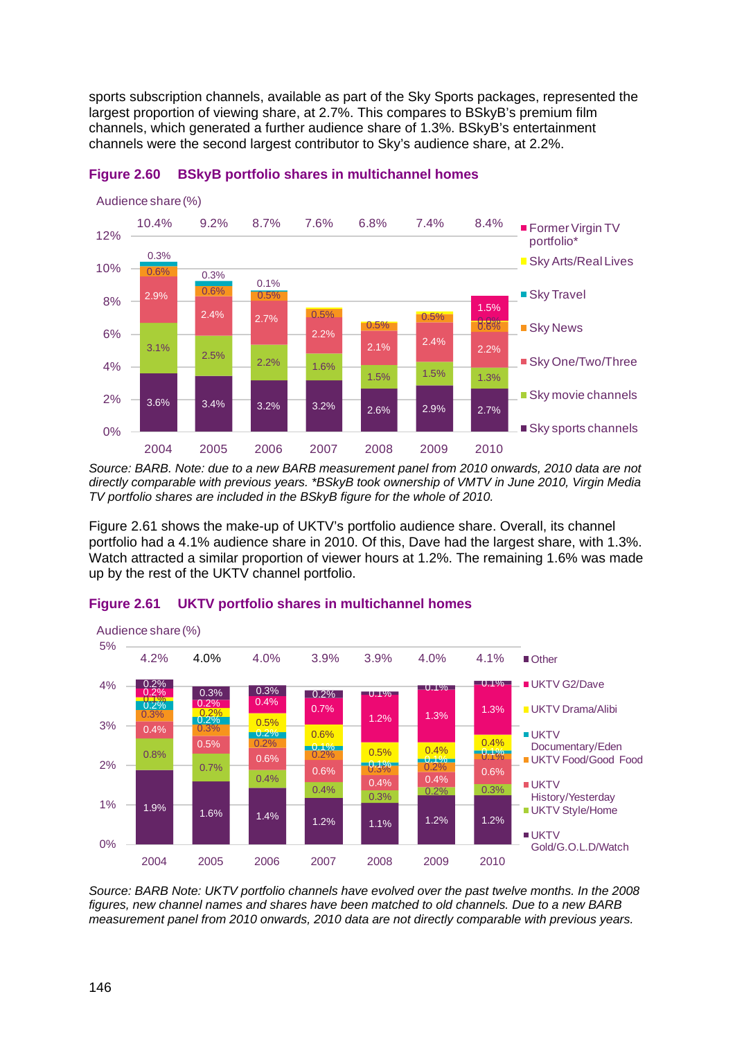sports subscription channels, available as part of the Sky Sports packages, represented the largest proportion of viewing share, at 2.7%. This compares to BSkyB's premium film channels, which generated a further audience share of 1.3%. BSkyB's entertainment channels were the second largest contributor to Sky's audience share, at 2.2%.

**Figure 2.60 BSkyB portfolio shares in multichannel homes**

Audience share (%)

| | 2004 | 2005 | 2006 | 2007 | 2008 | 2009 | 2010 |
|---|---|---|---|---|---|---|---|
| Total | 10.4% | 9.2% | 8.7% | 7.6% | 6.8% | 7.4% | 8.4% |
| Former Virgin TV portfolio* | | | | | | | 1.5% |
| Sky Arts/Real Lives | | | | | | | 0.0% |
| Sky Travel | 0.3% | 0.3% | 0.1% | | | | |
| Sky News | 0.6% | 0.6% | 0.5% | 0.5% | 0.5% | 0.5% | 0.6% |
| Sky One/Two/Three | 2.9% | 2.4% | 2.7% | 2.2% | 2.1% | 2.4% | 2.2% |
| Sky movie channels | 3.1% | 2.5% | 2.2% | 1.6% | 1.5% | 1.5% | 1.3% |
| Sky sports channels | 3.6% | 3.4% | 3.2% | 3.2% | 2.6% | 2.9% | 2.7% |

*Source: BARB. Note: due to a new BARB measurement panel from 2010 onwards, 2010 data are not directly comparable with previous years. \*BSkyB took ownership of VMTV in June 2010, Virgin Media TV portfolio shares are included in the BSkyB figure for the whole of 2010.*

Figure 2.61 shows the make-up of UKTV's portfolio audience share. Overall, its channel portfolio had a 4.1% audience share in 2010. Of this, Dave had the largest share, with 1.3%. Watch attracted a similar proportion of viewer hours at 1.2%. The remaining 1.6% was made up by the rest of the UKTV channel portfolio.

**Figure 2.61 UKTV portfolio shares in multichannel homes**

Audience share (%)

| | 2004 | 2005 | 2006 | 2007 | 2008 | 2009 | 2010 |
|---|---|---|---|---|---|---|---|
| Total | 4.2% | 4.0% | 4.0% | 3.9% | 3.9% | 4.0% | 4.1% |
| Other | 0.2% | 0.3% | 0.3% | 0.2% | 0.1% | 0.1% | 0.1% |
| UKTV G2/Dave | 0.2% | 0.2% | 0.4% | 0.7% | 1.2% | 1.3% | 1.3% |
| UKTV Drama/Alibi | 0.1% | 0.2% | 0.5% | 0.6% | 0.5% | 0.4% | 0.4% |
| UKTV Documentary/Eden | 0.2% | 0.2% | 0.2% | 0.1% | 0.1% | 0.1% | 0.1% |
| UKTV Food/Good Food | 0.3% | 0.3% | 0.2% | 0.2% | 0.3% | 0.2% | 0.1% |
| UKTV History/Yesterday | 0.4% | 0.5% | 0.6% | 0.6% | 0.4% | 0.4% | 0.6% |
| UKTV Style/Home | 0.8% | 0.7% | 0.4% | 0.4% | 0.3% | 0.2% | 0.3% |
| UKTV Gold/G.O.L.D/Watch | 1.9% | 1.6% | 1.4% | 1.2% | 1.1% | 1.2% | 1.2% |

*Source: BARB Note: UKTV portfolio channels have evolved over the past twelve months. In the 2008 figures, new channel names and shares have been matched to old channels. Due to a new BARB measurement panel from 2010 onwards, 2010 data are not directly comparable with previous years.*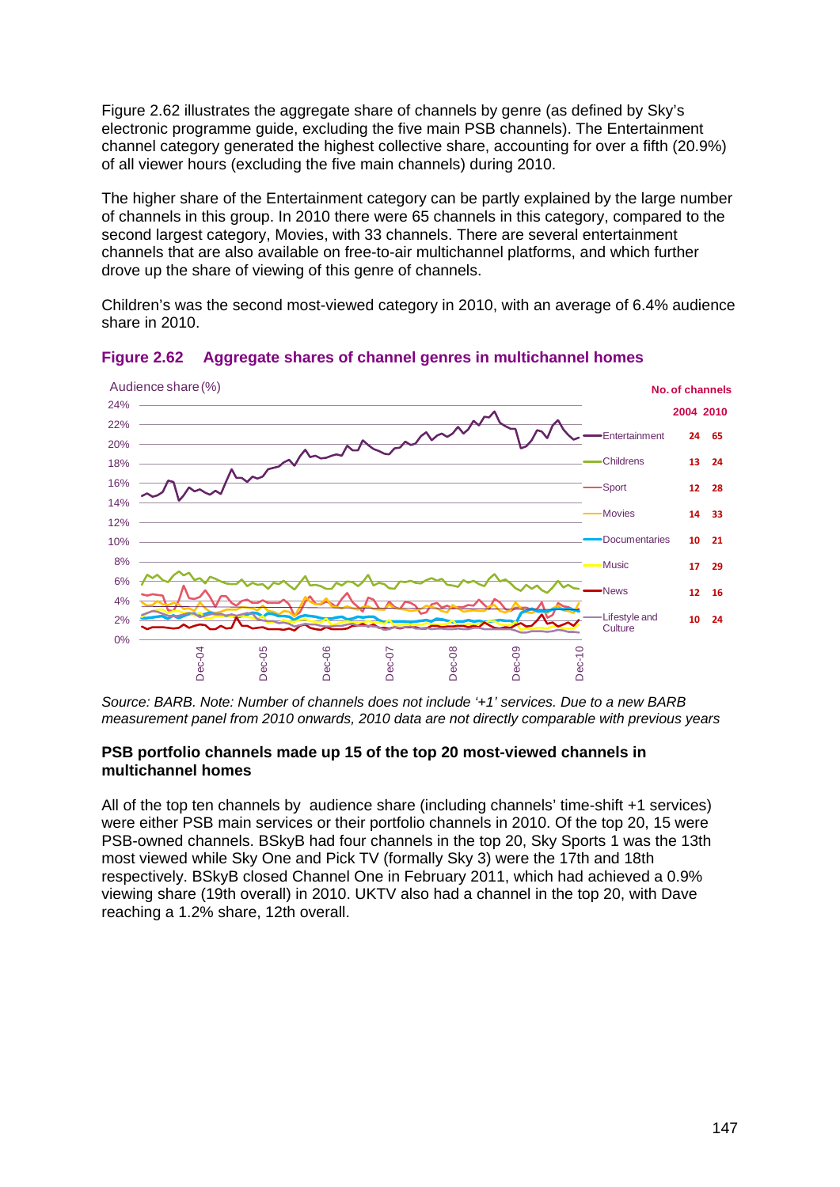Figure 2.62 illustrates the aggregate share of channels by genre (as defined by Sky's electronic programme guide, excluding the five main PSB channels). The Entertainment channel category generated the highest collective share, accounting for over a fifth (20.9%) of all viewer hours (excluding the five main channels) during 2010.

The higher share of the Entertainment category can be partly explained by the large number of channels in this group. In 2010 there were 65 channels in this category, compared to the second largest category, Movies, with 33 channels. There are several entertainment channels that are also available on free-to-air multichannel platforms, and which further drove up the share of viewing of this genre of channels.

Children's was the second most-viewed category in 2010, with an average of 6.4% audience share in 2010.

**Figure 2.62 Aggregate shares of channel genres in multichannel homes**

| Genre | No. of channels 2004 | No. of channels 2010 |
|---|---|---|
| Entertainment | 24 | 65 |
| Childrens | 13 | 24 |
| Sport | 12 | 28 |
| Movies | 14 | 33 |
| Documentaries | 10 | 21 |
| Music | 17 | 29 |
| News | 12 | 16 |
| Lifestyle and Culture | 10 | 24 |

*Source: BARB. Note: Number of channels does not include '+1' services. Due to a new BARB measurement panel from 2010 onwards, 2010 data are not directly comparable with previous years*

**PSB portfolio channels made up 15 of the top 20 most-viewed channels in multichannel homes**

All of the top ten channels by audience share (including channels' time-shift +1 services) were either PSB main services or their portfolio channels in 2010. Of the top 20, 15 were PSB-owned channels. BSkyB had four channels in the top 20, Sky Sports 1 was the 13th most viewed while Sky One and Pick TV (formally Sky 3) were the 17th and 18th respectively. BSkyB closed Channel One in February 2011, which had achieved a 0.9% viewing share (19th overall) in 2010. UKTV also had a channel in the top 20, with Dave reaching a 1.2% share, 12th overall.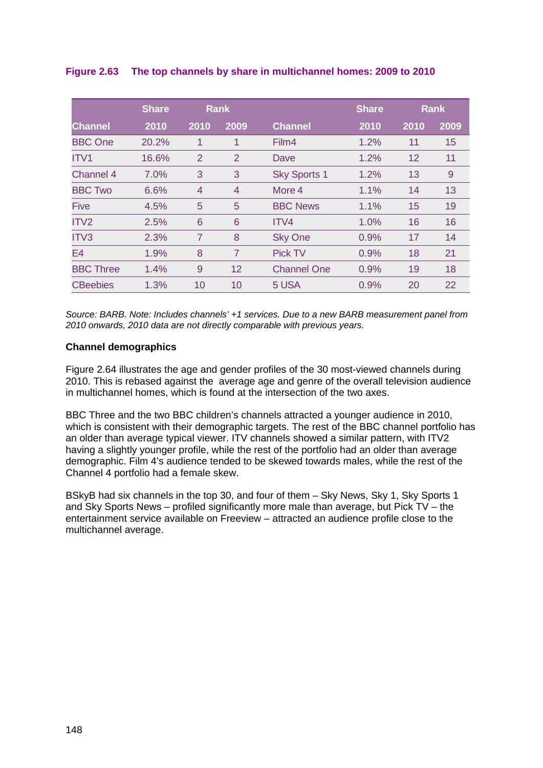**Figure 2.63 The top channels by share in multichannel homes: 2009 to 2010**

| | Share | Rank | | | Share | Rank | |
|---|---|---|---|---|---|---|---|
| Channel | 2010 | 2010 | 2009 | Channel | 2010 | 2010 | 2009 |
| BBC One | 20.2% | 1 | 1 | Film4 | 1.2% | 11 | 15 |
| ITV1 | 16.6% | 2 | 2 | Dave | 1.2% | 12 | 11 |
| Channel 4 | 7.0% | 3 | 3 | Sky Sports 1 | 1.2% | 13 | 9 |
| BBC Two | 6.6% | 4 | 4 | More 4 | 1.1% | 14 | 13 |
| Five | 4.5% | 5 | 5 | BBC News | 1.1% | 15 | 19 |
| ITV2 | 2.5% | 6 | 6 | ITV4 | 1.0% | 16 | 16 |
| ITV3 | 2.3% | 7 | 8 | Sky One | 0.9% | 17 | 14 |
| E4 | 1.9% | 8 | 7 | Pick TV | 0.9% | 18 | 21 |
| BBC Three | 1.4% | 9 | 12 | Channel One | 0.9% | 19 | 18 |
| CBeebies | 1.3% | 10 | 10 | 5 USA | 0.9% | 20 | 22 |

*Source: BARB. Note: Includes channels' +1 services. Due to a new BARB measurement panel from 2010 onwards, 2010 data are not directly comparable with previous years.*

**Channel demographics**

Figure 2.64 illustrates the age and gender profiles of the 30 most-viewed channels during 2010. This is rebased against the average age and genre of the overall television audience in multichannel homes, which is found at the intersection of the two axes.

BBC Three and the two BBC children's channels attracted a younger audience in 2010, which is consistent with their demographic targets. The rest of the BBC channel portfolio has an older than average typical viewer. ITV channels showed a similar pattern, with ITV2 having a slightly younger profile, while the rest of the portfolio had an older than average demographic. Film 4's audience tended to be skewed towards males, while the rest of the Channel 4 portfolio had a female skew.

BSkyB had six channels in the top 30, and four of them – Sky News, Sky 1, Sky Sports 1 and Sky Sports News – profiled significantly more male than average, but Pick TV – the entertainment service available on Freeview – attracted an audience profile close to the multichannel average.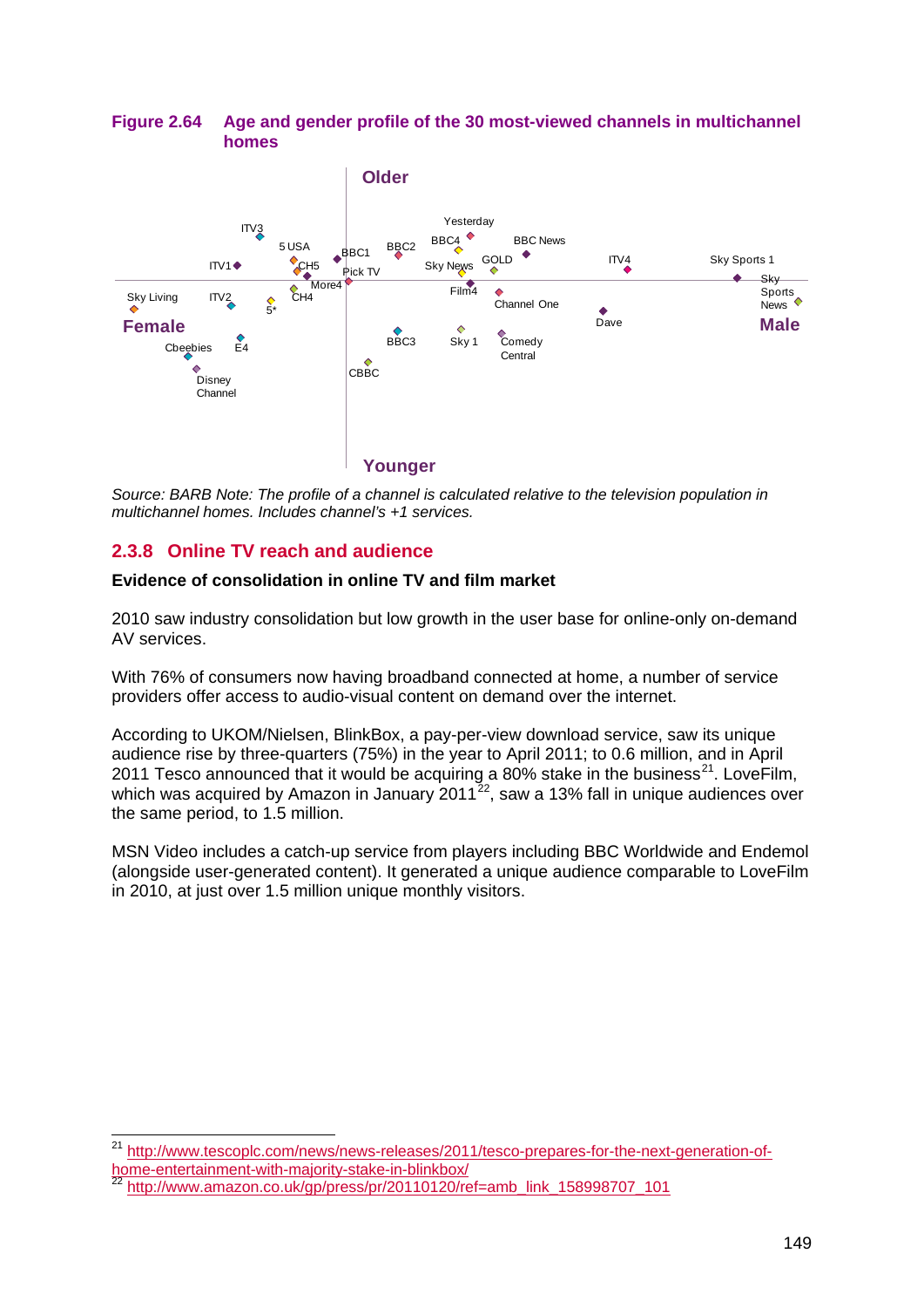**Figure 2.64 Age and gender profile of the 30 most-viewed channels in multichannel homes**

Older

Female

Male

Younger

ITV3, 5 USA, ITV1, CH5, BBC1, BBC2, BBC4, Yesterday, BBC News, Sky News, GOLD, ITV4, Sky Sports 1, Pick TV, More4, CH4, Film4, Channel One, Sky Sports News, Sky Living, ITV2, 5*, Dave, BBC3, Sky 1, Comedy Central, E4, Cbeebies, CBBC, Disney Channel

*Source: BARB Note: The profile of a channel is calculated relative to the television population in multichannel homes. Includes channel's +1 services.*

## 2.3.8 Online TV reach and audience

**Evidence of consolidation in online TV and film market**

2010 saw industry consolidation but low growth in the user base for online-only on-demand AV services.

With 76% of consumers now having broadband connected at home, a number of service providers offer access to audio-visual content on demand over the internet.

According to UKOM/Nielsen, BlinkBox, a pay-per-view download service, saw its unique audience rise by three-quarters (75%) in the year to April 2011; to 0.6 million, and in April 2011 Tesco announced that it would be acquiring a 80% stake in the business[21]. LoveFilm, which was acquired by Amazon in January 2011[22], saw a 13% fall in unique audiences over the same period, to 1.5 million.

MSN Video includes a catch-up service from players including BBC Worldwide and Endemol (alongside user-generated content). It generated a unique audience comparable to LoveFilm in 2010, at just over 1.5 million unique monthly visitors.

---

[21] http://www.tescoplc.com/news/news-releases/2011/tesco-prepares-for-the-next-generation-of-home-entertainment-with-majority-stake-in-blinkbox/

[22] http://www.amazon.co.uk/gp/press/pr/20110120/ref=amb_link_158998707_101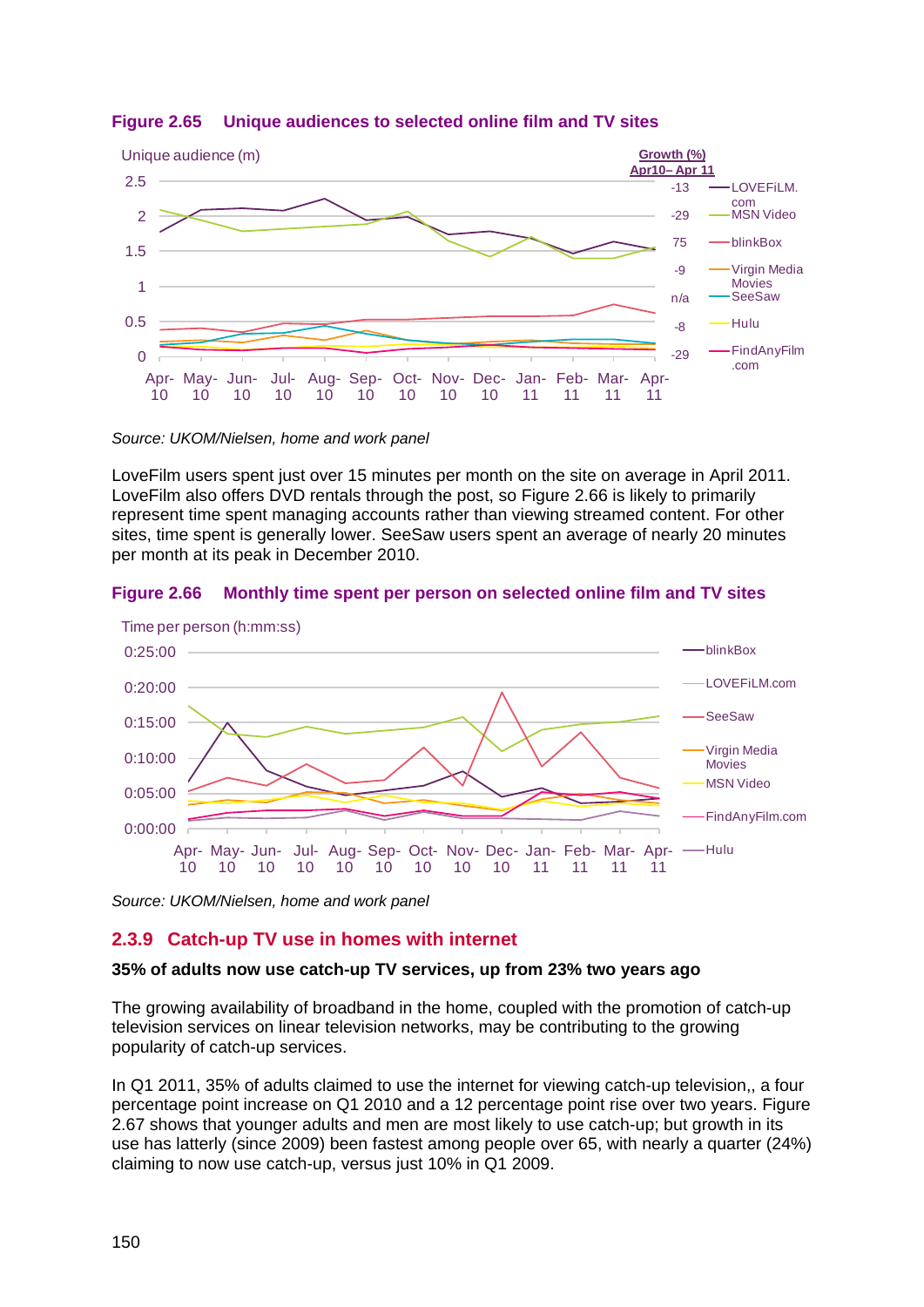**Figure 2.65 Unique audiences to selected online film and TV sites**

Unique audience (m)

| Site | Growth (%) Apr10– Apr 11 |
|---|---|
| LOVEFiLM.com | -13 |
| MSN Video | -29 |
| blinkBox | 75 |
| Virgin Media Movies | -9 |
| SeeSaw | n/a |
| Hulu | -8 |
| FindAnyFilm.com | -29 |

*Source: UKOM/Nielsen, home and work panel*

LoveFilm users spent just over 15 minutes per month on the site on average in April 2011. LoveFilm also offers DVD rentals through the post, so Figure 2.66 is likely to primarily represent time spent managing accounts rather than viewing streamed content. For other sites, time spent is generally lower. SeeSaw users spent an average of nearly 20 minutes per month at its peak in December 2010.

**Figure 2.66 Monthly time spent per person on selected online film and TV sites**

Time per person (h:mm:ss)

*Source: UKOM/Nielsen, home and work panel*

## 2.3.9 Catch-up TV use in homes with internet

**35% of adults now use catch-up TV services, up from 23% two years ago**

The growing availability of broadband in the home, coupled with the promotion of catch-up television services on linear television networks, may be contributing to the growing popularity of catch-up services.

In Q1 2011, 35% of adults claimed to use the internet for viewing catch-up television,, a four percentage point increase on Q1 2010 and a 12 percentage point rise over two years. Figure 2.67 shows that younger adults and men are most likely to use catch-up; but growth in its use has latterly (since 2009) been fastest among people over 65, with nearly a quarter (24%) claiming to now use catch-up, versus just 10% in Q1 2009.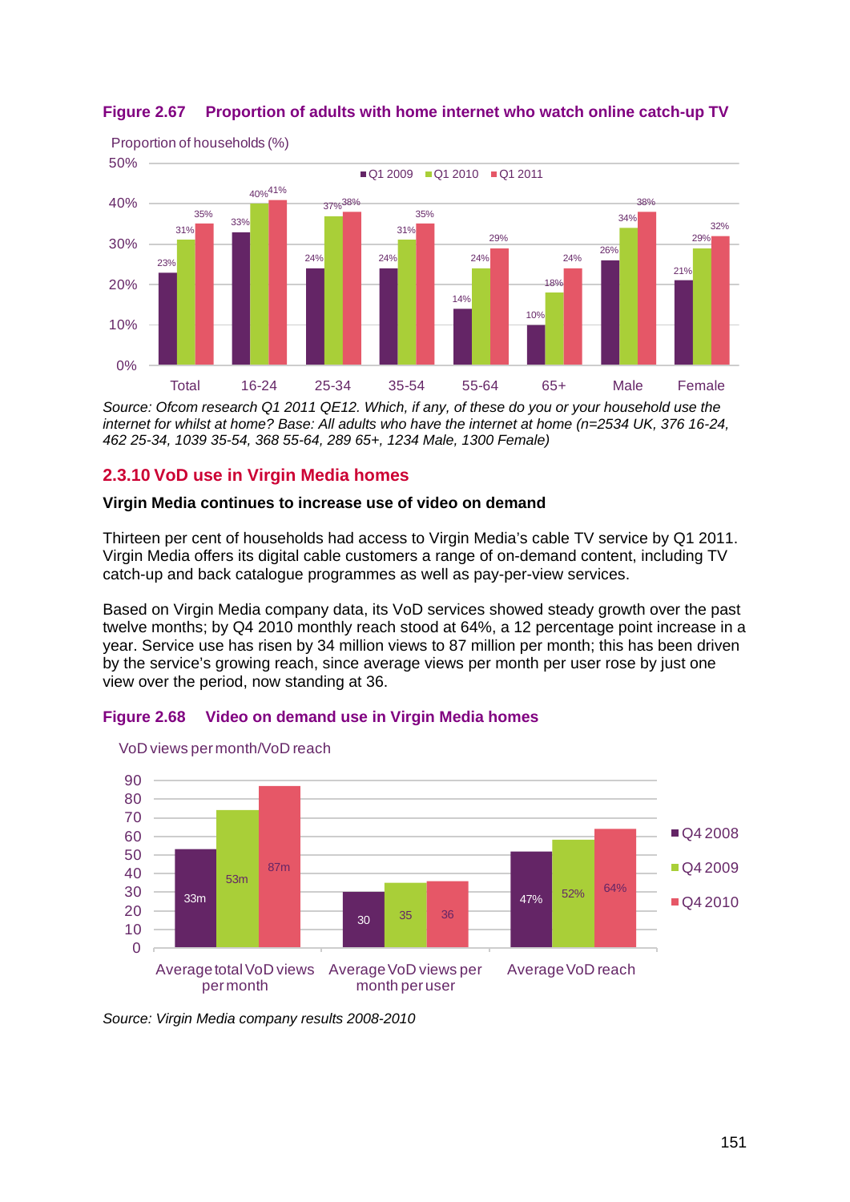**Figure 2.67 Proportion of adults with home internet who watch online catch-up TV**

Proportion of households (%)

| | Q1 2009 | Q1 2010 | Q1 2011 |
|---|---|---|---|
| Total | 23% | 31% | 35% |
| 16-24 | 33% | 40% | 41% |
| 25-34 | 24% | 37% | 38% |
| 35-54 | 24% | 31% | 35% |
| 55-64 | 14% | 24% | 29% |
| 65+ | 10% | 18% | 24% |
| Male | 26% | 34% | 38% |
| Female | 21% | 29% | 32% |

*Source: Ofcom research Q1 2011 QE12. Which, if any, of these do you or your household use the internet for whilst at home? Base: All adults who have the internet at home (n=2534 UK, 376 16-24, 462 25-34, 1039 35-54, 368 55-64, 289 65+, 1234 Male, 1300 Female)*

## 2.3.10 VoD use in Virgin Media homes

**Virgin Media continues to increase use of video on demand**

Thirteen per cent of households had access to Virgin Media's cable TV service by Q1 2011. Virgin Media offers its digital cable customers a range of on-demand content, including TV catch-up and back catalogue programmes as well as pay-per-view services.

Based on Virgin Media company data, its VoD services showed steady growth over the past twelve months; by Q4 2010 monthly reach stood at 64%, a 12 percentage point increase in a year. Service use has risen by 34 million views to 87 million per month; this has been driven by the service's growing reach, since average views per month per user rose by just one view over the period, now standing at 36.

**Figure 2.68 Video on demand use in Virgin Media homes**

VoD views per month/VoD reach

| | Q4 2008 | Q4 2009 | Q4 2010 |
|---|---|---|---|
| Average total VoD views per month | 33m | 53m | 87m |
| Average VoD views per month per user | 30 | 35 | 36 |
| Average VoD reach | 47% | 52% | 64% |

*Source: Virgin Media company results 2008-2010*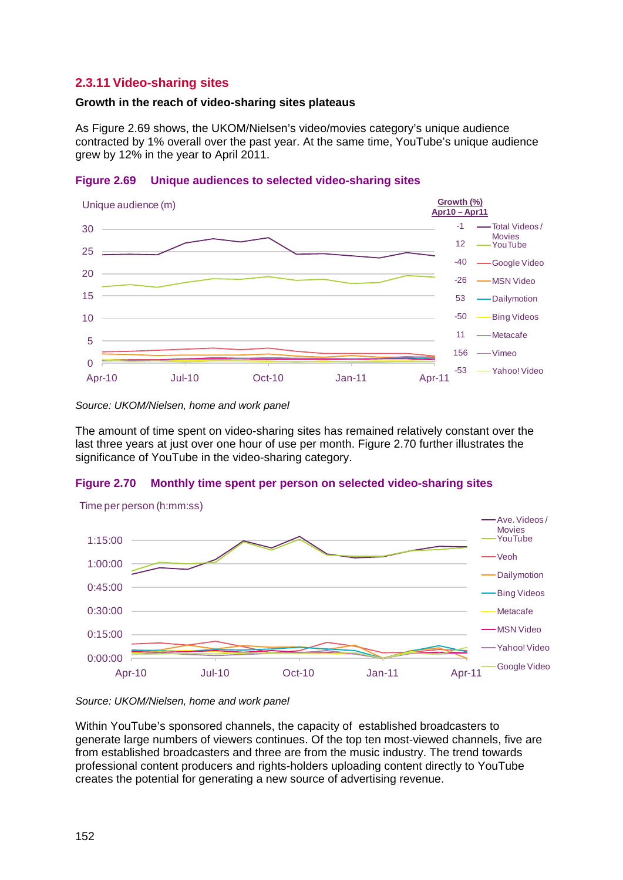### 2.3.11 Video-sharing sites

**Growth in the reach of video-sharing sites plateaus**

As Figure 2.69 shows, the UKOM/Nielsen's video/movies category's unique audience contracted by 1% overall over the past year. At the same time, YouTube's unique audience grew by 12% in the year to April 2011.

**Figure 2.69 Unique audiences to selected video-sharing sites**

Unique audience (m)

| Site | Growth (%) Apr10 – Apr11 |
|---|---|
| Total Videos / Movies | -1 |
| YouTube | 12 |
| Google Video | -40 |
| MSN Video | -26 |
| Dailymotion | 53 |
| Bing Videos | -50 |
| Metacafe | 11 |
| Vimeo | 156 |
| Yahoo! Video | -53 |

*Source: UKOM/Nielsen, home and work panel*

The amount of time spent on video-sharing sites has remained relatively constant over the last three years at just over one hour of use per month. Figure 2.70 further illustrates the significance of YouTube in the video-sharing category.

**Figure 2.70 Monthly time spent per person on selected video-sharing sites**

Time per person (h:mm:ss)

*Source: UKOM/Nielsen, home and work panel*

Within YouTube's sponsored channels, the capacity of established broadcasters to generate large numbers of viewers continues. Of the top ten most-viewed channels, five are from established broadcasters and three are from the music industry. The trend towards professional content producers and rights-holders uploading content directly to YouTube creates the potential for generating a new source of advertising revenue.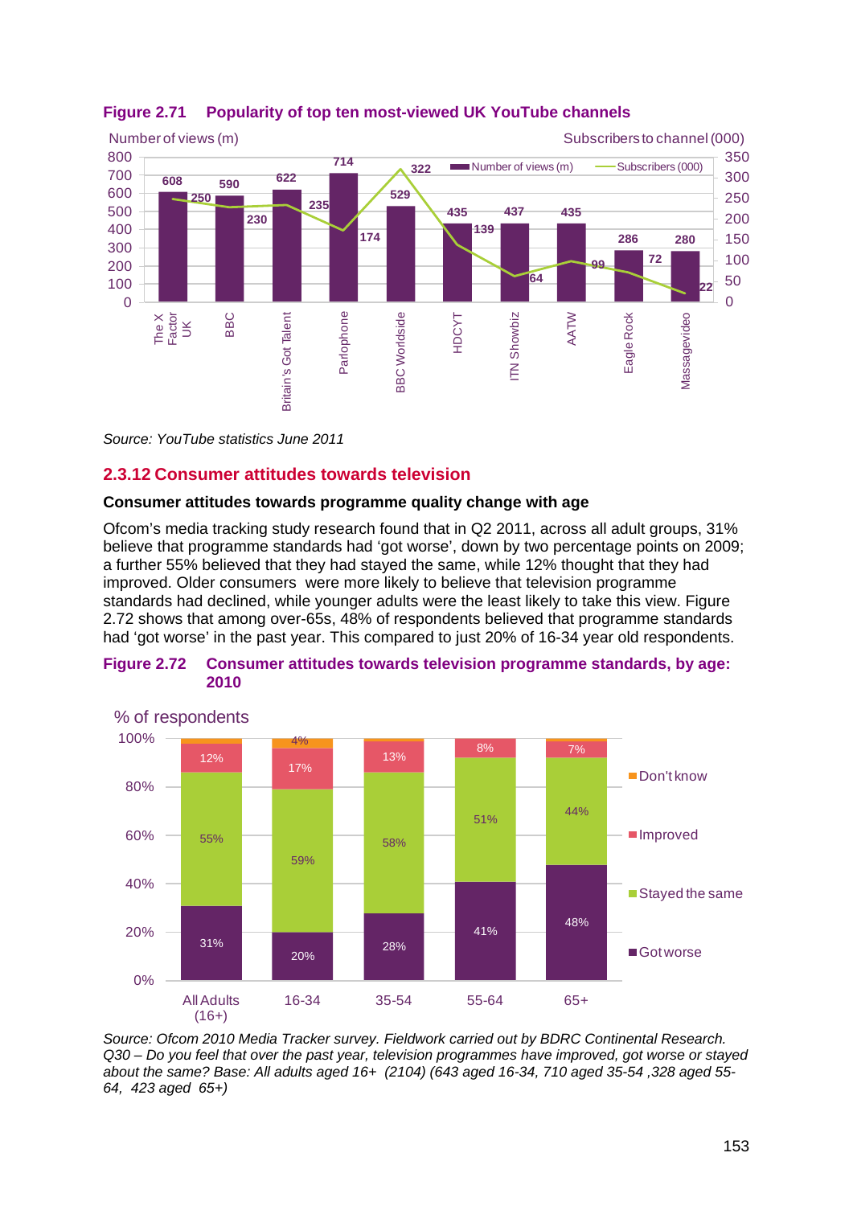**Figure 2.71 Popularity of top ten most-viewed UK YouTube channels**

| Channel | Number of views (m) | Subscribers (000) |
|---|---|---|
| The X Factor UK | 608 | 250 |
| BBC | 590 | 230 |
| Britain's Got Talent | 622 | 235 |
| Parlophone | 714 | 174 |
| BBC Worldside | 529 | 322 |
| HDCYT | 435 | 139 |
| ITN Showbiz | 437 | 64 |
| AATW | 435 | 99 |
| Eagle Rock | 286 | 72 |
| Massagevideo | 280 | 22 |

*Source: YouTube statistics June 2011*

## 2.3.12 Consumer attitudes towards television

### Consumer attitudes towards programme quality change with age

Ofcom's media tracking study research found that in Q2 2011, across all adult groups, 31% believe that programme standards had 'got worse', down by two percentage points on 2009; a further 55% believed that they had stayed the same, while 12% thought that they had improved. Older consumers were more likely to believe that television programme standards had declined, while younger adults were the least likely to take this view. Figure 2.72 shows that among over-65s, 48% of respondents believed that programme standards had 'got worse' in the past year. This compared to just 20% of 16-34 year old respondents.

**Figure 2.72 Consumer attitudes towards television programme standards, by age: 2010**

% of respondents

| | All Adults (16+) | 16-34 | 35-54 | 55-64 | 65+ |
|---|---|---|---|---|---|
| Don't know | | 4% | | | |
| Improved | 12% | 17% | 13% | 8% | 7% |
| Stayed the same | 55% | 59% | 58% | 51% | 44% |
| Got worse | 31% | 20% | 28% | 41% | 48% |

*Source: Ofcom 2010 Media Tracker survey. Fieldwork carried out by BDRC Continental Research. Q30 – Do you feel that over the past year, television programmes have improved, got worse or stayed about the same? Base: All adults aged 16+ (2104) (643 aged 16-34, 710 aged 35-54 ,328 aged 55-64, 423 aged 65+)*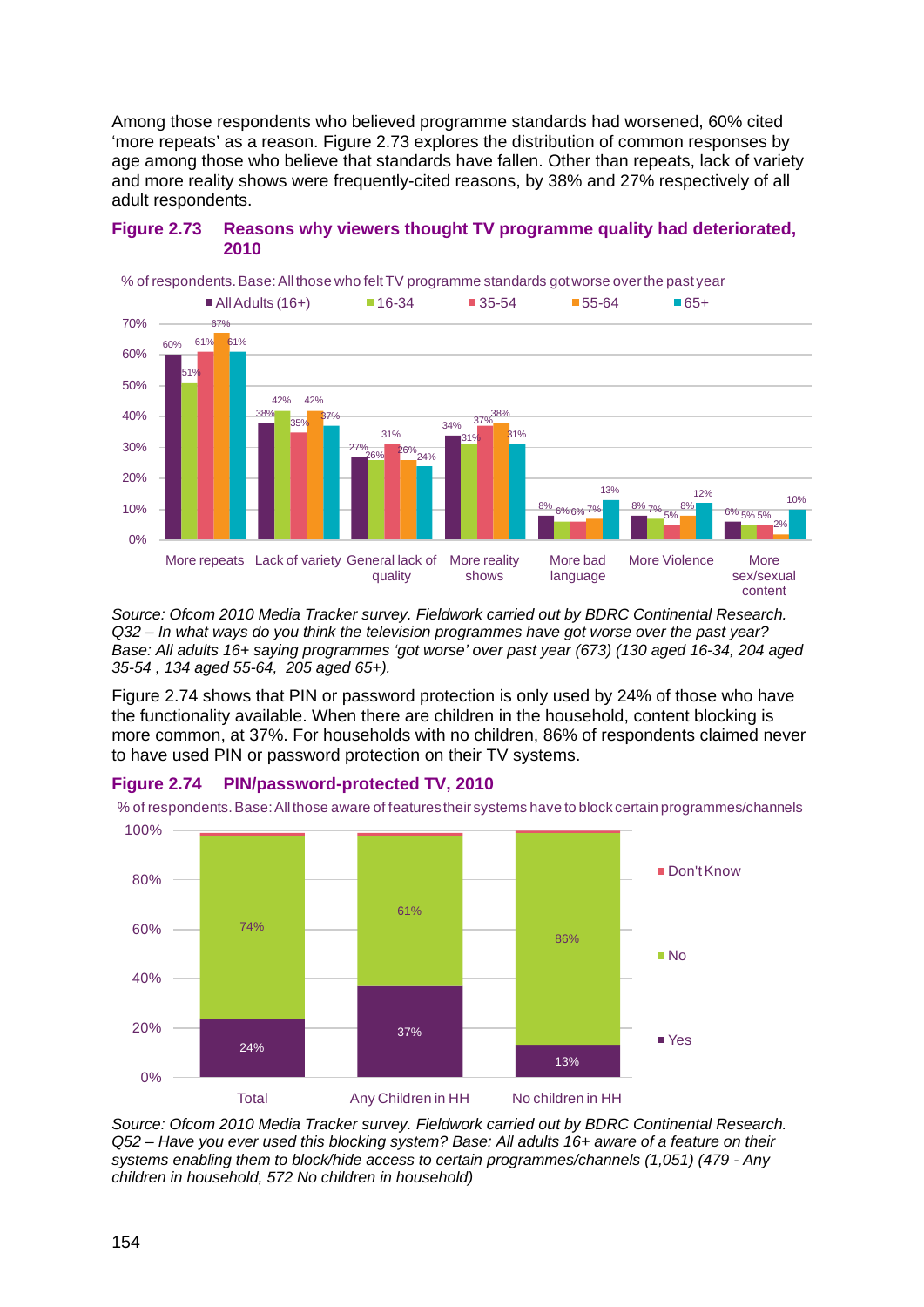Among those respondents who believed programme standards had worsened, 60% cited 'more repeats' as a reason. Figure 2.73 explores the distribution of common responses by age among those who believe that standards have fallen. Other than repeats, lack of variety and more reality shows were frequently-cited reasons, by 38% and 27% respectively of all adult respondents.

### Figure 2.73 Reasons why viewers thought TV programme quality had deteriorated, 2010

% of respondents. Base: All those who felt TV programme standards got worse over the past year

All Adults (16+)
16-34
35-54
55-64
65+

70%
60%
50%
40%
30%
20%
10%
0%

More repeats: 60% 51% 61% 67% 61%
Lack of variety: 38% 42% 35% 42% 37%
General lack of quality: 27% 26% 31% 26% 24%
More reality shows: 34% 31% 37% 38% 31%
More bad language: 8% 6% 6% 7% 13%
More Violence: 8% 7% 5% 8% 12%
More sex/sexual content: 6% 5% 5% 2% 10%

*Source: Ofcom 2010 Media Tracker survey. Fieldwork carried out by BDRC Continental Research. Q32 – In what ways do you think the television programmes have got worse over the past year? Base: All adults 16+ saying programmes 'got worse' over past year (673) (130 aged 16-34, 204 aged 35-54 , 134 aged 55-64, 205 aged 65+).*

Figure 2.74 shows that PIN or password protection is only used by 24% of those who have the functionality available. When there are children in the household, content blocking is more common, at 37%. For households with no children, 86% of respondents claimed never to have used PIN or password protection on their TV systems.

### Figure 2.74 PIN/password-protected TV, 2010

% of respondents. Base: All those aware of features their systems have to block certain programmes/channels

100%
80%
60%
40%
20%
0%

Don't Know
No
Yes

Total: 24% 74%
Any Children in HH: 37% 61%
No children in HH: 13% 86%

*Source: Ofcom 2010 Media Tracker survey. Fieldwork carried out by BDRC Continental Research. Q52 – Have you ever used this blocking system? Base: All adults 16+ aware of a feature on their systems enabling them to block/hide access to certain programmes/channels (1,051) (479 - Any children in household, 572 No children in household)*